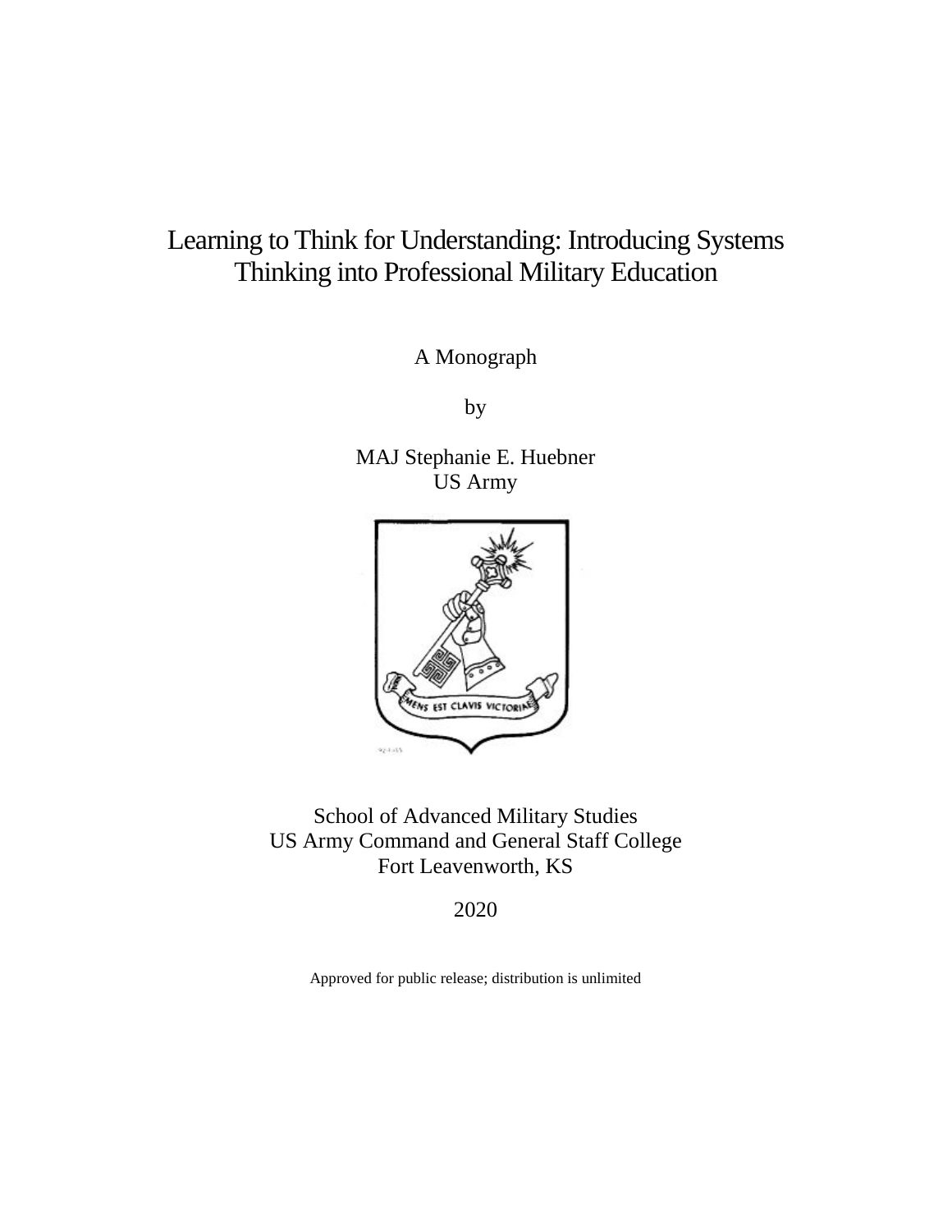# Learning to Think for Understanding: Introducing Systems Thinking into Professional Military Education

A Monograph

by

MAJ Stephanie E. Huebner
US Army

School of Advanced Military Studies
US Army Command and General Staff College
Fort Leavenworth, KS

2020

Approved for public release; distribution is unlimited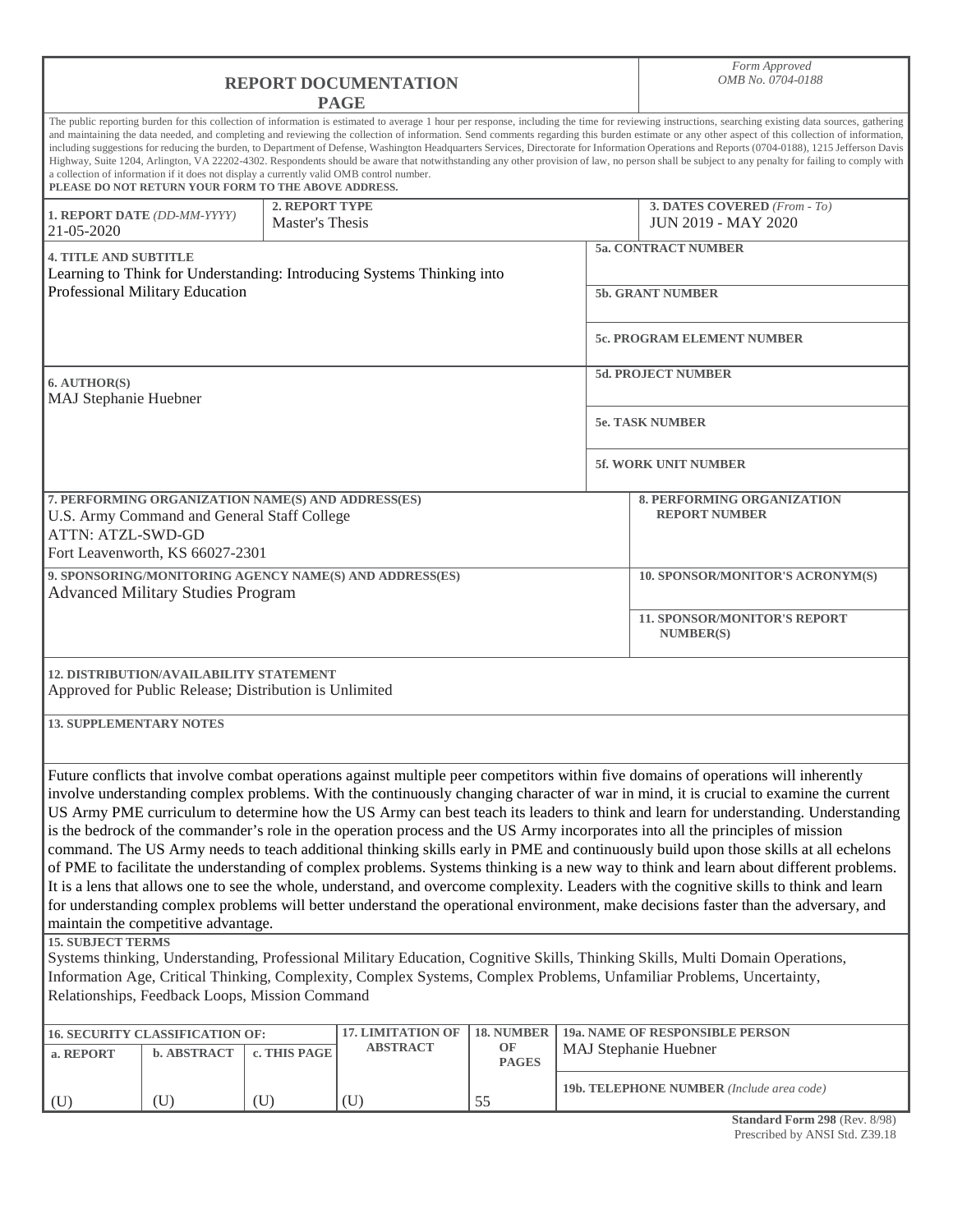# REPORT DOCUMENTATION PAGE

*Form Approved OMB No. 0704-0188*

The public reporting burden for this collection of information is estimated to average 1 hour per response, including the time for reviewing instructions, searching existing data sources, gathering and maintaining the data needed, and completing and reviewing the collection of information. Send comments regarding this burden estimate or any other aspect of this collection of information, including suggestions for reducing the burden, to Department of Defense, Washington Headquarters Services, Directorate for Information Operations and Reports (0704-0188), 1215 Jefferson Davis Highway, Suite 1204, Arlington, VA 22202-4302. Respondents should be aware that notwithstanding any other provision of law, no person shall be subject to any penalty for failing to comply with a collection of information if it does not display a currently valid OMB control number.

**PLEASE DO NOT RETURN YOUR FORM TO THE ABOVE ADDRESS.**

| **1. REPORT DATE** *(DD-MM-YYYY)* | **2. REPORT TYPE** | **3. DATES COVERED** *(From - To)* |
|---|---|---|
| 21-05-2020 | Master's Thesis | JUN 2019 - MAY 2020 |

**4. TITLE AND SUBTITLE**
Learning to Think for Understanding: Introducing Systems Thinking into Professional Military Education

**5a. CONTRACT NUMBER**

**5b. GRANT NUMBER**

**5c. PROGRAM ELEMENT NUMBER**

**6. AUTHOR(S)**
MAJ Stephanie Huebner

**5d. PROJECT NUMBER**

**5e. TASK NUMBER**

**5f. WORK UNIT NUMBER**

**7. PERFORMING ORGANIZATION NAME(S) AND ADDRESS(ES)**
U.S. Army Command and General Staff College
ATTN: ATZL-SWD-GD
Fort Leavenworth, KS 66027-2301

**8. PERFORMING ORGANIZATION REPORT NUMBER**

**9. SPONSORING/MONITORING AGENCY NAME(S) AND ADDRESS(ES)**
Advanced Military Studies Program

**10. SPONSOR/MONITOR'S ACRONYM(S)**

**11. SPONSOR/MONITOR'S REPORT NUMBER(S)**

**12. DISTRIBUTION/AVAILABILITY STATEMENT**
Approved for Public Release; Distribution is Unlimited

**13. SUPPLEMENTARY NOTES**

Future conflicts that involve combat operations against multiple peer competitors within five domains of operations will inherently involve understanding complex problems. With the continuously changing character of war in mind, it is crucial to examine the current US Army PME curriculum to determine how the US Army can best teach its leaders to think and learn for understanding. Understanding is the bedrock of the commander's role in the operation process and the US Army incorporates into all the principles of mission command. The US Army needs to teach additional thinking skills early in PME and continuously build upon those skills at all echelons of PME to facilitate the understanding of complex problems. Systems thinking is a new way to think and learn about different problems. It is a lens that allows one to see the whole, understand, and overcome complexity. Leaders with the cognitive skills to think and learn for understanding complex problems will better understand the operational environment, make decisions faster than the adversary, and maintain the competitive advantage.

**15. SUBJECT TERMS**
Systems thinking, Understanding, Professional Military Education, Cognitive Skills, Thinking Skills, Multi Domain Operations, Information Age, Critical Thinking, Complexity, Complex Systems, Complex Problems, Unfamiliar Problems, Uncertainty, Relationships, Feedback Loops, Mission Command

| **16. SECURITY CLASSIFICATION OF:** | | | **17. LIMITATION OF ABSTRACT** | **18. NUMBER OF PAGES** | **19a. NAME OF RESPONSIBLE PERSON** |
|---|---|---|---|---|---|
| **a. REPORT** | **b. ABSTRACT** | **c. THIS PAGE** | | | MAJ Stephanie Huebner |
| | | | | | **19b. TELEPHONE NUMBER** *(Include area code)* |
| (U) | (U) | (U) | (U) | 55 | |

**Standard Form 298** (Rev. 8/98)
Prescribed by ANSI Std. Z39.18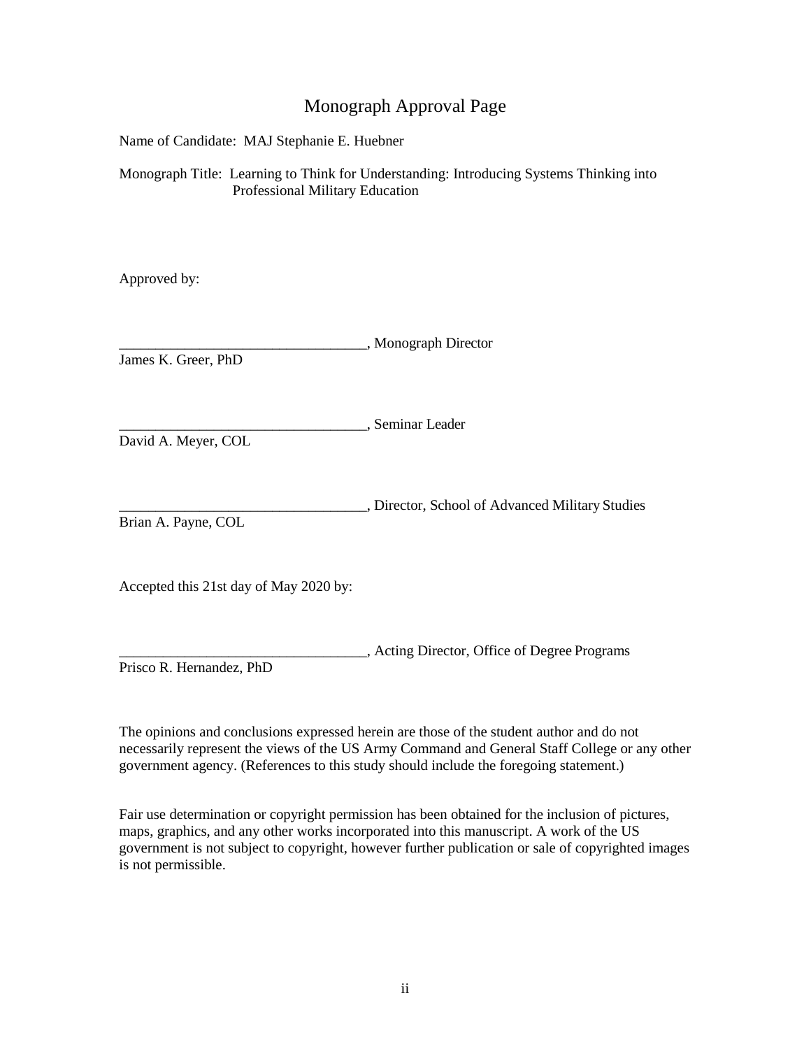# Monograph Approval Page

Name of Candidate: MAJ Stephanie E. Huebner

Monograph Title: Learning to Think for Understanding: Introducing Systems Thinking into Professional Military Education

Approved by:

__________________________________, Monograph Director
James K. Greer, PhD

__________________________________, Seminar Leader
David A. Meyer, COL

__________________________________, Director, School of Advanced Military Studies
Brian A. Payne, COL

Accepted this 21st day of May 2020 by:

__________________________________, Acting Director, Office of Degree Programs
Prisco R. Hernandez, PhD

The opinions and conclusions expressed herein are those of the student author and do not necessarily represent the views of the US Army Command and General Staff College or any other government agency. (References to this study should include the foregoing statement.)

Fair use determination or copyright permission has been obtained for the inclusion of pictures, maps, graphics, and any other works incorporated into this manuscript. A work of the US government is not subject to copyright, however further publication or sale of copyrighted images is not permissible.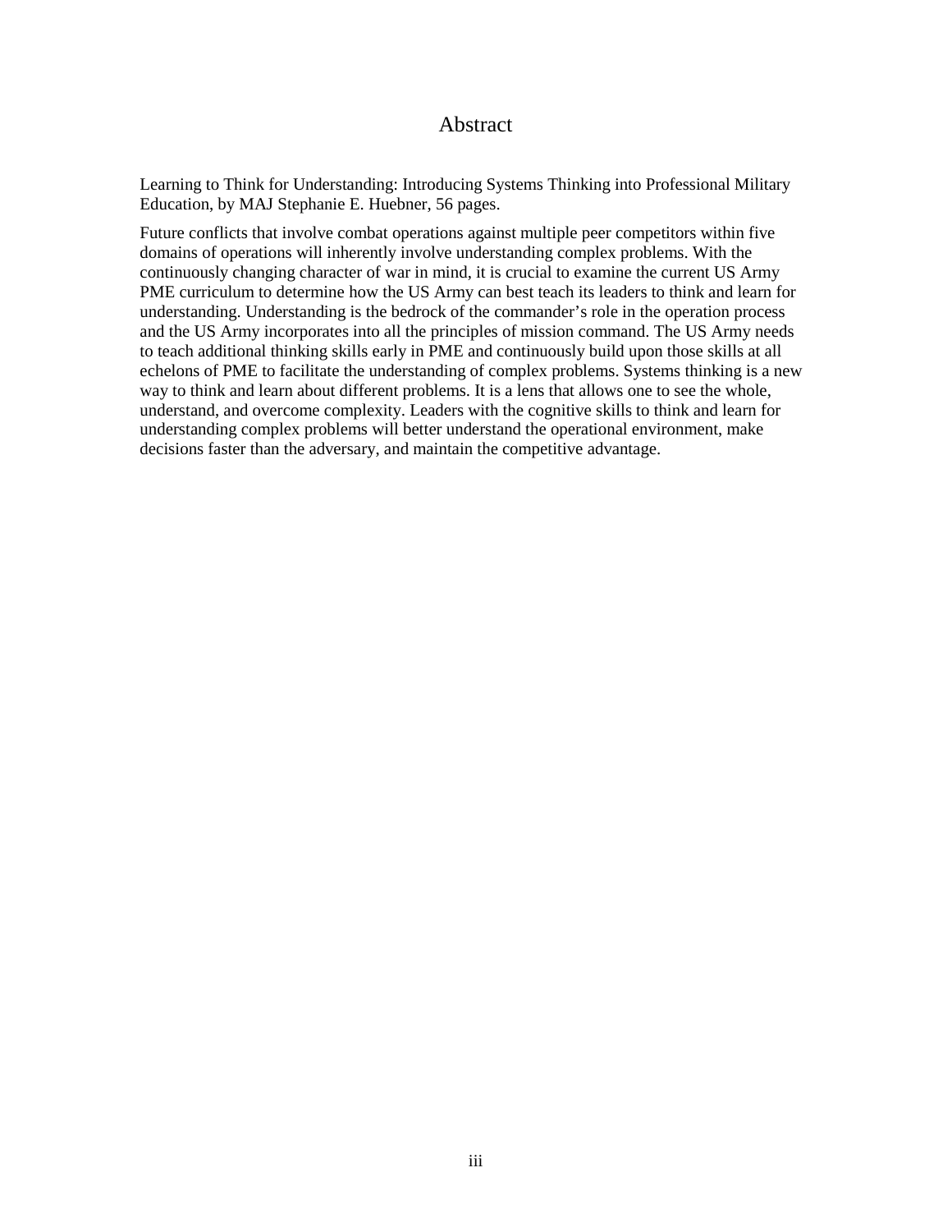# Abstract

Learning to Think for Understanding: Introducing Systems Thinking into Professional Military Education, by MAJ Stephanie E. Huebner, 56 pages.

Future conflicts that involve combat operations against multiple peer competitors within five domains of operations will inherently involve understanding complex problems. With the continuously changing character of war in mind, it is crucial to examine the current US Army PME curriculum to determine how the US Army can best teach its leaders to think and learn for understanding. Understanding is the bedrock of the commander's role in the operation process and the US Army incorporates into all the principles of mission command. The US Army needs to teach additional thinking skills early in PME and continuously build upon those skills at all echelons of PME to facilitate the understanding of complex problems. Systems thinking is a new way to think and learn about different problems. It is a lens that allows one to see the whole, understand, and overcome complexity. Leaders with the cognitive skills to think and learn for understanding complex problems will better understand the operational environment, make decisions faster than the adversary, and maintain the competitive advantage.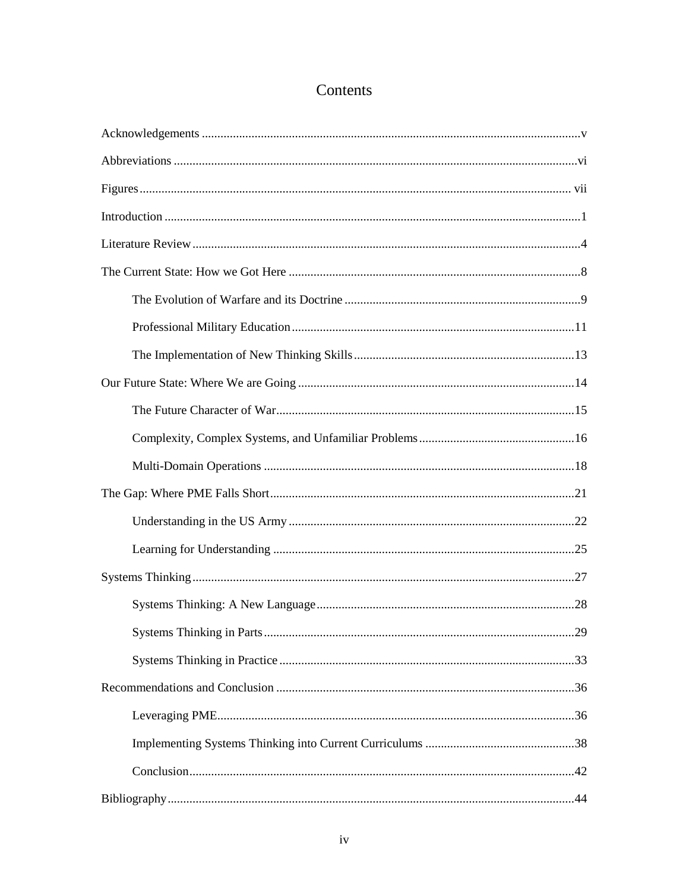# Contents

Acknowledgements ..... v

Abbreviations ..... vi

Figures ..... vii

Introduction ..... 1

Literature Review ..... 4

The Current State: How we Got Here ..... 8

- The Evolution of Warfare and its Doctrine ..... 9
- Professional Military Education ..... 11
- The Implementation of New Thinking Skills ..... 13

Our Future State: Where We are Going ..... 14

- The Future Character of War ..... 15
- Complexity, Complex Systems, and Unfamiliar Problems ..... 16
- Multi-Domain Operations ..... 18

The Gap: Where PME Falls Short ..... 21

- Understanding in the US Army ..... 22
- Learning for Understanding ..... 25

Systems Thinking ..... 27

- Systems Thinking: A New Language ..... 28
- Systems Thinking in Parts ..... 29
- Systems Thinking in Practice ..... 33

Recommendations and Conclusion ..... 36

- Leveraging PME ..... 36
- Implementing Systems Thinking into Current Curriculums ..... 38
- Conclusion ..... 42

Bibliography ..... 44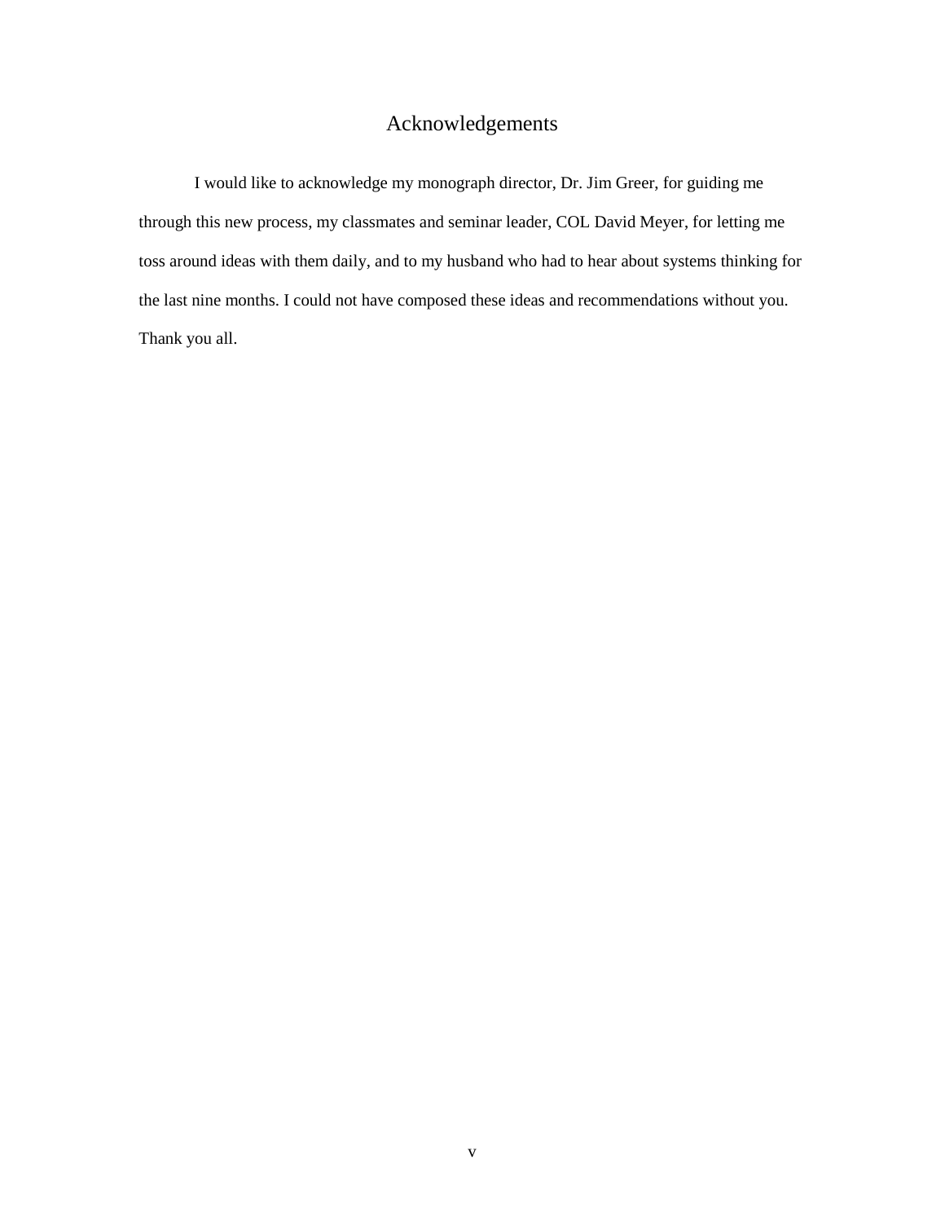# Acknowledgements

I would like to acknowledge my monograph director, Dr. Jim Greer, for guiding me through this new process, my classmates and seminar leader, COL David Meyer, for letting me toss around ideas with them daily, and to my husband who had to hear about systems thinking for the last nine months. I could not have composed these ideas and recommendations without you. Thank you all.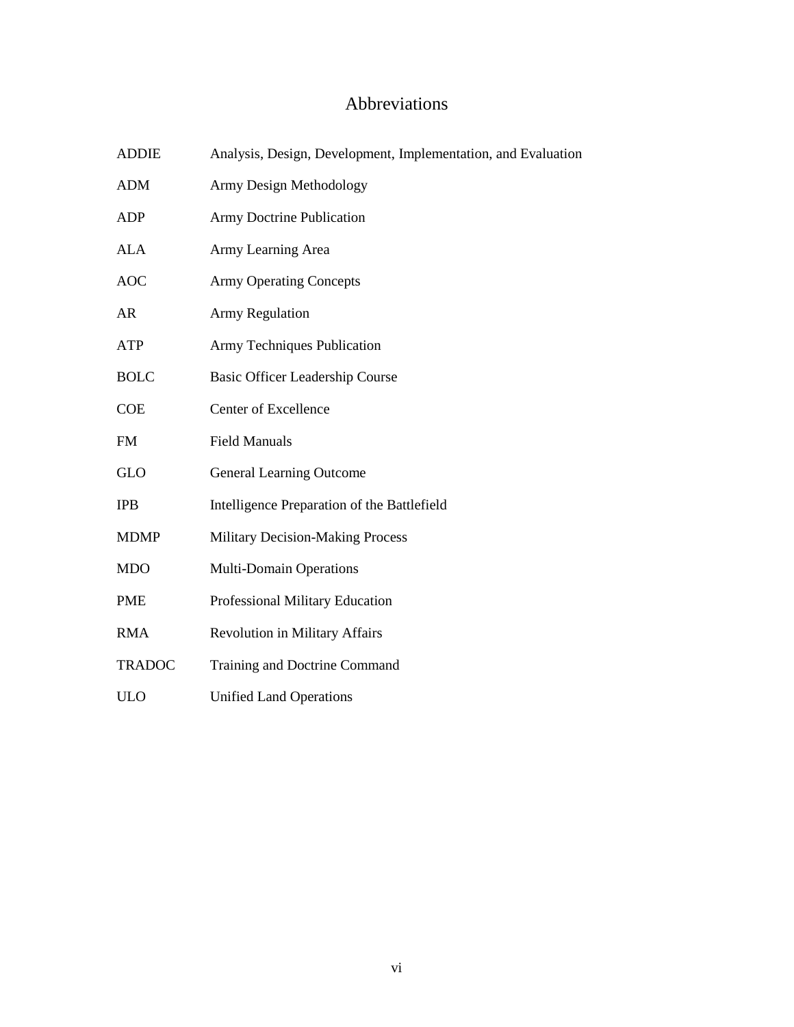# Abbreviations

| | |
|---|---|
| ADDIE | Analysis, Design, Development, Implementation, and Evaluation |
| ADM | Army Design Methodology |
| ADP | Army Doctrine Publication |
| ALA | Army Learning Area |
| AOC | Army Operating Concepts |
| AR | Army Regulation |
| ATP | Army Techniques Publication |
| BOLC | Basic Officer Leadership Course |
| COE | Center of Excellence |
| FM | Field Manuals |
| GLO | General Learning Outcome |
| IPB | Intelligence Preparation of the Battlefield |
| MDMP | Military Decision-Making Process |
| MDO | Multi-Domain Operations |
| PME | Professional Military Education |
| RMA | Revolution in Military Affairs |
| TRADOC | Training and Doctrine Command |
| ULO | Unified Land Operations |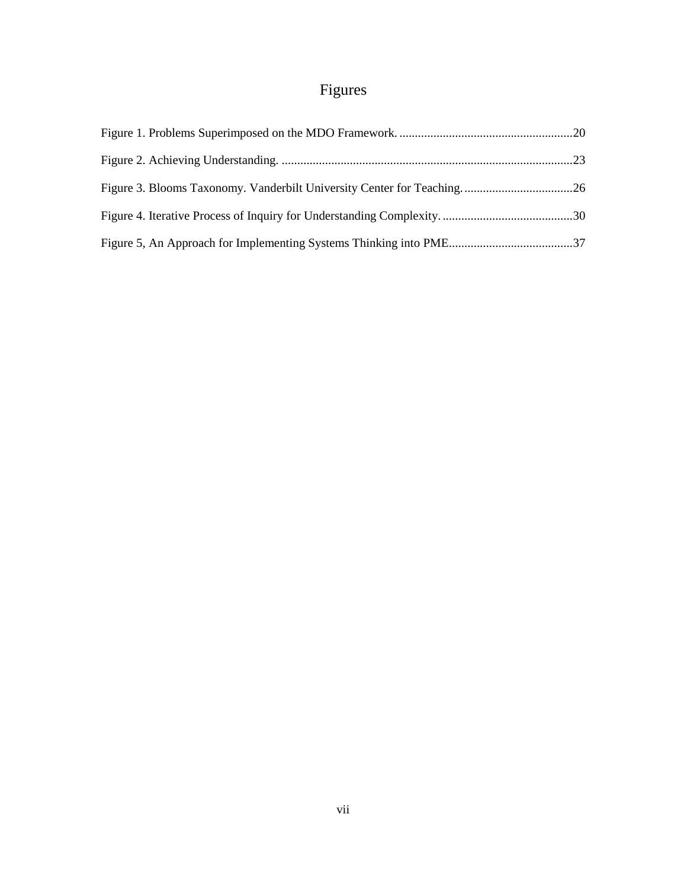# Figures

Figure 1. Problems Superimposed on the MDO Framework. ........................................................20

Figure 2. Achieving Understanding. ..............................................................................................23

Figure 3. Blooms Taxonomy. Vanderbilt University Center for Teaching. ...................................26

Figure 4. Iterative Process of Inquiry for Understanding Complexity. ..........................................30

Figure 5, An Approach for Implementing Systems Thinking into PME........................................37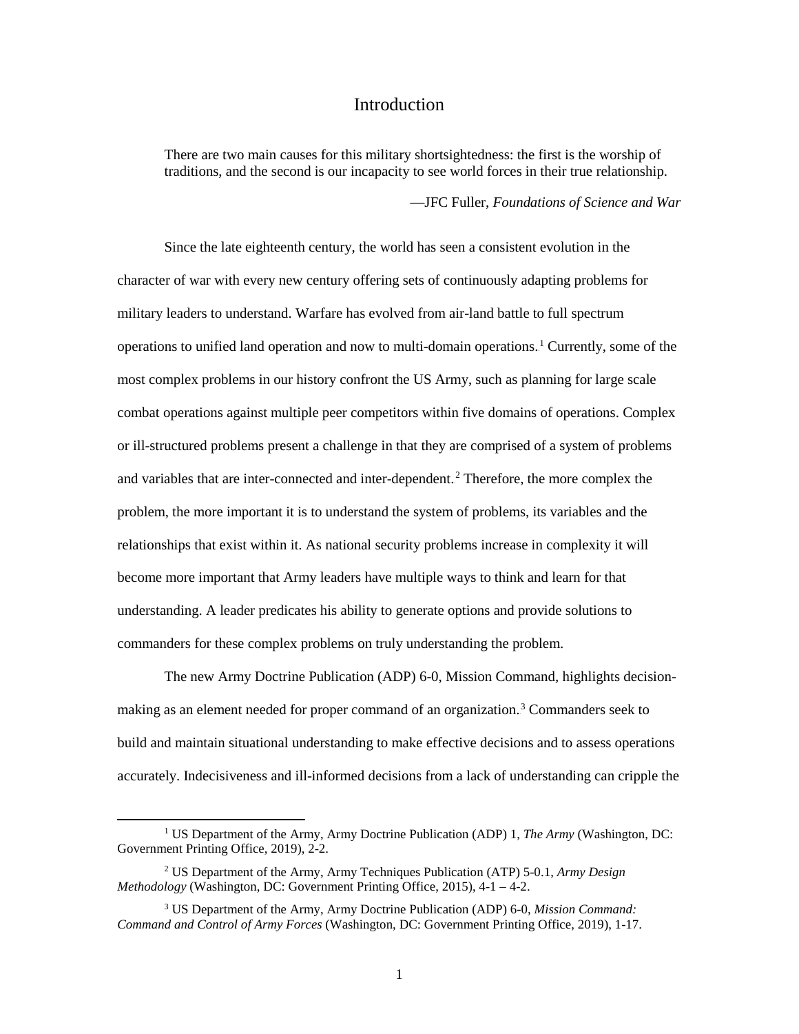# Introduction

> There are two main causes for this military shortsightedness: the first is the worship of traditions, and the second is our incapacity to see world forces in their true relationship.
>
> —JFC Fuller, *Foundations of Science and War*

Since the late eighteenth century, the world has seen a consistent evolution in the character of war with every new century offering sets of continuously adapting problems for military leaders to understand. Warfare has evolved from air-land battle to full spectrum operations to unified land operation and now to multi-domain operations.[1] Currently, some of the most complex problems in our history confront the US Army, such as planning for large scale combat operations against multiple peer competitors within five domains of operations. Complex or ill-structured problems present a challenge in that they are comprised of a system of problems and variables that are inter-connected and inter-dependent.[2] Therefore, the more complex the problem, the more important it is to understand the system of problems, its variables and the relationships that exist within it. As national security problems increase in complexity it will become more important that Army leaders have multiple ways to think and learn for that understanding. A leader predicates his ability to generate options and provide solutions to commanders for these complex problems on truly understanding the problem.

The new Army Doctrine Publication (ADP) 6-0, Mission Command, highlights decision-making as an element needed for proper command of an organization.[3] Commanders seek to build and maintain situational understanding to make effective decisions and to assess operations accurately. Indecisiveness and ill-informed decisions from a lack of understanding can cripple the

---

[1] US Department of the Army, Army Doctrine Publication (ADP) 1, *The Army* (Washington, DC: Government Printing Office, 2019), 2-2.

[2] US Department of the Army, Army Techniques Publication (ATP) 5-0.1, *Army Design Methodology* (Washington, DC: Government Printing Office, 2015), 4-1 – 4-2.

[3] US Department of the Army, Army Doctrine Publication (ADP) 6-0, *Mission Command: Command and Control of Army Forces* (Washington, DC: Government Printing Office, 2019), 1-17.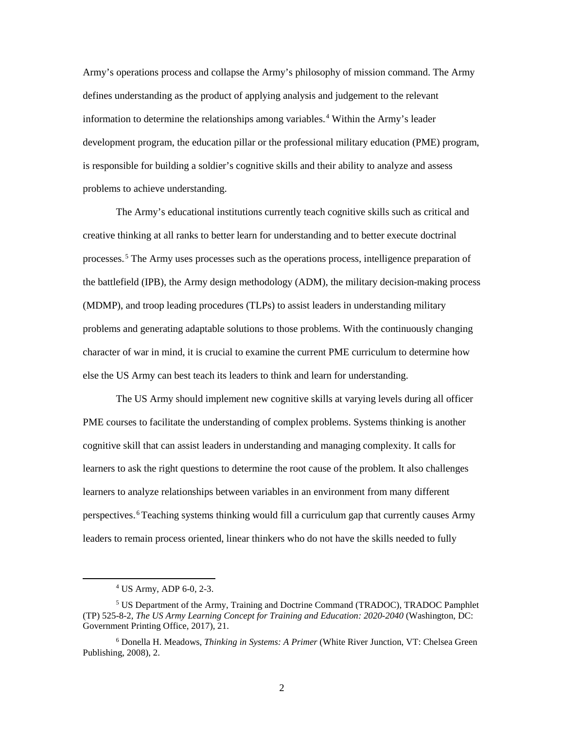Army's operations process and collapse the Army's philosophy of mission command. The Army defines understanding as the product of applying analysis and judgement to the relevant information to determine the relationships among variables.[4] Within the Army's leader development program, the education pillar or the professional military education (PME) program, is responsible for building a soldier's cognitive skills and their ability to analyze and assess problems to achieve understanding.

The Army's educational institutions currently teach cognitive skills such as critical and creative thinking at all ranks to better learn for understanding and to better execute doctrinal processes.[5] The Army uses processes such as the operations process, intelligence preparation of the battlefield (IPB), the Army design methodology (ADM), the military decision-making process (MDMP), and troop leading procedures (TLPs) to assist leaders in understanding military problems and generating adaptable solutions to those problems. With the continuously changing character of war in mind, it is crucial to examine the current PME curriculum to determine how else the US Army can best teach its leaders to think and learn for understanding.

The US Army should implement new cognitive skills at varying levels during all officer PME courses to facilitate the understanding of complex problems. Systems thinking is another cognitive skill that can assist leaders in understanding and managing complexity. It calls for learners to ask the right questions to determine the root cause of the problem. It also challenges learners to analyze relationships between variables in an environment from many different perspectives.[6] Teaching systems thinking would fill a curriculum gap that currently causes Army leaders to remain process oriented, linear thinkers who do not have the skills needed to fully

---

[4] US Army, ADP 6-0, 2-3.

[5] US Department of the Army, Training and Doctrine Command (TRADOC), TRADOC Pamphlet (TP) 525-8-2, *The US Army Learning Concept for Training and Education: 2020-2040* (Washington, DC: Government Printing Office, 2017), 21.

[6] Donella H. Meadows, *Thinking in Systems: A Primer* (White River Junction, VT: Chelsea Green Publishing, 2008), 2.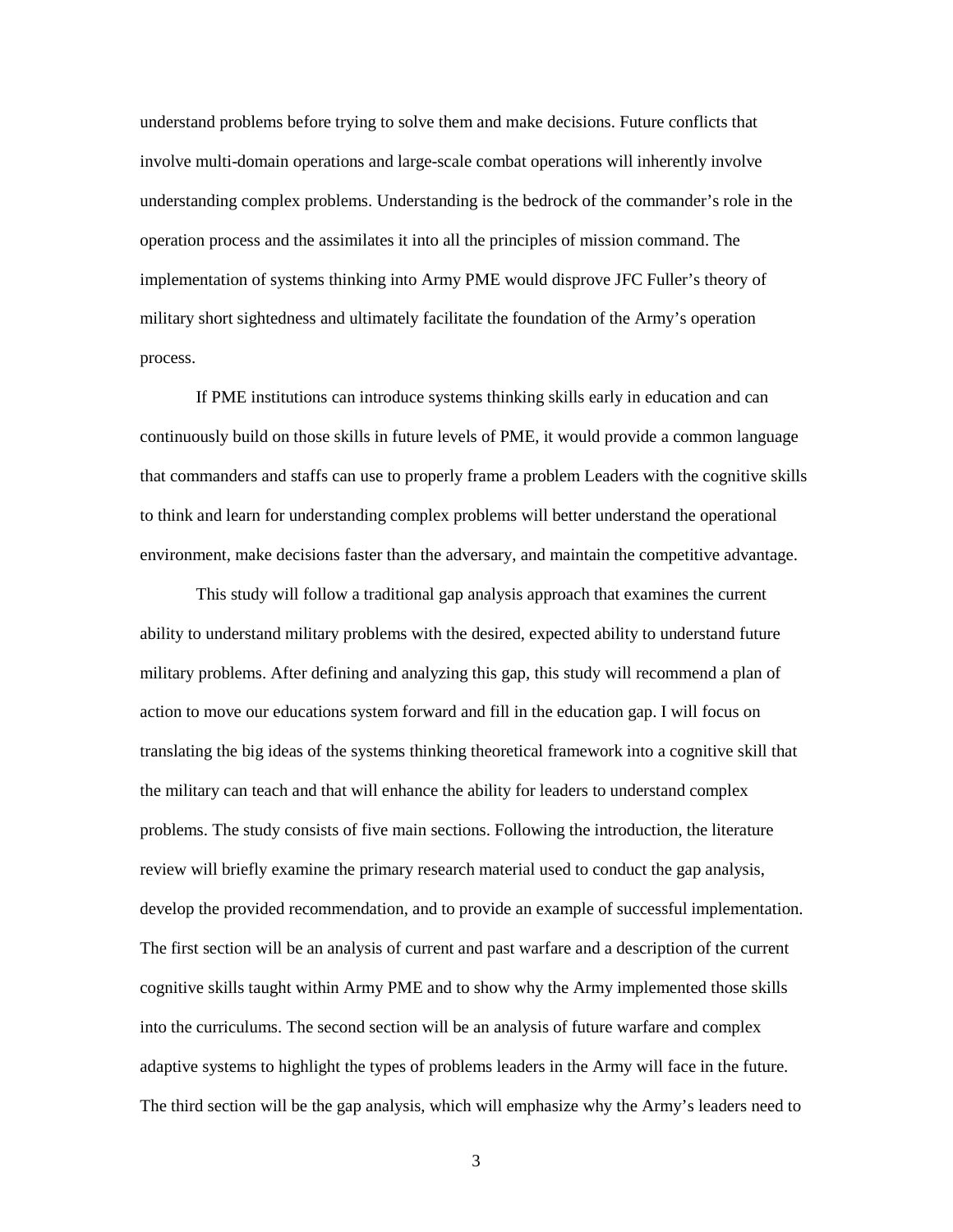understand problems before trying to solve them and make decisions. Future conflicts that involve multi-domain operations and large-scale combat operations will inherently involve understanding complex problems. Understanding is the bedrock of the commander's role in the operation process and the assimilates it into all the principles of mission command. The implementation of systems thinking into Army PME would disprove JFC Fuller's theory of military short sightedness and ultimately facilitate the foundation of the Army's operation process.

If PME institutions can introduce systems thinking skills early in education and can continuously build on those skills in future levels of PME, it would provide a common language that commanders and staffs can use to properly frame a problem Leaders with the cognitive skills to think and learn for understanding complex problems will better understand the operational environment, make decisions faster than the adversary, and maintain the competitive advantage.

This study will follow a traditional gap analysis approach that examines the current ability to understand military problems with the desired, expected ability to understand future military problems. After defining and analyzing this gap, this study will recommend a plan of action to move our educations system forward and fill in the education gap. I will focus on translating the big ideas of the systems thinking theoretical framework into a cognitive skill that the military can teach and that will enhance the ability for leaders to understand complex problems. The study consists of five main sections. Following the introduction, the literature review will briefly examine the primary research material used to conduct the gap analysis, develop the provided recommendation, and to provide an example of successful implementation. The first section will be an analysis of current and past warfare and a description of the current cognitive skills taught within Army PME and to show why the Army implemented those skills into the curriculums. The second section will be an analysis of future warfare and complex adaptive systems to highlight the types of problems leaders in the Army will face in the future. The third section will be the gap analysis, which will emphasize why the Army's leaders need to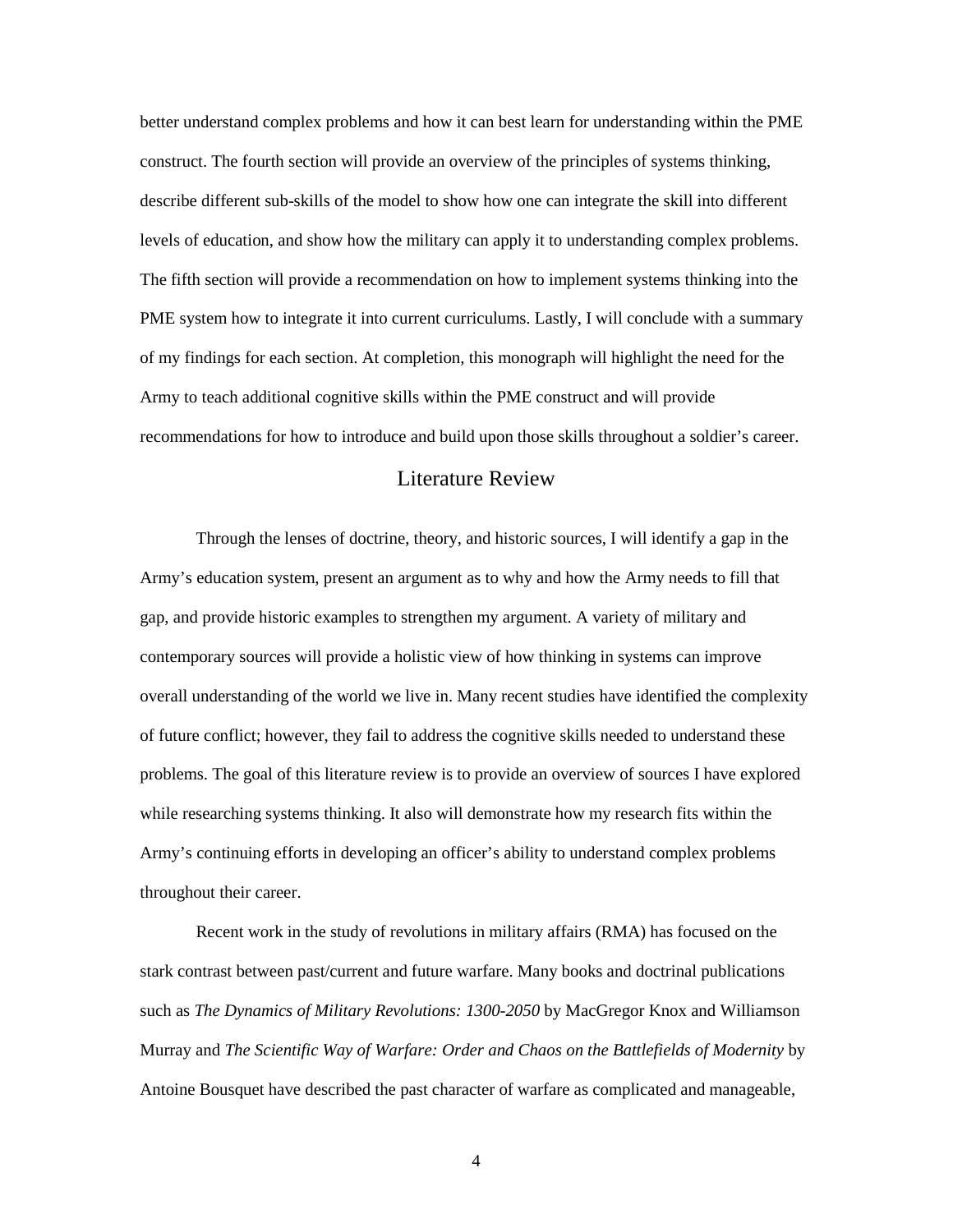better understand complex problems and how it can best learn for understanding within the PME construct. The fourth section will provide an overview of the principles of systems thinking, describe different sub-skills of the model to show how one can integrate the skill into different levels of education, and show how the military can apply it to understanding complex problems. The fifth section will provide a recommendation on how to implement systems thinking into the PME system how to integrate it into current curriculums. Lastly, I will conclude with a summary of my findings for each section. At completion, this monograph will highlight the need for the Army to teach additional cognitive skills within the PME construct and will provide recommendations for how to introduce and build upon those skills throughout a soldier's career.

## Literature Review

Through the lenses of doctrine, theory, and historic sources, I will identify a gap in the Army's education system, present an argument as to why and how the Army needs to fill that gap, and provide historic examples to strengthen my argument. A variety of military and contemporary sources will provide a holistic view of how thinking in systems can improve overall understanding of the world we live in. Many recent studies have identified the complexity of future conflict; however, they fail to address the cognitive skills needed to understand these problems. The goal of this literature review is to provide an overview of sources I have explored while researching systems thinking. It also will demonstrate how my research fits within the Army's continuing efforts in developing an officer's ability to understand complex problems throughout their career.

Recent work in the study of revolutions in military affairs (RMA) has focused on the stark contrast between past/current and future warfare. Many books and doctrinal publications such as *The Dynamics of Military Revolutions: 1300-2050* by MacGregor Knox and Williamson Murray and *The Scientific Way of Warfare: Order and Chaos on the Battlefields of Modernity* by Antoine Bousquet have described the past character of warfare as complicated and manageable,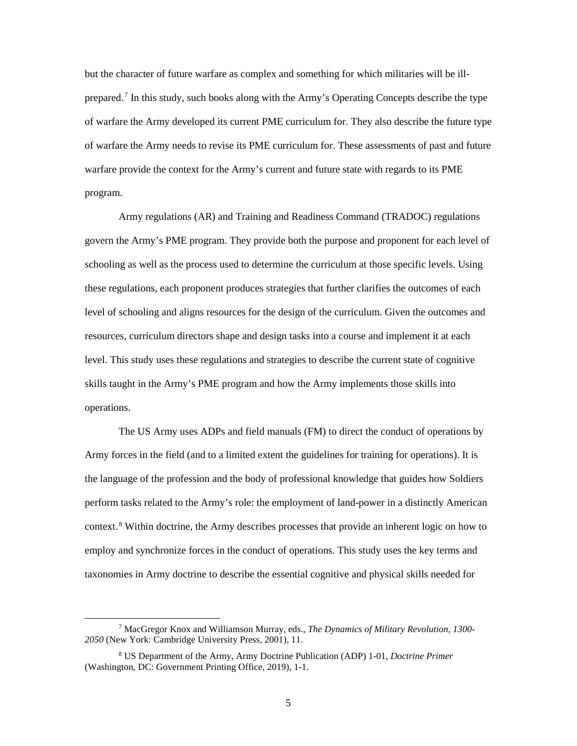but the character of future warfare as complex and something for which militaries will be ill-prepared.[7] In this study, such books along with the Army's Operating Concepts describe the type of warfare the Army developed its current PME curriculum for. They also describe the future type of warfare the Army needs to revise its PME curriculum for. These assessments of past and future warfare provide the context for the Army's current and future state with regards to its PME program.

Army regulations (AR) and Training and Readiness Command (TRADOC) regulations govern the Army's PME program. They provide both the purpose and proponent for each level of schooling as well as the process used to determine the curriculum at those specific levels. Using these regulations, each proponent produces strategies that further clarifies the outcomes of each level of schooling and aligns resources for the design of the curriculum. Given the outcomes and resources, curriculum directors shape and design tasks into a course and implement it at each level. This study uses these regulations and strategies to describe the current state of cognitive skills taught in the Army's PME program and how the Army implements those skills into operations.

The US Army uses ADPs and field manuals (FM) to direct the conduct of operations by Army forces in the field (and to a limited extent the guidelines for training for operations). It is the language of the profession and the body of professional knowledge that guides how Soldiers perform tasks related to the Army's role: the employment of land-power in a distinctly American context.[8] Within doctrine, the Army describes processes that provide an inherent logic on how to employ and synchronize forces in the conduct of operations. This study uses the key terms and taxonomies in Army doctrine to describe the essential cognitive and physical skills needed for

---

[7] MacGregor Knox and Williamson Murray, eds., *The Dynamics of Military Revolution, 1300-2050* (New York: Cambridge University Press, 2001), 11.

[8] US Department of the Army, Army Doctrine Publication (ADP) 1-01, *Doctrine Primer* (Washington, DC: Government Printing Office, 2019), 1-1.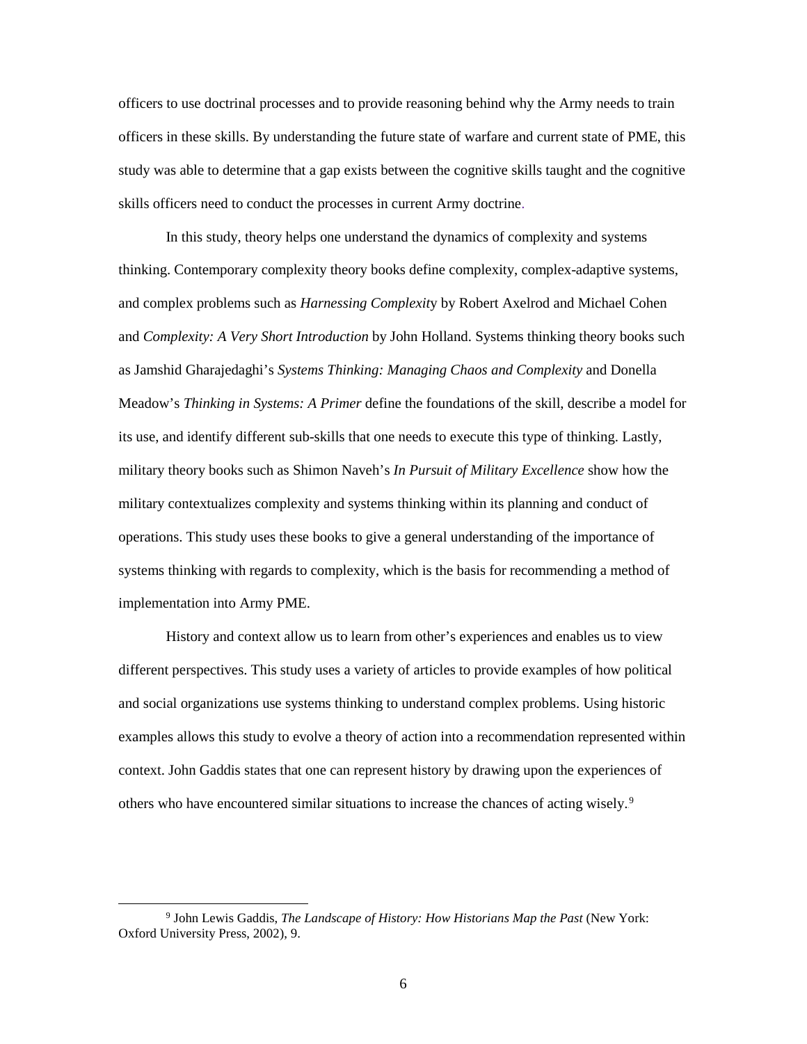officers to use doctrinal processes and to provide reasoning behind why the Army needs to train officers in these skills. By understanding the future state of warfare and current state of PME, this study was able to determine that a gap exists between the cognitive skills taught and the cognitive skills officers need to conduct the processes in current Army doctrine.

In this study, theory helps one understand the dynamics of complexity and systems thinking. Contemporary complexity theory books define complexity, complex-adaptive systems, and complex problems such as *Harnessing Complexity* by Robert Axelrod and Michael Cohen and *Complexity: A Very Short Introduction* by John Holland. Systems thinking theory books such as Jamshid Gharajedaghi's *Systems Thinking: Managing Chaos and Complexity* and Donella Meadow's *Thinking in Systems: A Primer* define the foundations of the skill, describe a model for its use, and identify different sub-skills that one needs to execute this type of thinking. Lastly, military theory books such as Shimon Naveh's *In Pursuit of Military Excellence* show how the military contextualizes complexity and systems thinking within its planning and conduct of operations. This study uses these books to give a general understanding of the importance of systems thinking with regards to complexity, which is the basis for recommending a method of implementation into Army PME.

History and context allow us to learn from other's experiences and enables us to view different perspectives. This study uses a variety of articles to provide examples of how political and social organizations use systems thinking to understand complex problems. Using historic examples allows this study to evolve a theory of action into a recommendation represented within context. John Gaddis states that one can represent history by drawing upon the experiences of others who have encountered similar situations to increase the chances of acting wisely.[9]

---

[9] John Lewis Gaddis, *The Landscape of History: How Historians Map the Past* (New York: Oxford University Press, 2002), 9.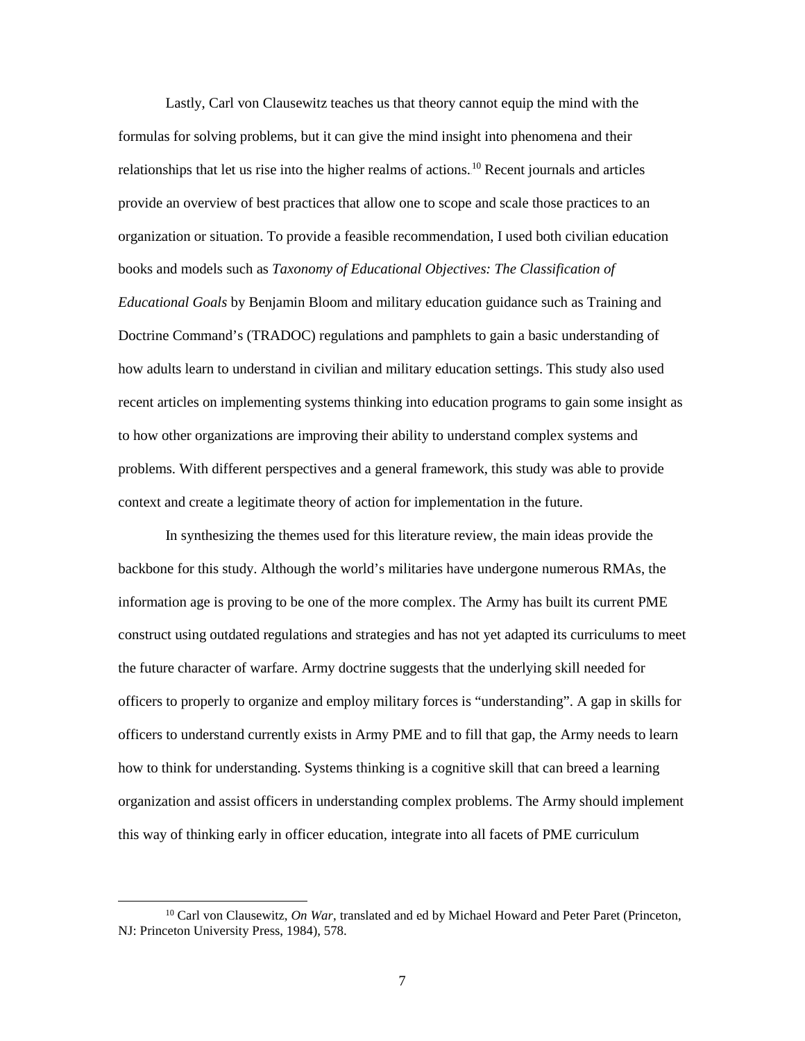Lastly, Carl von Clausewitz teaches us that theory cannot equip the mind with the formulas for solving problems, but it can give the mind insight into phenomena and their relationships that let us rise into the higher realms of actions.[10] Recent journals and articles provide an overview of best practices that allow one to scope and scale those practices to an organization or situation. To provide a feasible recommendation, I used both civilian education books and models such as *Taxonomy of Educational Objectives: The Classification of Educational Goals* by Benjamin Bloom and military education guidance such as Training and Doctrine Command's (TRADOC) regulations and pamphlets to gain a basic understanding of how adults learn to understand in civilian and military education settings. This study also used recent articles on implementing systems thinking into education programs to gain some insight as to how other organizations are improving their ability to understand complex systems and problems. With different perspectives and a general framework, this study was able to provide context and create a legitimate theory of action for implementation in the future.

In synthesizing the themes used for this literature review, the main ideas provide the backbone for this study. Although the world's militaries have undergone numerous RMAs, the information age is proving to be one of the more complex. The Army has built its current PME construct using outdated regulations and strategies and has not yet adapted its curriculums to meet the future character of warfare. Army doctrine suggests that the underlying skill needed for officers to properly to organize and employ military forces is "understanding". A gap in skills for officers to understand currently exists in Army PME and to fill that gap, the Army needs to learn how to think for understanding. Systems thinking is a cognitive skill that can breed a learning organization and assist officers in understanding complex problems. The Army should implement this way of thinking early in officer education, integrate into all facets of PME curriculum

[10] Carl von Clausewitz, *On War*, translated and ed by Michael Howard and Peter Paret (Princeton, NJ: Princeton University Press, 1984), 578.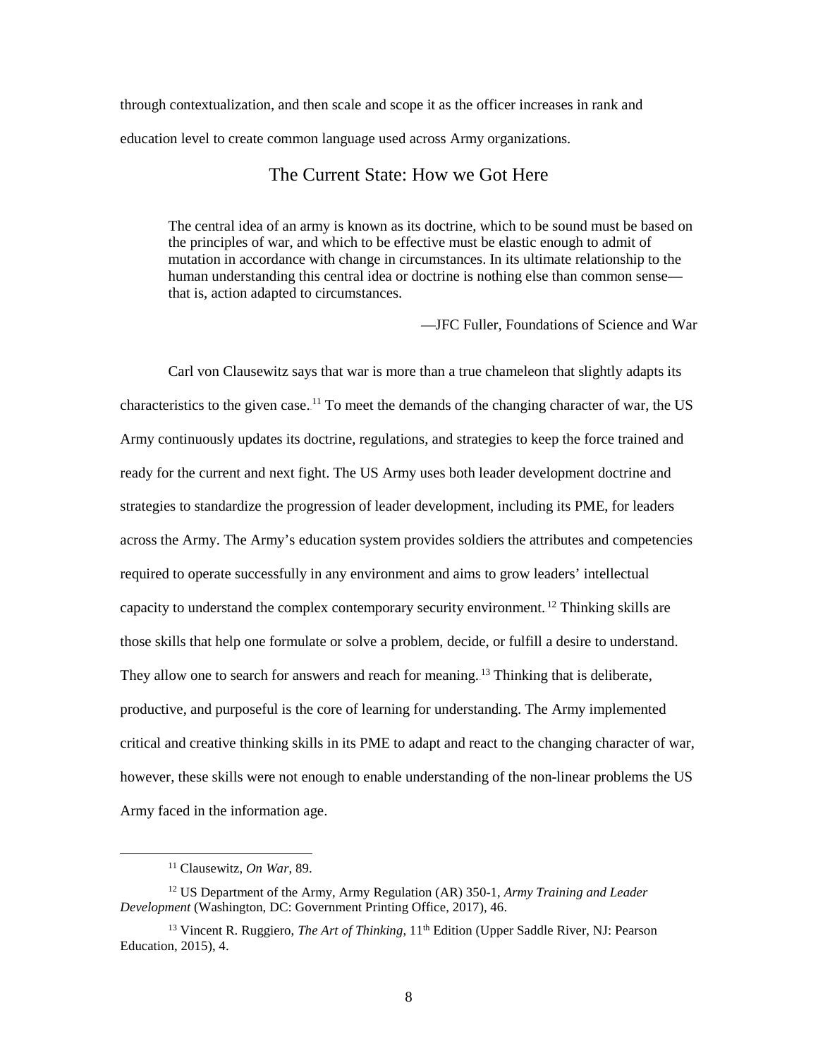through contextualization, and then scale and scope it as the officer increases in rank and education level to create common language used across Army organizations.

## The Current State: How we Got Here

> The central idea of an army is known as its doctrine, which to be sound must be based on the principles of war, and which to be effective must be elastic enough to admit of mutation in accordance with change in circumstances. In its ultimate relationship to the human understanding this central idea or doctrine is nothing else than common sense—that is, action adapted to circumstances.
>
> —JFC Fuller, Foundations of Science and War

Carl von Clausewitz says that war is more than a true chameleon that slightly adapts its characteristics to the given case.[11] To meet the demands of the changing character of war, the US Army continuously updates its doctrine, regulations, and strategies to keep the force trained and ready for the current and next fight. The US Army uses both leader development doctrine and strategies to standardize the progression of leader development, including its PME, for leaders across the Army. The Army's education system provides soldiers the attributes and competencies required to operate successfully in any environment and aims to grow leaders' intellectual capacity to understand the complex contemporary security environment.[12] Thinking skills are those skills that help one formulate or solve a problem, decide, or fulfill a desire to understand. They allow one to search for answers and reach for meaning.[13] Thinking that is deliberate, productive, and purposeful is the core of learning for understanding. The Army implemented critical and creative thinking skills in its PME to adapt and react to the changing character of war, however, these skills were not enough to enable understanding of the non-linear problems the US Army faced in the information age.

---

[11] Clausewitz, *On War*, 89.

[12] US Department of the Army, Army Regulation (AR) 350-1, *Army Training and Leader Development* (Washington, DC: Government Printing Office, 2017), 46.

[13] Vincent R. Ruggiero, *The Art of Thinking*, 11th Edition (Upper Saddle River, NJ: Pearson Education, 2015), 4.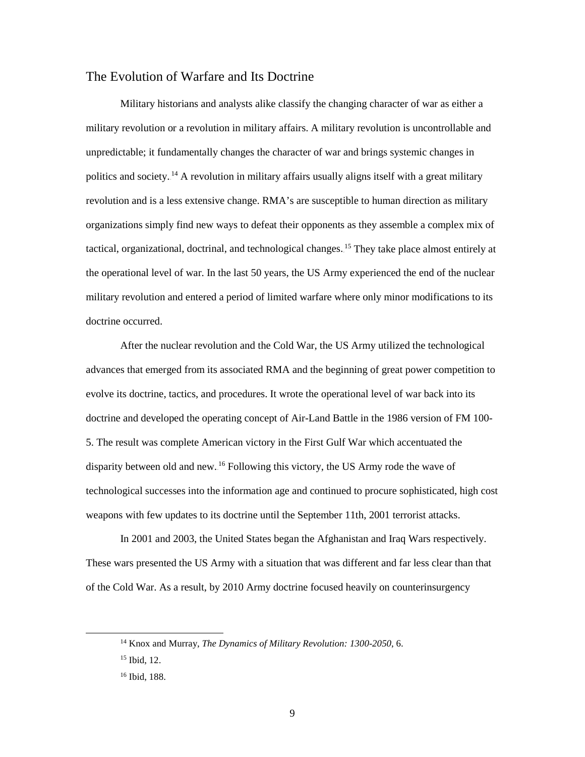## The Evolution of Warfare and Its Doctrine

Military historians and analysts alike classify the changing character of war as either a military revolution or a revolution in military affairs. A military revolution is uncontrollable and unpredictable; it fundamentally changes the character of war and brings systemic changes in politics and society.[14] A revolution in military affairs usually aligns itself with a great military revolution and is a less extensive change. RMA's are susceptible to human direction as military organizations simply find new ways to defeat their opponents as they assemble a complex mix of tactical, organizational, doctrinal, and technological changes.[15] They take place almost entirely at the operational level of war. In the last 50 years, the US Army experienced the end of the nuclear military revolution and entered a period of limited warfare where only minor modifications to its doctrine occurred.

After the nuclear revolution and the Cold War, the US Army utilized the technological advances that emerged from its associated RMA and the beginning of great power competition to evolve its doctrine, tactics, and procedures. It wrote the operational level of war back into its doctrine and developed the operating concept of Air-Land Battle in the 1986 version of FM 100-5. The result was complete American victory in the First Gulf War which accentuated the disparity between old and new.[16] Following this victory, the US Army rode the wave of technological successes into the information age and continued to procure sophisticated, high cost weapons with few updates to its doctrine until the September 11th, 2001 terrorist attacks.

In 2001 and 2003, the United States began the Afghanistan and Iraq Wars respectively. These wars presented the US Army with a situation that was different and far less clear than that of the Cold War. As a result, by 2010 Army doctrine focused heavily on counterinsurgency

[14] Knox and Murray, *The Dynamics of Military Revolution: 1300-2050*, 6.

[15] Ibid, 12.

[16] Ibid, 188.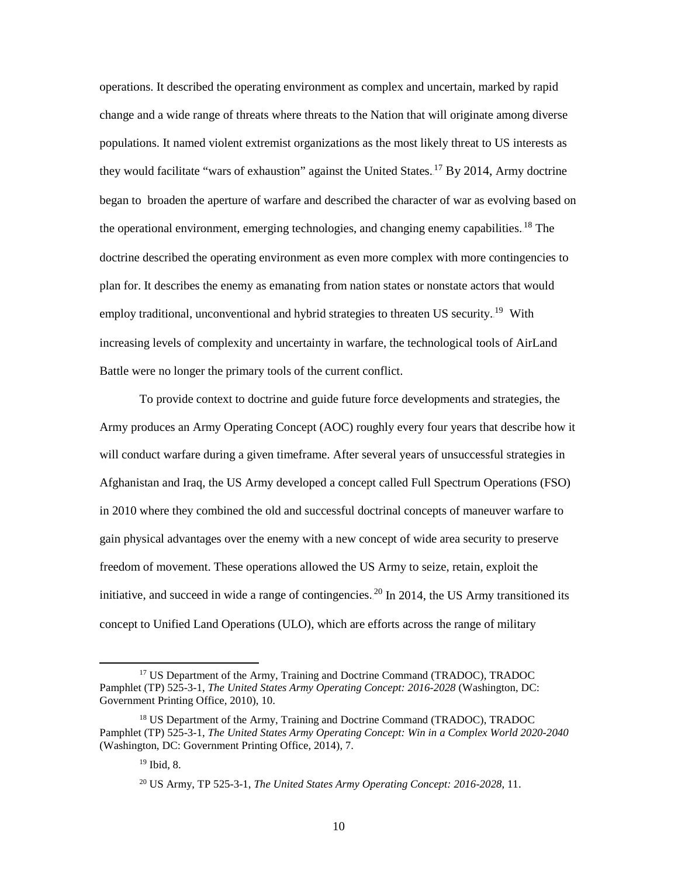operations. It described the operating environment as complex and uncertain, marked by rapid change and a wide range of threats where threats to the Nation that will originate among diverse populations. It named violent extremist organizations as the most likely threat to US interests as they would facilitate "wars of exhaustion" against the United States.[17] By 2014, Army doctrine began to broaden the aperture of warfare and described the character of war as evolving based on the operational environment, emerging technologies, and changing enemy capabilities.[18] The doctrine described the operating environment as even more complex with more contingencies to plan for. It describes the enemy as emanating from nation states or nonstate actors that would employ traditional, unconventional and hybrid strategies to threaten US security.[19] With increasing levels of complexity and uncertainty in warfare, the technological tools of AirLand Battle were no longer the primary tools of the current conflict.

To provide context to doctrine and guide future force developments and strategies, the Army produces an Army Operating Concept (AOC) roughly every four years that describe how it will conduct warfare during a given timeframe. After several years of unsuccessful strategies in Afghanistan and Iraq, the US Army developed a concept called Full Spectrum Operations (FSO) in 2010 where they combined the old and successful doctrinal concepts of maneuver warfare to gain physical advantages over the enemy with a new concept of wide area security to preserve freedom of movement. These operations allowed the US Army to seize, retain, exploit the initiative, and succeed in wide a range of contingencies.[20] In 2014, the US Army transitioned its concept to Unified Land Operations (ULO), which are efforts across the range of military

---

[17] US Department of the Army, Training and Doctrine Command (TRADOC), TRADOC Pamphlet (TP) 525-3-1, *The United States Army Operating Concept: 2016-2028* (Washington, DC: Government Printing Office, 2010), 10.

[18] US Department of the Army, Training and Doctrine Command (TRADOC), TRADOC Pamphlet (TP) 525-3-1, *The United States Army Operating Concept: Win in a Complex World 2020-2040* (Washington, DC: Government Printing Office, 2014), 7.

[19] Ibid, 8.

[20] US Army, TP 525-3-1, *The United States Army Operating Concept: 2016-2028*, 11.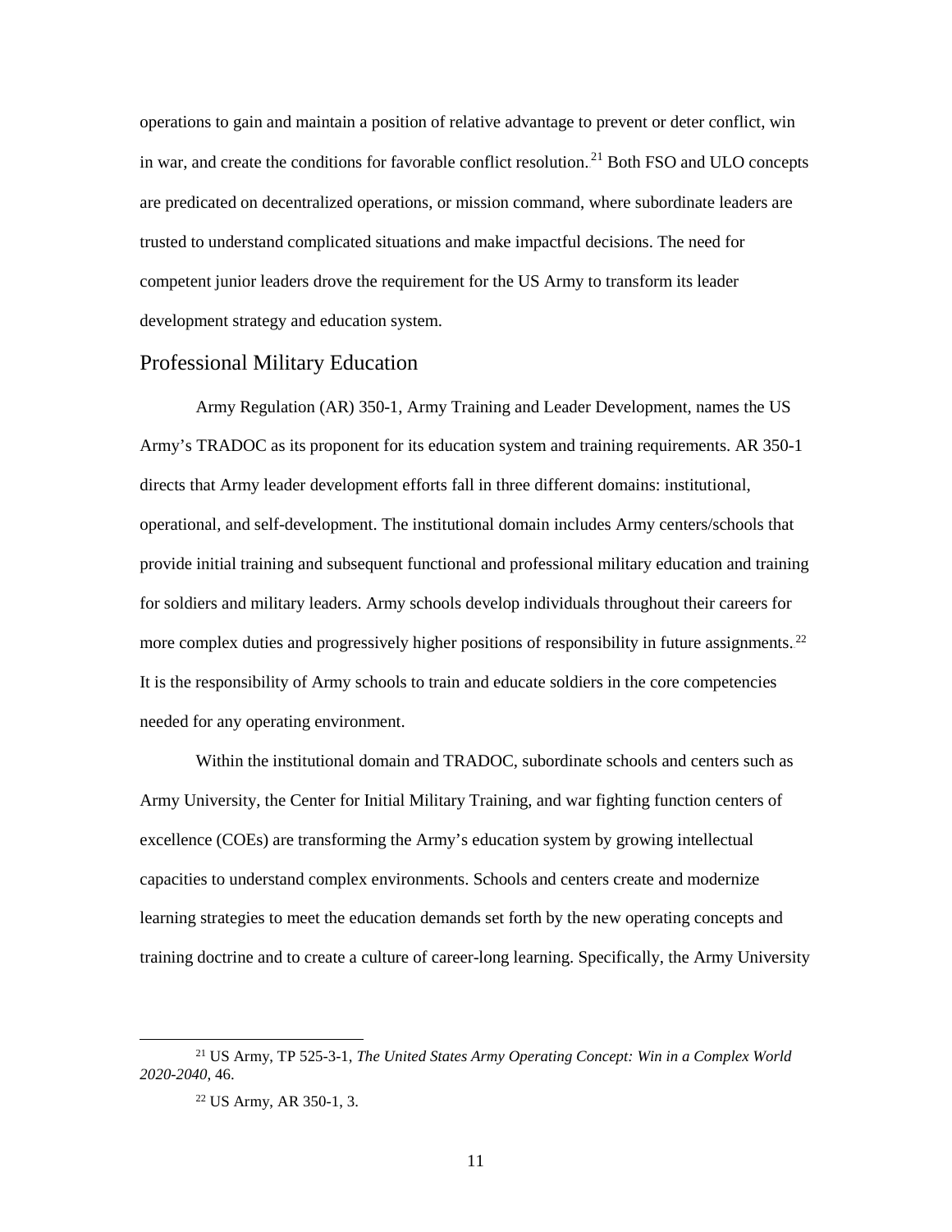operations to gain and maintain a position of relative advantage to prevent or deter conflict, win in war, and create the conditions for favorable conflict resolution.[21] Both FSO and ULO concepts are predicated on decentralized operations, or mission command, where subordinate leaders are trusted to understand complicated situations and make impactful decisions. The need for competent junior leaders drove the requirement for the US Army to transform its leader development strategy and education system.

## Professional Military Education

Army Regulation (AR) 350-1, Army Training and Leader Development, names the US Army's TRADOC as its proponent for its education system and training requirements. AR 350-1 directs that Army leader development efforts fall in three different domains: institutional, operational, and self-development. The institutional domain includes Army centers/schools that provide initial training and subsequent functional and professional military education and training for soldiers and military leaders. Army schools develop individuals throughout their careers for more complex duties and progressively higher positions of responsibility in future assignments.[22] It is the responsibility of Army schools to train and educate soldiers in the core competencies needed for any operating environment.

Within the institutional domain and TRADOC, subordinate schools and centers such as Army University, the Center for Initial Military Training, and war fighting function centers of excellence (COEs) are transforming the Army's education system by growing intellectual capacities to understand complex environments. Schools and centers create and modernize learning strategies to meet the education demands set forth by the new operating concepts and training doctrine and to create a culture of career-long learning. Specifically, the Army University

---

[21] US Army, TP 525-3-1, *The United States Army Operating Concept: Win in a Complex World 2020-2040*, 46.

[22] US Army, AR 350-1, 3.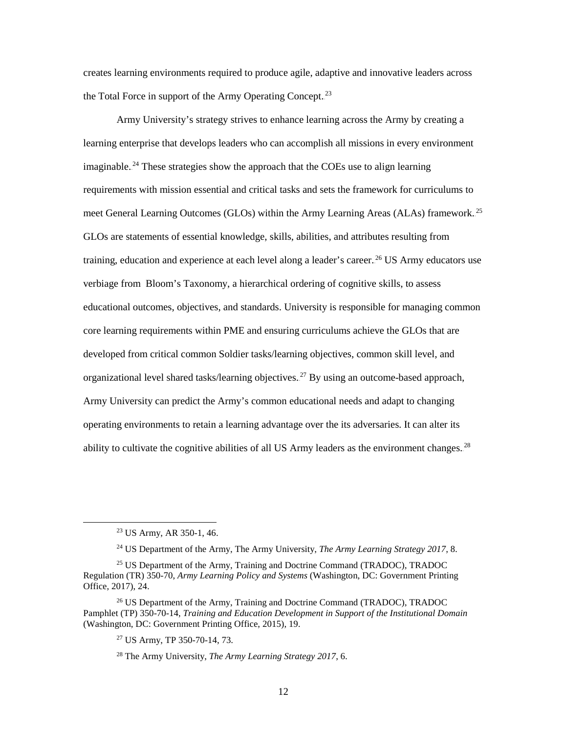creates learning environments required to produce agile, adaptive and innovative leaders across the Total Force in support of the Army Operating Concept.[23]

Army University's strategy strives to enhance learning across the Army by creating a learning enterprise that develops leaders who can accomplish all missions in every environment imaginable.[24] These strategies show the approach that the COEs use to align learning requirements with mission essential and critical tasks and sets the framework for curriculums to meet General Learning Outcomes (GLOs) within the Army Learning Areas (ALAs) framework.[25] GLOs are statements of essential knowledge, skills, abilities, and attributes resulting from training, education and experience at each level along a leader's career.[26] US Army educators use verbiage from Bloom's Taxonomy, a hierarchical ordering of cognitive skills, to assess educational outcomes, objectives, and standards. University is responsible for managing common core learning requirements within PME and ensuring curriculums achieve the GLOs that are developed from critical common Soldier tasks/learning objectives, common skill level, and organizational level shared tasks/learning objectives.[27] By using an outcome-based approach, Army University can predict the Army's common educational needs and adapt to changing operating environments to retain a learning advantage over the its adversaries. It can alter its ability to cultivate the cognitive abilities of all US Army leaders as the environment changes.[28]

---

[23] US Army, AR 350-1, 46.

[24] US Department of the Army, The Army University, *The Army Learning Strategy 2017*, 8.

[25] US Department of the Army, Training and Doctrine Command (TRADOC), TRADOC Regulation (TR) 350-70, *Army Learning Policy and Systems* (Washington, DC: Government Printing Office, 2017), 24.

[26] US Department of the Army, Training and Doctrine Command (TRADOC), TRADOC Pamphlet (TP) 350-70-14, *Training and Education Development in Support of the Institutional Domain* (Washington, DC: Government Printing Office, 2015), 19.

[27] US Army, TP 350-70-14, 73.

[28] The Army University, *The Army Learning Strategy 2017*, 6.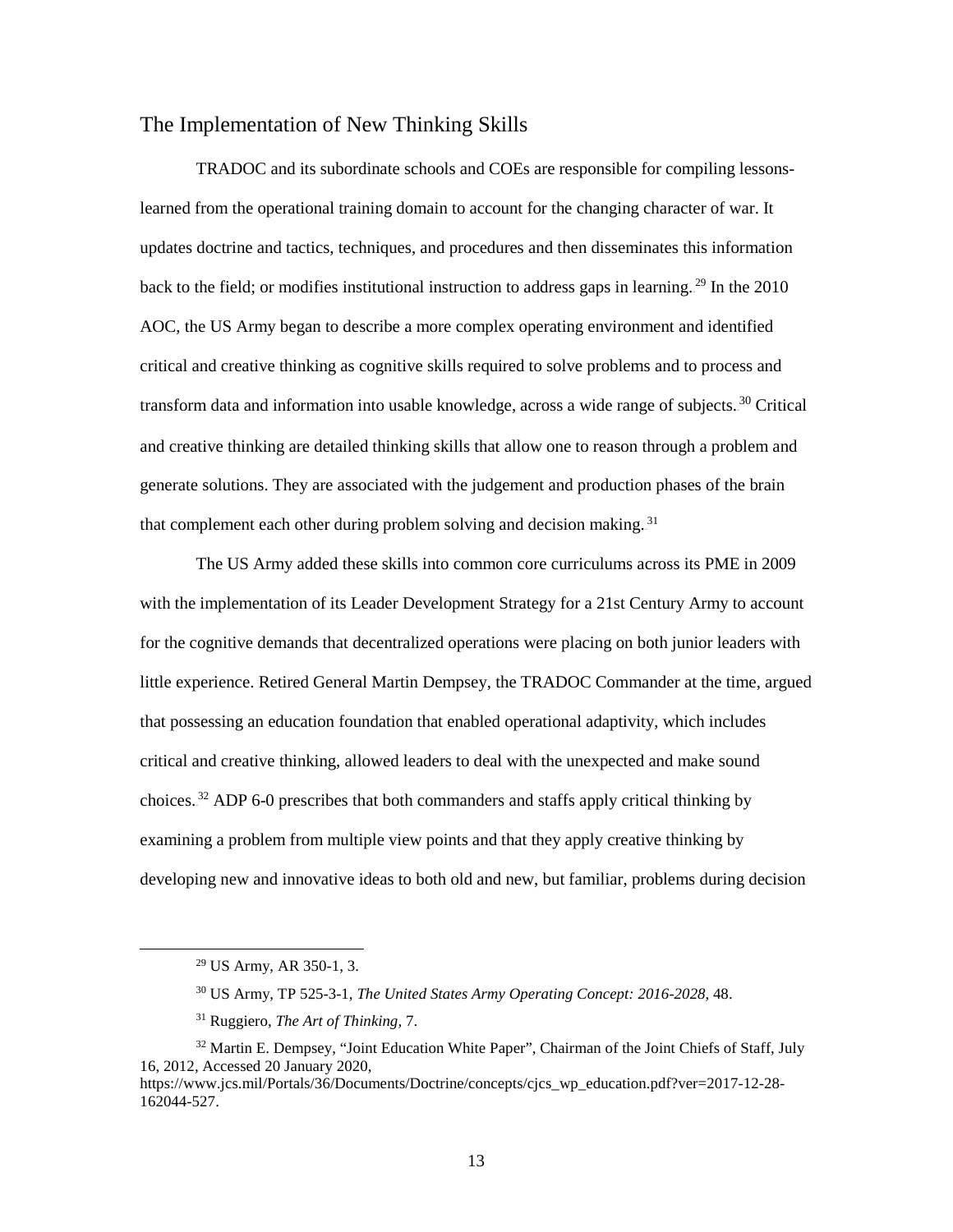## The Implementation of New Thinking Skills

TRADOC and its subordinate schools and COEs are responsible for compiling lessons-learned from the operational training domain to account for the changing character of war. It updates doctrine and tactics, techniques, and procedures and then disseminates this information back to the field; or modifies institutional instruction to address gaps in learning.[29] In the 2010 AOC, the US Army began to describe a more complex operating environment and identified critical and creative thinking as cognitive skills required to solve problems and to process and transform data and information into usable knowledge, across a wide range of subjects.[30] Critical and creative thinking are detailed thinking skills that allow one to reason through a problem and generate solutions. They are associated with the judgement and production phases of the brain that complement each other during problem solving and decision making.[31]

The US Army added these skills into common core curriculums across its PME in 2009 with the implementation of its Leader Development Strategy for a 21st Century Army to account for the cognitive demands that decentralized operations were placing on both junior leaders with little experience. Retired General Martin Dempsey, the TRADOC Commander at the time, argued that possessing an education foundation that enabled operational adaptivity, which includes critical and creative thinking, allowed leaders to deal with the unexpected and make sound choices.[32] ADP 6-0 prescribes that both commanders and staffs apply critical thinking by examining a problem from multiple view points and that they apply creative thinking by developing new and innovative ideas to both old and new, but familiar, problems during decision

---

[29] US Army, AR 350-1, 3.

[30] US Army, TP 525-3-1, *The United States Army Operating Concept: 2016-2028*, 48.

[31] Ruggiero, *The Art of Thinking*, 7.

[32] Martin E. Dempsey, "Joint Education White Paper", Chairman of the Joint Chiefs of Staff, July 16, 2012, Accessed 20 January 2020, https://www.jcs.mil/Portals/36/Documents/Doctrine/concepts/cjcs_wp_education.pdf?ver=2017-12-28-162044-527.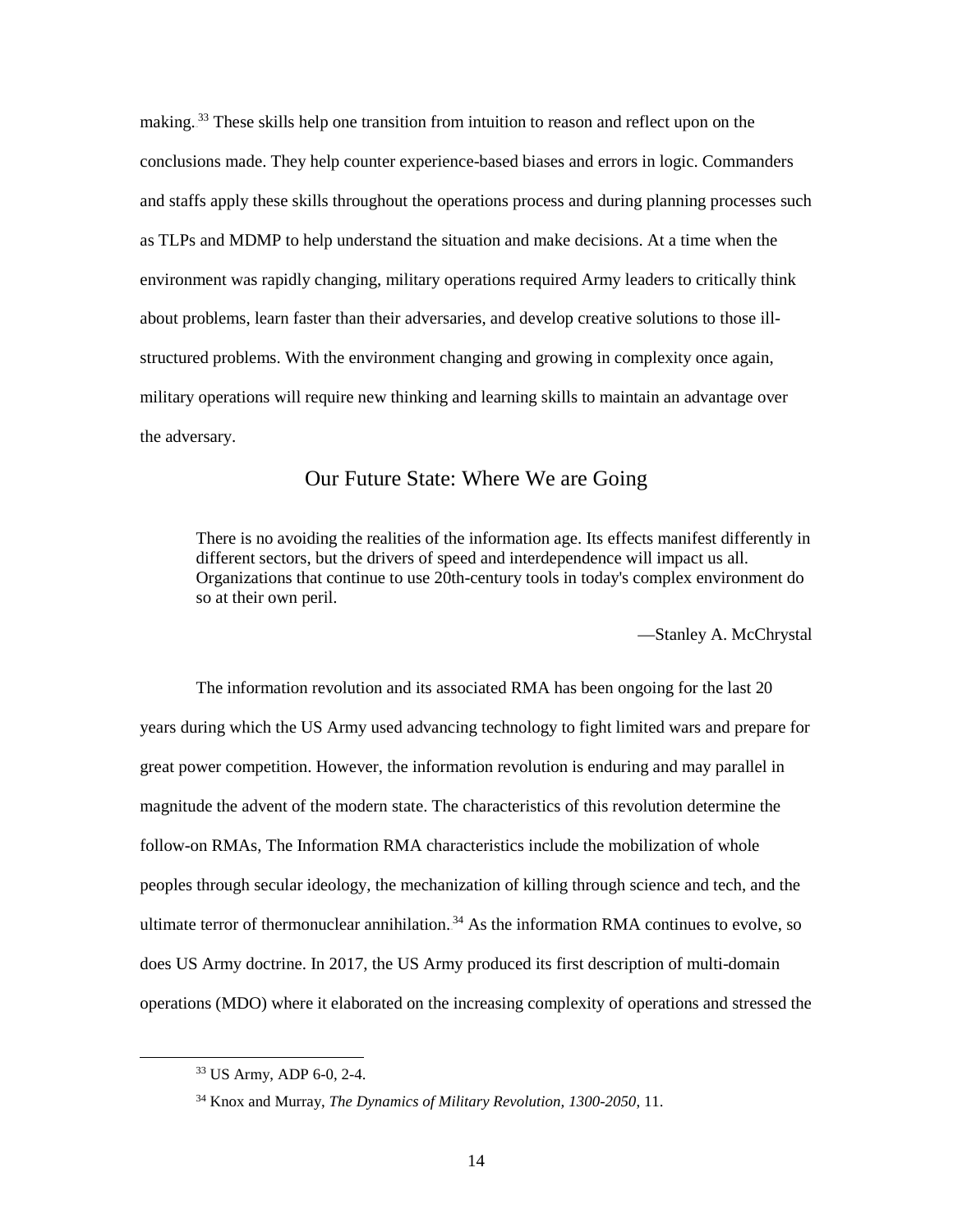making.[33] These skills help one transition from intuition to reason and reflect upon on the conclusions made. They help counter experience-based biases and errors in logic. Commanders and staffs apply these skills throughout the operations process and during planning processes such as TLPs and MDMP to help understand the situation and make decisions. At a time when the environment was rapidly changing, military operations required Army leaders to critically think about problems, learn faster than their adversaries, and develop creative solutions to those ill-structured problems. With the environment changing and growing in complexity once again, military operations will require new thinking and learning skills to maintain an advantage over the adversary.

## Our Future State: Where We are Going

> There is no avoiding the realities of the information age. Its effects manifest differently in different sectors, but the drivers of speed and interdependence will impact us all. Organizations that continue to use 20th-century tools in today's complex environment do so at their own peril.
>
> —Stanley A. McChrystal

The information revolution and its associated RMA has been ongoing for the last 20 years during which the US Army used advancing technology to fight limited wars and prepare for great power competition. However, the information revolution is enduring and may parallel in magnitude the advent of the modern state. The characteristics of this revolution determine the follow-on RMAs, The Information RMA characteristics include the mobilization of whole peoples through secular ideology, the mechanization of killing through science and tech, and the ultimate terror of thermonuclear annihilation.[34] As the information RMA continues to evolve, so does US Army doctrine. In 2017, the US Army produced its first description of multi-domain operations (MDO) where it elaborated on the increasing complexity of operations and stressed the

---

[33] US Army, ADP 6-0, 2-4.

[34] Knox and Murray, *The Dynamics of Military Revolution, 1300-2050*, 11.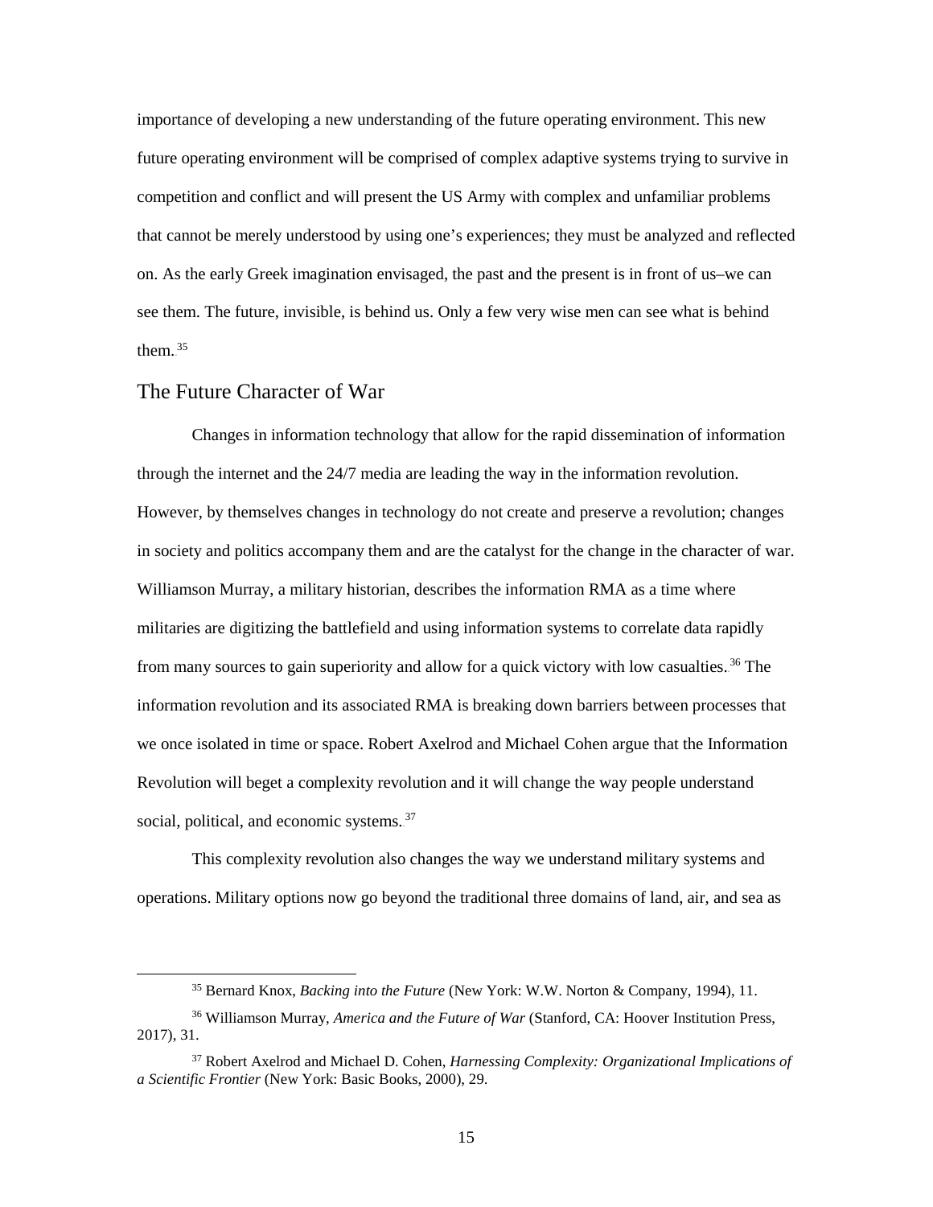importance of developing a new understanding of the future operating environment. This new future operating environment will be comprised of complex adaptive systems trying to survive in competition and conflict and will present the US Army with complex and unfamiliar problems that cannot be merely understood by using one's experiences; they must be analyzed and reflected on. As the early Greek imagination envisaged, the past and the present is in front of us–we can see them. The future, invisible, is behind us. Only a few very wise men can see what is behind them.[35]

## The Future Character of War

Changes in information technology that allow for the rapid dissemination of information through the internet and the 24/7 media are leading the way in the information revolution. However, by themselves changes in technology do not create and preserve a revolution; changes in society and politics accompany them and are the catalyst for the change in the character of war. Williamson Murray, a military historian, describes the information RMA as a time where militaries are digitizing the battlefield and using information systems to correlate data rapidly from many sources to gain superiority and allow for a quick victory with low casualties.[36] The information revolution and its associated RMA is breaking down barriers between processes that we once isolated in time or space. Robert Axelrod and Michael Cohen argue that the Information Revolution will beget a complexity revolution and it will change the way people understand social, political, and economic systems.[37]

This complexity revolution also changes the way we understand military systems and operations. Military options now go beyond the traditional three domains of land, air, and sea as

---

[35] Bernard Knox, *Backing into the Future* (New York: W.W. Norton & Company, 1994), 11.

[36] Williamson Murray, *America and the Future of War* (Stanford, CA: Hoover Institution Press, 2017), 31.

[37] Robert Axelrod and Michael D. Cohen, *Harnessing Complexity: Organizational Implications of a Scientific Frontier* (New York: Basic Books, 2000), 29.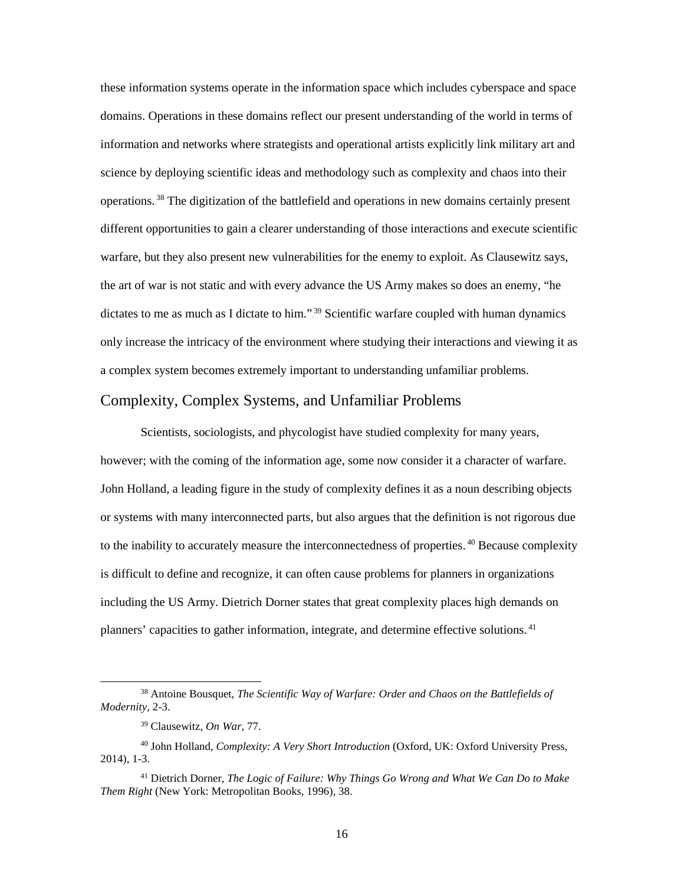these information systems operate in the information space which includes cyberspace and space domains. Operations in these domains reflect our present understanding of the world in terms of information and networks where strategists and operational artists explicitly link military art and science by deploying scientific ideas and methodology such as complexity and chaos into their operations.[38] The digitization of the battlefield and operations in new domains certainly present different opportunities to gain a clearer understanding of those interactions and execute scientific warfare, but they also present new vulnerabilities for the enemy to exploit. As Clausewitz says, the art of war is not static and with every advance the US Army makes so does an enemy, "he dictates to me as much as I dictate to him."[39] Scientific warfare coupled with human dynamics only increase the intricacy of the environment where studying their interactions and viewing it as a complex system becomes extremely important to understanding unfamiliar problems.

## Complexity, Complex Systems, and Unfamiliar Problems

Scientists, sociologists, and phycologist have studied complexity for many years, however; with the coming of the information age, some now consider it a character of warfare. John Holland, a leading figure in the study of complexity defines it as a noun describing objects or systems with many interconnected parts, but also argues that the definition is not rigorous due to the inability to accurately measure the interconnectedness of properties.[40] Because complexity is difficult to define and recognize, it can often cause problems for planners in organizations including the US Army. Dietrich Dorner states that great complexity places high demands on planners' capacities to gather information, integrate, and determine effective solutions.[41]

---

[38] Antoine Bousquet, *The Scientific Way of Warfare: Order and Chaos on the Battlefields of Modernity*, 2-3.

[39] Clausewitz, *On War*, 77.

[40] John Holland, *Complexity: A Very Short Introduction* (Oxford, UK: Oxford University Press, 2014), 1-3.

[41] Dietrich Dorner, *The Logic of Failure: Why Things Go Wrong and What We Can Do to Make Them Right* (New York: Metropolitan Books, 1996), 38.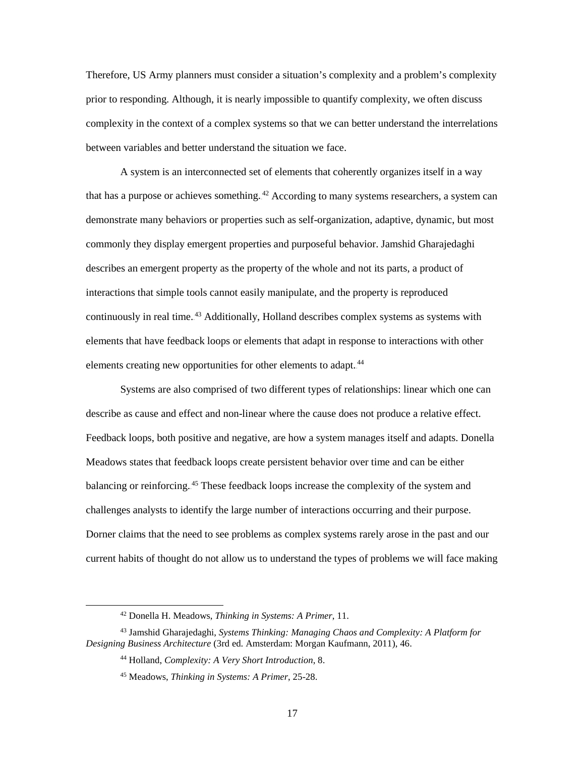Therefore, US Army planners must consider a situation's complexity and a problem's complexity prior to responding. Although, it is nearly impossible to quantify complexity, we often discuss complexity in the context of a complex systems so that we can better understand the interrelations between variables and better understand the situation we face.

A system is an interconnected set of elements that coherently organizes itself in a way that has a purpose or achieves something.[42] According to many systems researchers, a system can demonstrate many behaviors or properties such as self-organization, adaptive, dynamic, but most commonly they display emergent properties and purposeful behavior. Jamshid Gharajedaghi describes an emergent property as the property of the whole and not its parts, a product of interactions that simple tools cannot easily manipulate, and the property is reproduced continuously in real time.[43] Additionally, Holland describes complex systems as systems with elements that have feedback loops or elements that adapt in response to interactions with other elements creating new opportunities for other elements to adapt.[44]

Systems are also comprised of two different types of relationships: linear which one can describe as cause and effect and non-linear where the cause does not produce a relative effect. Feedback loops, both positive and negative, are how a system manages itself and adapts. Donella Meadows states that feedback loops create persistent behavior over time and can be either balancing or reinforcing.[45] These feedback loops increase the complexity of the system and challenges analysts to identify the large number of interactions occurring and their purpose. Dorner claims that the need to see problems as complex systems rarely arose in the past and our current habits of thought do not allow us to understand the types of problems we will face making

---

[42] Donella H. Meadows, *Thinking in Systems: A Primer*, 11.

[43] Jamshid Gharajedaghi, *Systems Thinking: Managing Chaos and Complexity: A Platform for Designing Business Architecture* (3rd ed. Amsterdam: Morgan Kaufmann, 2011), 46.

[44] Holland, *Complexity: A Very Short Introduction*, 8.

[45] Meadows, *Thinking in Systems: A Primer*, 25-28.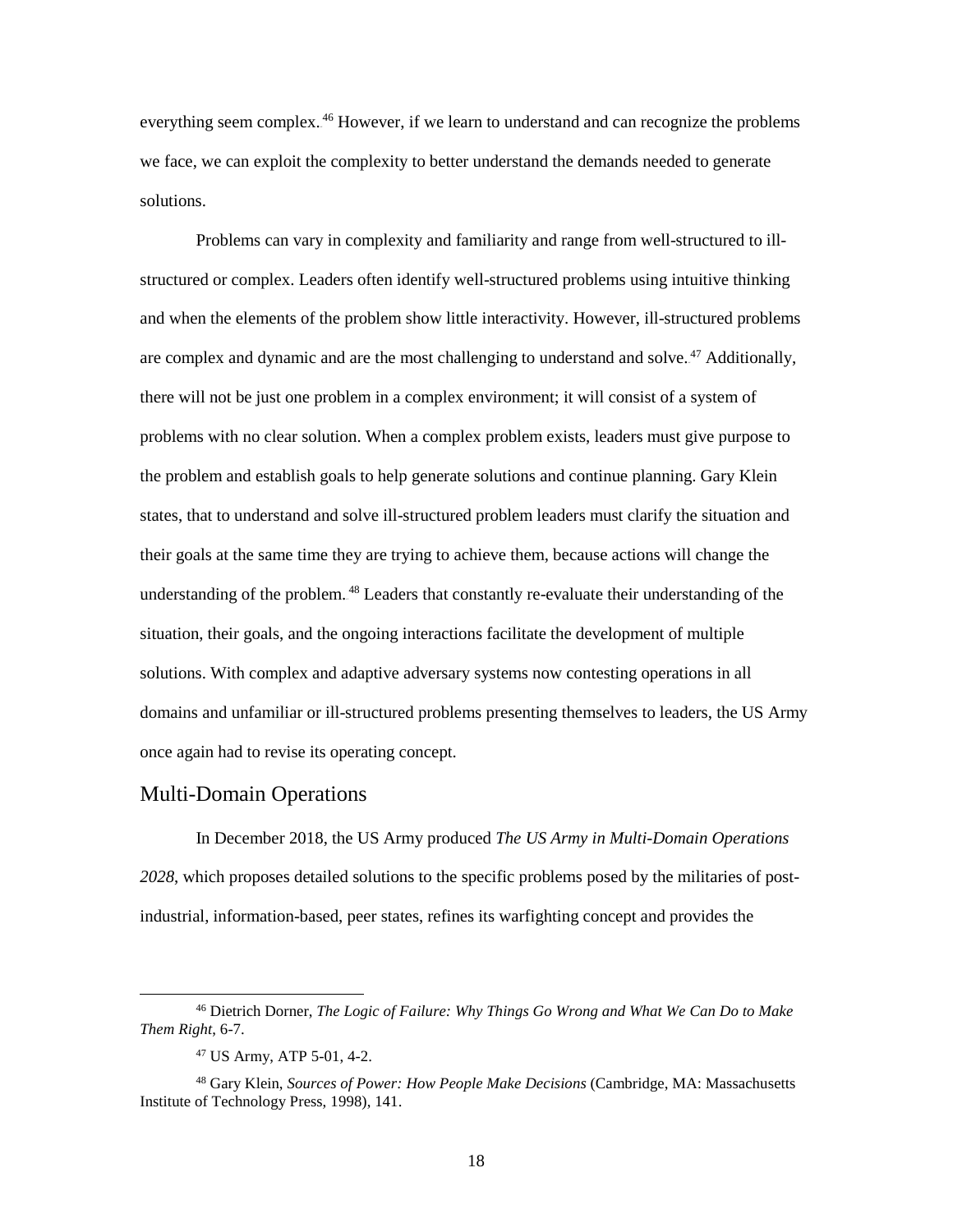everything seem complex.[46] However, if we learn to understand and can recognize the problems we face, we can exploit the complexity to better understand the demands needed to generate solutions.

Problems can vary in complexity and familiarity and range from well-structured to ill-structured or complex. Leaders often identify well-structured problems using intuitive thinking and when the elements of the problem show little interactivity. However, ill-structured problems are complex and dynamic and are the most challenging to understand and solve.[47] Additionally, there will not be just one problem in a complex environment; it will consist of a system of problems with no clear solution. When a complex problem exists, leaders must give purpose to the problem and establish goals to help generate solutions and continue planning. Gary Klein states, that to understand and solve ill-structured problem leaders must clarify the situation and their goals at the same time they are trying to achieve them, because actions will change the understanding of the problem.[48] Leaders that constantly re-evaluate their understanding of the situation, their goals, and the ongoing interactions facilitate the development of multiple solutions. With complex and adaptive adversary systems now contesting operations in all domains and unfamiliar or ill-structured problems presenting themselves to leaders, the US Army once again had to revise its operating concept.

## Multi-Domain Operations

In December 2018, the US Army produced *The US Army in Multi-Domain Operations 2028*, which proposes detailed solutions to the specific problems posed by the militaries of post-industrial, information-based, peer states, refines its warfighting concept and provides the

---

[46] Dietrich Dorner, *The Logic of Failure: Why Things Go Wrong and What We Can Do to Make Them Right*, 6-7.

[47] US Army, ATP 5-01, 4-2.

[48] Gary Klein, *Sources of Power: How People Make Decisions* (Cambridge, MA: Massachusetts Institute of Technology Press, 1998), 141.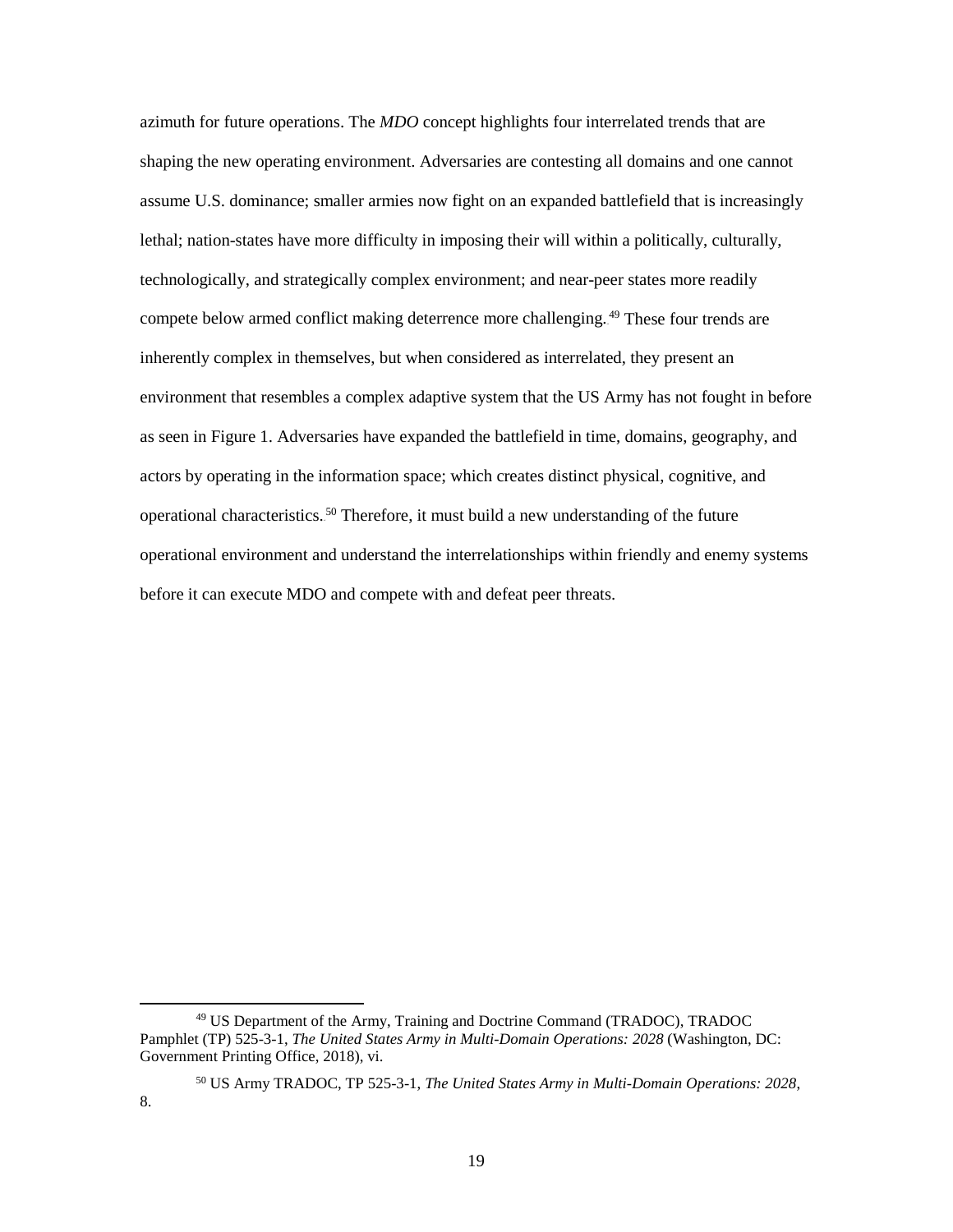azimuth for future operations. The *MDO* concept highlights four interrelated trends that are shaping the new operating environment. Adversaries are contesting all domains and one cannot assume U.S. dominance; smaller armies now fight on an expanded battlefield that is increasingly lethal; nation-states have more difficulty in imposing their will within a politically, culturally, technologically, and strategically complex environment; and near-peer states more readily compete below armed conflict making deterrence more challenging.[49] These four trends are inherently complex in themselves, but when considered as interrelated, they present an environment that resembles a complex adaptive system that the US Army has not fought in before as seen in Figure 1. Adversaries have expanded the battlefield in time, domains, geography, and actors by operating in the information space; which creates distinct physical, cognitive, and operational characteristics.[50] Therefore, it must build a new understanding of the future operational environment and understand the interrelationships within friendly and enemy systems before it can execute MDO and compete with and defeat peer threats.

---

[49] US Department of the Army, Training and Doctrine Command (TRADOC), TRADOC Pamphlet (TP) 525-3-1, *The United States Army in Multi-Domain Operations: 2028* (Washington, DC: Government Printing Office, 2018), vi.

[50] US Army TRADOC, TP 525-3-1, *The United States Army in Multi-Domain Operations: 2028*, 8.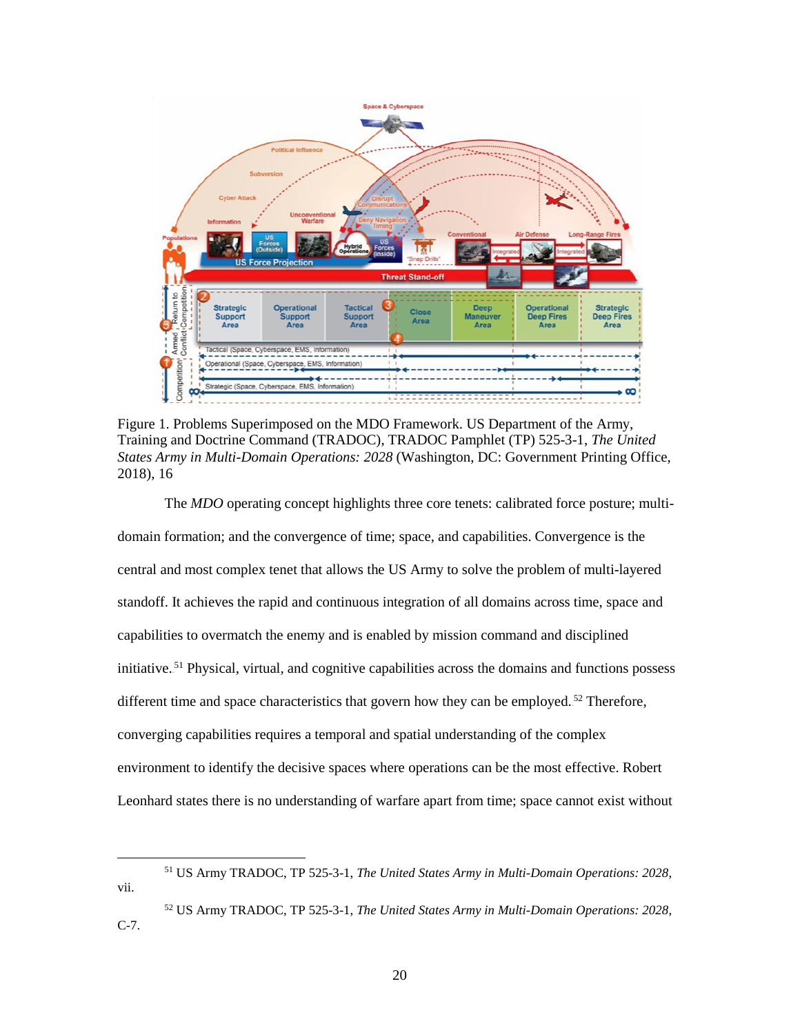Figure 1. Problems Superimposed on the MDO Framework. US Department of the Army, Training and Doctrine Command (TRADOC), TRADOC Pamphlet (TP) 525-3-1, *The United States Army in Multi-Domain Operations: 2028* (Washington, DC: Government Printing Office, 2018), 16

The *MDO* operating concept highlights three core tenets: calibrated force posture; multi-domain formation; and the convergence of time; space, and capabilities. Convergence is the central and most complex tenet that allows the US Army to solve the problem of multi-layered standoff. It achieves the rapid and continuous integration of all domains across time, space and capabilities to overmatch the enemy and is enabled by mission command and disciplined initiative.[51] Physical, virtual, and cognitive capabilities across the domains and functions possess different time and space characteristics that govern how they can be employed.[52] Therefore, converging capabilities requires a temporal and spatial understanding of the complex environment to identify the decisive spaces where operations can be the most effective. Robert Leonhard states there is no understanding of warfare apart from time; space cannot exist without

---

[51] US Army TRADOC, TP 525-3-1, *The United States Army in Multi-Domain Operations: 2028*, vii.

[52] US Army TRADOC, TP 525-3-1, *The United States Army in Multi-Domain Operations: 2028*, C-7.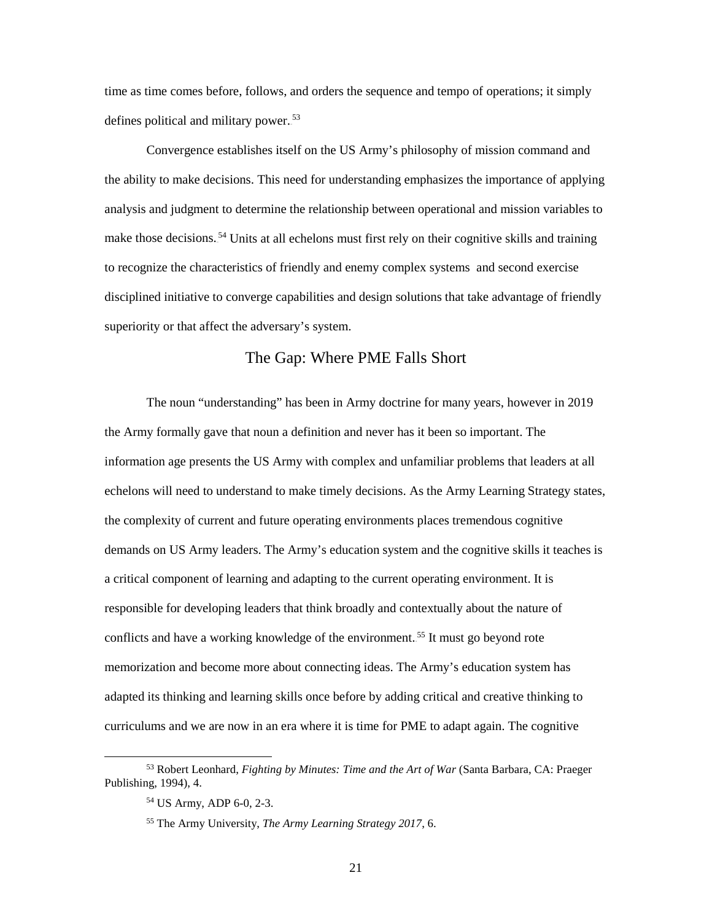time as time comes before, follows, and orders the sequence and tempo of operations; it simply defines political and military power.[53]

Convergence establishes itself on the US Army's philosophy of mission command and the ability to make decisions. This need for understanding emphasizes the importance of applying analysis and judgment to determine the relationship between operational and mission variables to make those decisions.[54] Units at all echelons must first rely on their cognitive skills and training to recognize the characteristics of friendly and enemy complex systems and second exercise disciplined initiative to converge capabilities and design solutions that take advantage of friendly superiority or that affect the adversary's system.

## The Gap: Where PME Falls Short

The noun "understanding" has been in Army doctrine for many years, however in 2019 the Army formally gave that noun a definition and never has it been so important. The information age presents the US Army with complex and unfamiliar problems that leaders at all echelons will need to understand to make timely decisions. As the Army Learning Strategy states, the complexity of current and future operating environments places tremendous cognitive demands on US Army leaders. The Army's education system and the cognitive skills it teaches is a critical component of learning and adapting to the current operating environment. It is responsible for developing leaders that think broadly and contextually about the nature of conflicts and have a working knowledge of the environment.[55] It must go beyond rote memorization and become more about connecting ideas. The Army's education system has adapted its thinking and learning skills once before by adding critical and creative thinking to curriculums and we are now in an era where it is time for PME to adapt again. The cognitive

---

[53] Robert Leonhard, *Fighting by Minutes: Time and the Art of War* (Santa Barbara, CA: Praeger Publishing, 1994), 4.

[54] US Army, ADP 6-0, 2-3.

[55] The Army University, *The Army Learning Strategy 2017*, 6.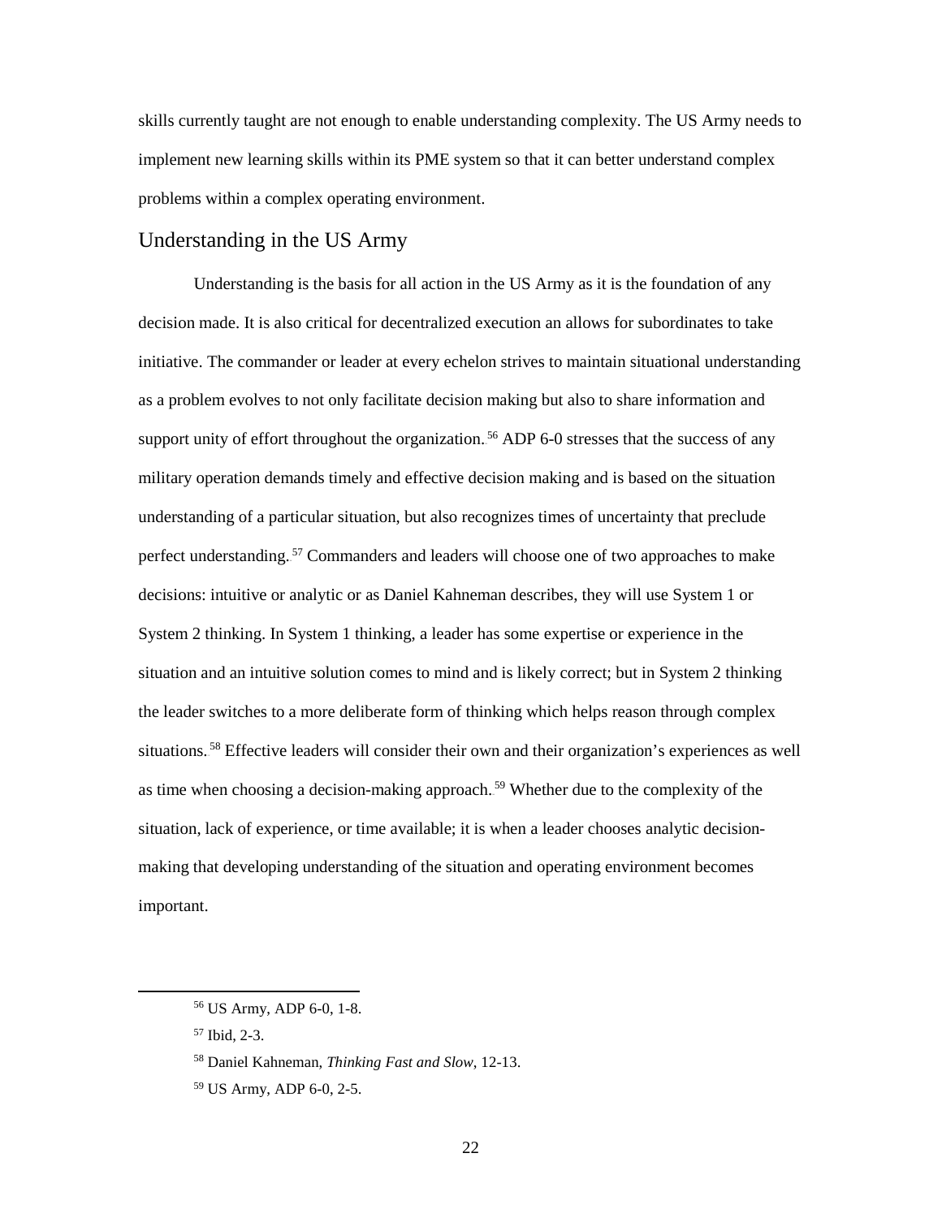skills currently taught are not enough to enable understanding complexity. The US Army needs to implement new learning skills within its PME system so that it can better understand complex problems within a complex operating environment.

## Understanding in the US Army

Understanding is the basis for all action in the US Army as it is the foundation of any decision made. It is also critical for decentralized execution an allows for subordinates to take initiative. The commander or leader at every echelon strives to maintain situational understanding as a problem evolves to not only facilitate decision making but also to share information and support unity of effort throughout the organization.[56] ADP 6-0 stresses that the success of any military operation demands timely and effective decision making and is based on the situation understanding of a particular situation, but also recognizes times of uncertainty that preclude perfect understanding.[57] Commanders and leaders will choose one of two approaches to make decisions: intuitive or analytic or as Daniel Kahneman describes, they will use System 1 or System 2 thinking. In System 1 thinking, a leader has some expertise or experience in the situation and an intuitive solution comes to mind and is likely correct; but in System 2 thinking the leader switches to a more deliberate form of thinking which helps reason through complex situations.[58] Effective leaders will consider their own and their organization's experiences as well as time when choosing a decision-making approach.[59] Whether due to the complexity of the situation, lack of experience, or time available; it is when a leader chooses analytic decision-making that developing understanding of the situation and operating environment becomes important.

[56] US Army, ADP 6-0, 1-8.

[57] Ibid, 2-3.

[58] Daniel Kahneman, *Thinking Fast and Slow*, 12-13.

[59] US Army, ADP 6-0, 2-5.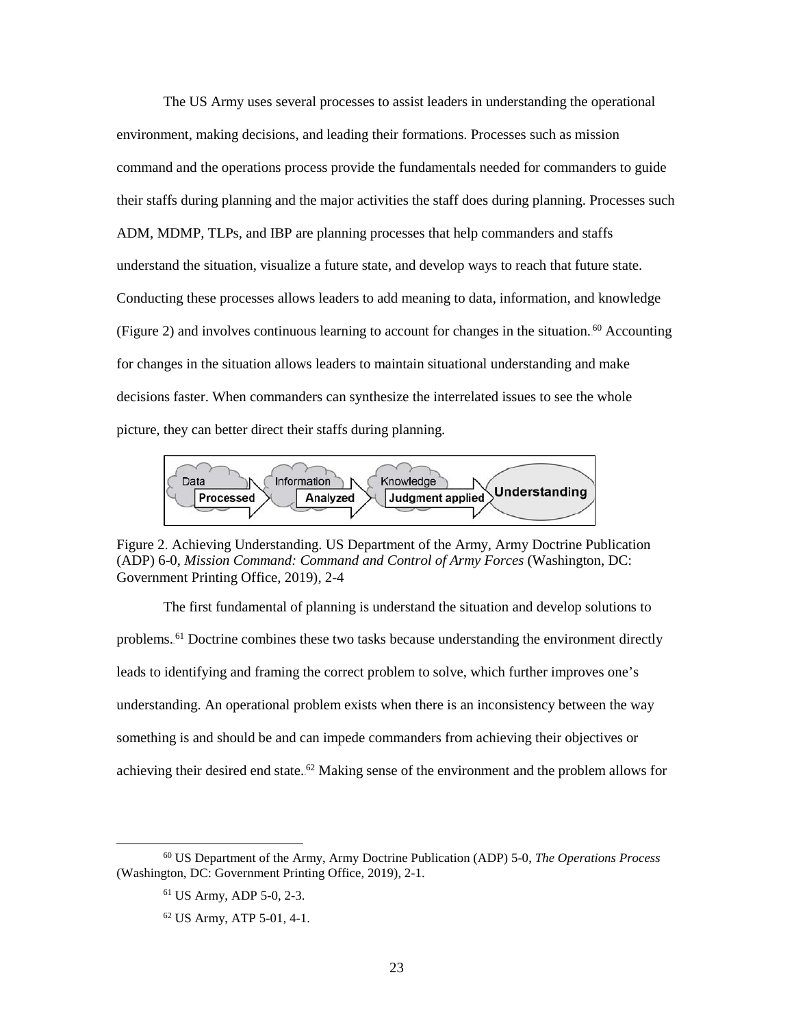The US Army uses several processes to assist leaders in understanding the operational environment, making decisions, and leading their formations. Processes such as mission command and the operations process provide the fundamentals needed for commanders to guide their staffs during planning and the major activities the staff does during planning. Processes such ADM, MDMP, TLPs, and IBP are planning processes that help commanders and staffs understand the situation, visualize a future state, and develop ways to reach that future state. Conducting these processes allows leaders to add meaning to data, information, and knowledge (Figure 2) and involves continuous learning to account for changes in the situation.[60] Accounting for changes in the situation allows leaders to maintain situational understanding and make decisions faster. When commanders can synthesize the interrelated issues to see the whole picture, they can better direct their staffs during planning.

Data → Processed → Information → Analyzed → Knowledge → Judgment applied → Understanding

Figure 2. Achieving Understanding. US Department of the Army, Army Doctrine Publication (ADP) 6-0, *Mission Command: Command and Control of Army Forces* (Washington, DC: Government Printing Office, 2019), 2-4

The first fundamental of planning is understand the situation and develop solutions to problems.[61] Doctrine combines these two tasks because understanding the environment directly leads to identifying and framing the correct problem to solve, which further improves one's understanding. An operational problem exists when there is an inconsistency between the way something is and should be and can impede commanders from achieving their objectives or achieving their desired end state.[62] Making sense of the environment and the problem allows for

---

[60] US Department of the Army, Army Doctrine Publication (ADP) 5-0, *The Operations Process* (Washington, DC: Government Printing Office, 2019), 2-1.

[61] US Army, ADP 5-0, 2-3.

[62] US Army, ATP 5-01, 4-1.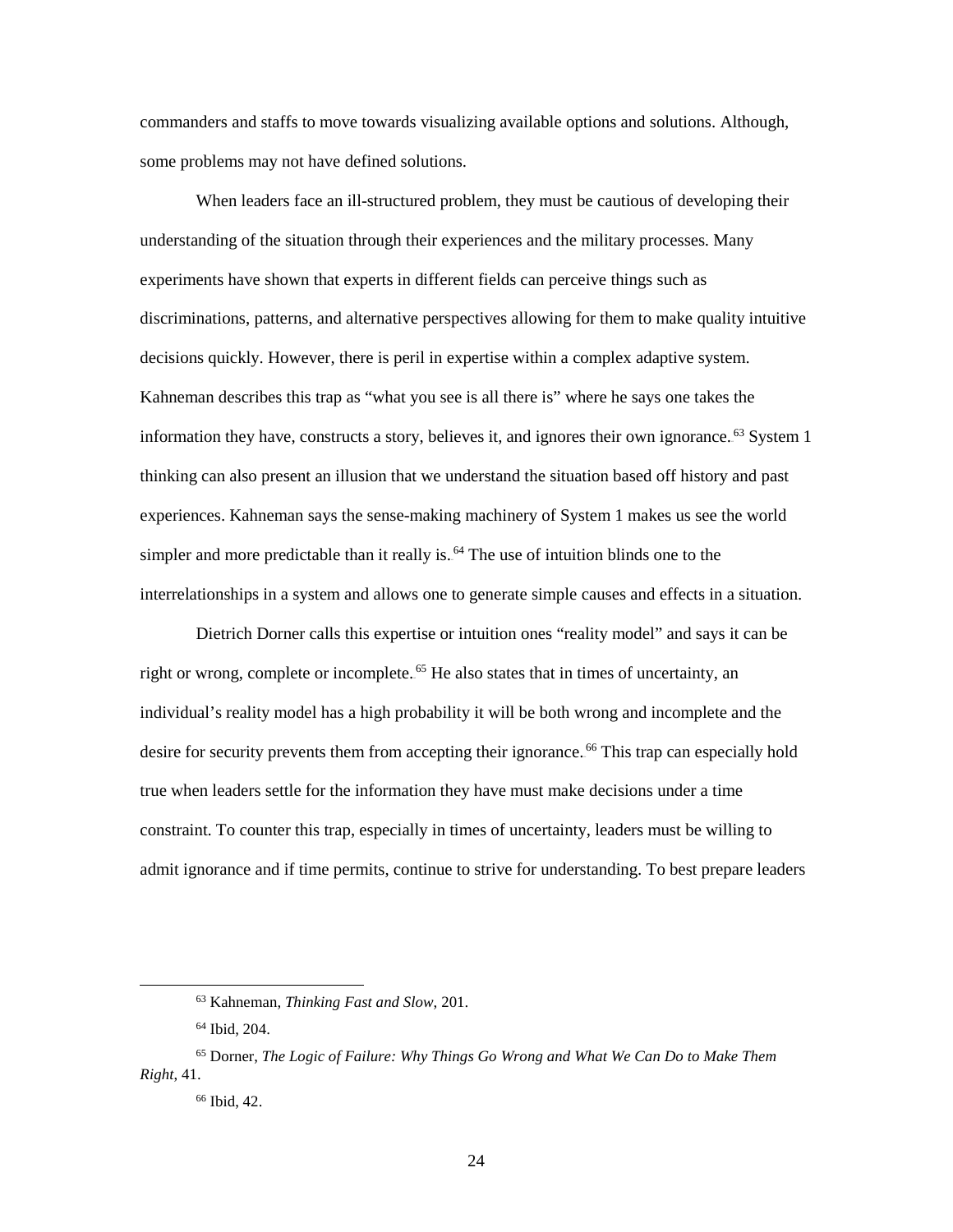commanders and staffs to move towards visualizing available options and solutions. Although, some problems may not have defined solutions.

When leaders face an ill-structured problem, they must be cautious of developing their understanding of the situation through their experiences and the military processes. Many experiments have shown that experts in different fields can perceive things such as discriminations, patterns, and alternative perspectives allowing for them to make quality intuitive decisions quickly. However, there is peril in expertise within a complex adaptive system. Kahneman describes this trap as "what you see is all there is" where he says one takes the information they have, constructs a story, believes it, and ignores their own ignorance.[63] System 1 thinking can also present an illusion that we understand the situation based off history and past experiences. Kahneman says the sense-making machinery of System 1 makes us see the world simpler and more predictable than it really is.[64] The use of intuition blinds one to the interrelationships in a system and allows one to generate simple causes and effects in a situation.

Dietrich Dorner calls this expertise or intuition ones "reality model" and says it can be right or wrong, complete or incomplete.[65] He also states that in times of uncertainty, an individual's reality model has a high probability it will be both wrong and incomplete and the desire for security prevents them from accepting their ignorance.[66] This trap can especially hold true when leaders settle for the information they have must make decisions under a time constraint. To counter this trap, especially in times of uncertainty, leaders must be willing to admit ignorance and if time permits, continue to strive for understanding. To best prepare leaders

---

[63] Kahneman, *Thinking Fast and Slow*, 201.

[64] Ibid, 204.

[65] Dorner, *The Logic of Failure: Why Things Go Wrong and What We Can Do to Make Them Right*, 41.

[66] Ibid, 42.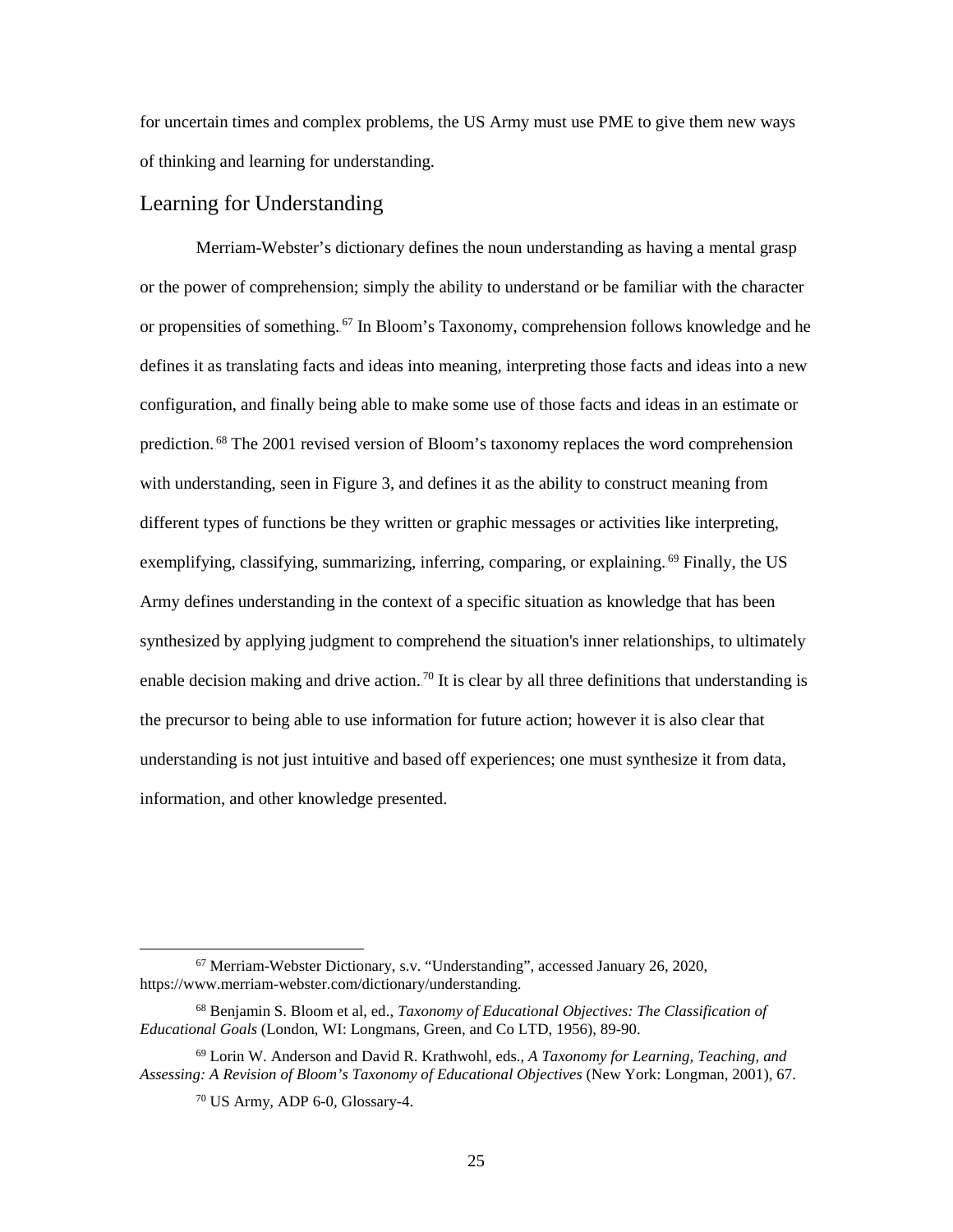for uncertain times and complex problems, the US Army must use PME to give them new ways of thinking and learning for understanding.

## Learning for Understanding

Merriam-Webster's dictionary defines the noun understanding as having a mental grasp or the power of comprehension; simply the ability to understand or be familiar with the character or propensities of something.[67] In Bloom's Taxonomy, comprehension follows knowledge and he defines it as translating facts and ideas into meaning, interpreting those facts and ideas into a new configuration, and finally being able to make some use of those facts and ideas in an estimate or prediction.[68] The 2001 revised version of Bloom's taxonomy replaces the word comprehension with understanding, seen in Figure 3, and defines it as the ability to construct meaning from different types of functions be they written or graphic messages or activities like interpreting, exemplifying, classifying, summarizing, inferring, comparing, or explaining.[69] Finally, the US Army defines understanding in the context of a specific situation as knowledge that has been synthesized by applying judgment to comprehend the situation's inner relationships, to ultimately enable decision making and drive action.[70] It is clear by all three definitions that understanding is the precursor to being able to use information for future action; however it is also clear that understanding is not just intuitive and based off experiences; one must synthesize it from data, information, and other knowledge presented.

---

[67] Merriam-Webster Dictionary, s.v. "Understanding", accessed January 26, 2020, https://www.merriam-webster.com/dictionary/understanding.

[68] Benjamin S. Bloom et al, ed., *Taxonomy of Educational Objectives: The Classification of Educational Goals* (London, WI: Longmans, Green, and Co LTD, 1956), 89-90.

[69] Lorin W. Anderson and David R. Krathwohl, eds., *A Taxonomy for Learning, Teaching, and Assessing: A Revision of Bloom's Taxonomy of Educational Objectives* (New York: Longman, 2001), 67.

[70] US Army, ADP 6-0, Glossary-4.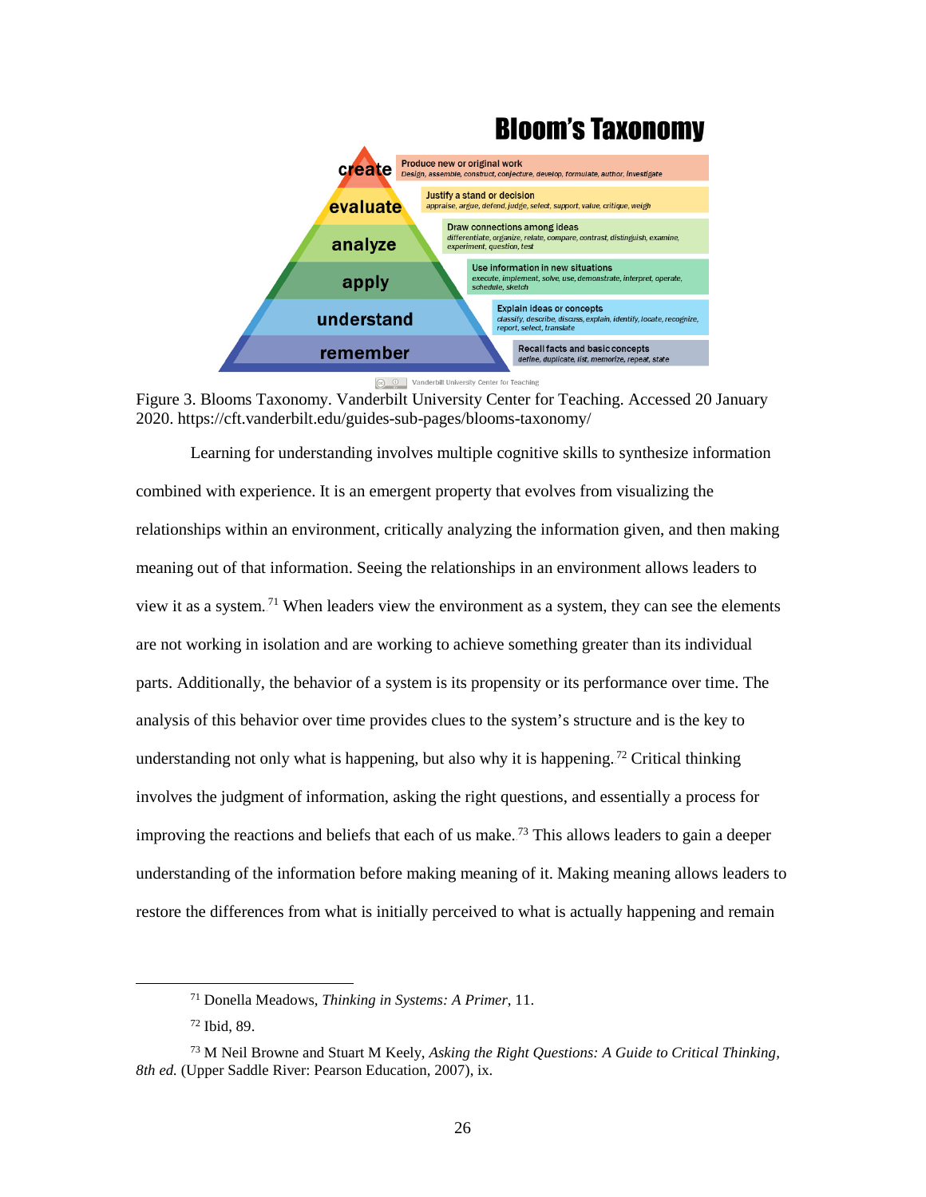**Bloom's Taxonomy**

| Level | Description |
|---|---|
| create | Produce new or original work *Design, assemble, construct, conjecture, develop, formulate, author, investigate* |
| evaluate | Justify a stand or decision *appraise, argue, defend, judge, select, support, value, critique, weigh* |
| analyze | Draw connections among ideas *differentiate, organize, relate, compare, contrast, distinguish, examine, experiment, question, test* |
| apply | Use information in new situations *execute, implement, solve, use, demonstrate, interpret, operate, schedule, sketch* |
| understand | Explain ideas or concepts *classify, describe, discuss, explain, identify, locate, recognize, report, select, translate* |
| remember | Recall facts and basic concepts *define, duplicate, list, memorize, repeat, state* |

Vanderbilt University Center for Teaching

Figure 3. Blooms Taxonomy. Vanderbilt University Center for Teaching. Accessed 20 January 2020. https://cft.vanderbilt.edu/guides-sub-pages/blooms-taxonomy/

Learning for understanding involves multiple cognitive skills to synthesize information combined with experience. It is an emergent property that evolves from visualizing the relationships within an environment, critically analyzing the information given, and then making meaning out of that information. Seeing the relationships in an environment allows leaders to view it as a system.[71] When leaders view the environment as a system, they can see the elements are not working in isolation and are working to achieve something greater than its individual parts. Additionally, the behavior of a system is its propensity or its performance over time. The analysis of this behavior over time provides clues to the system's structure and is the key to understanding not only what is happening, but also why it is happening.[72] Critical thinking involves the judgment of information, asking the right questions, and essentially a process for improving the reactions and beliefs that each of us make.[73] This allows leaders to gain a deeper understanding of the information before making meaning of it. Making meaning allows leaders to restore the differences from what is initially perceived to what is actually happening and remain

---

[71] Donella Meadows, *Thinking in Systems: A Primer*, 11.

[72] Ibid, 89.

[73] M Neil Browne and Stuart M Keely, *Asking the Right Questions: A Guide to Critical Thinking, 8th ed.* (Upper Saddle River: Pearson Education, 2007), ix.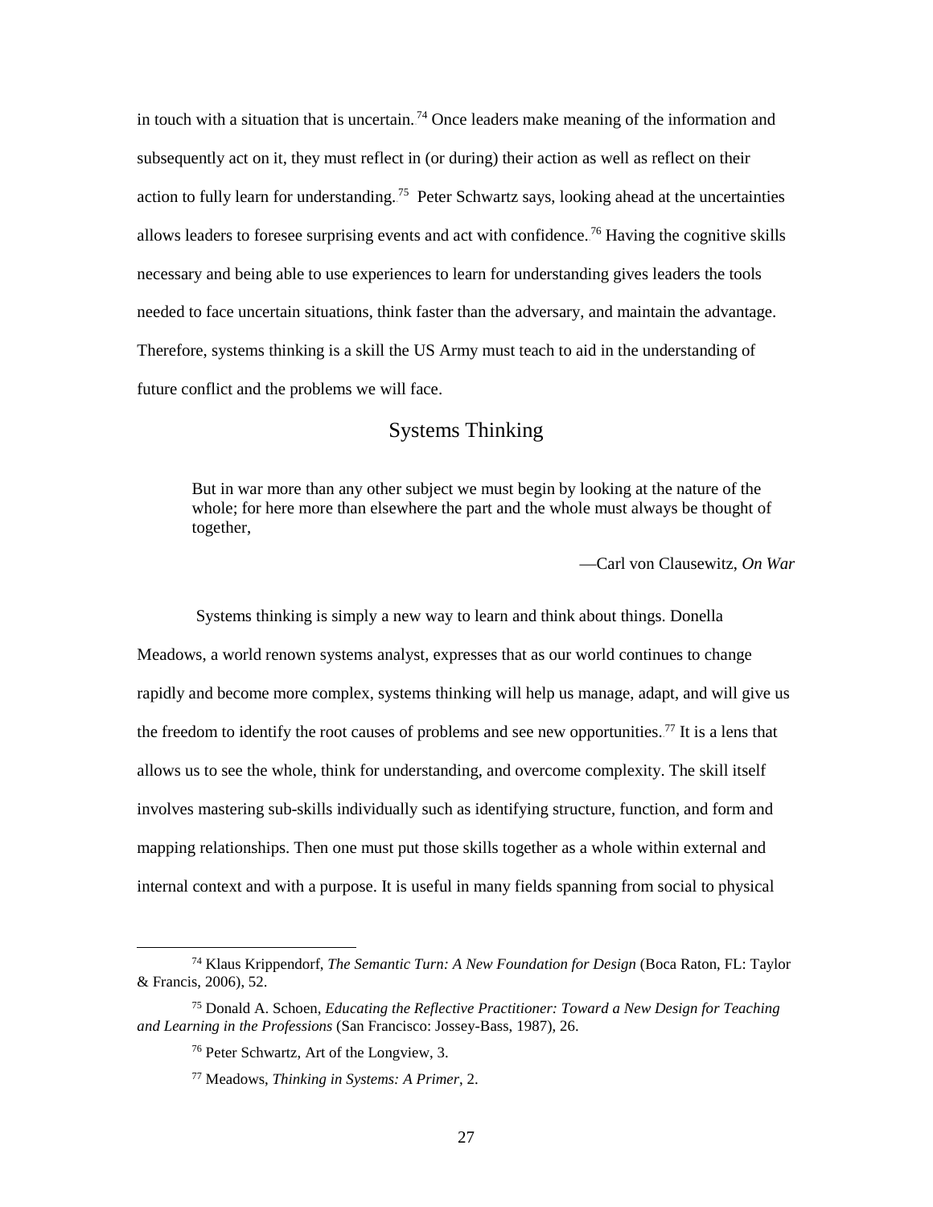in touch with a situation that is uncertain.[74] Once leaders make meaning of the information and subsequently act on it, they must reflect in (or during) their action as well as reflect on their action to fully learn for understanding.[75] Peter Schwartz says, looking ahead at the uncertainties allows leaders to foresee surprising events and act with confidence.[76] Having the cognitive skills necessary and being able to use experiences to learn for understanding gives leaders the tools needed to face uncertain situations, think faster than the adversary, and maintain the advantage. Therefore, systems thinking is a skill the US Army must teach to aid in the understanding of future conflict and the problems we will face.

## Systems Thinking

> But in war more than any other subject we must begin by looking at the nature of the whole; for here more than elsewhere the part and the whole must always be thought of together,
>
> —Carl von Clausewitz, *On War*

Systems thinking is simply a new way to learn and think about things. Donella Meadows, a world renown systems analyst, expresses that as our world continues to change rapidly and become more complex, systems thinking will help us manage, adapt, and will give us the freedom to identify the root causes of problems and see new opportunities.[77] It is a lens that allows us to see the whole, think for understanding, and overcome complexity. The skill itself involves mastering sub-skills individually such as identifying structure, function, and form and mapping relationships. Then one must put those skills together as a whole within external and internal context and with a purpose. It is useful in many fields spanning from social to physical

---

[74] Klaus Krippendorf, *The Semantic Turn: A New Foundation for Design* (Boca Raton, FL: Taylor & Francis, 2006), 52.

[75] Donald A. Schoen, *Educating the Reflective Practitioner: Toward a New Design for Teaching and Learning in the Professions* (San Francisco: Jossey-Bass, 1987), 26.

[76] Peter Schwartz, Art of the Longview, 3.

[77] Meadows, *Thinking in Systems: A Primer*, 2.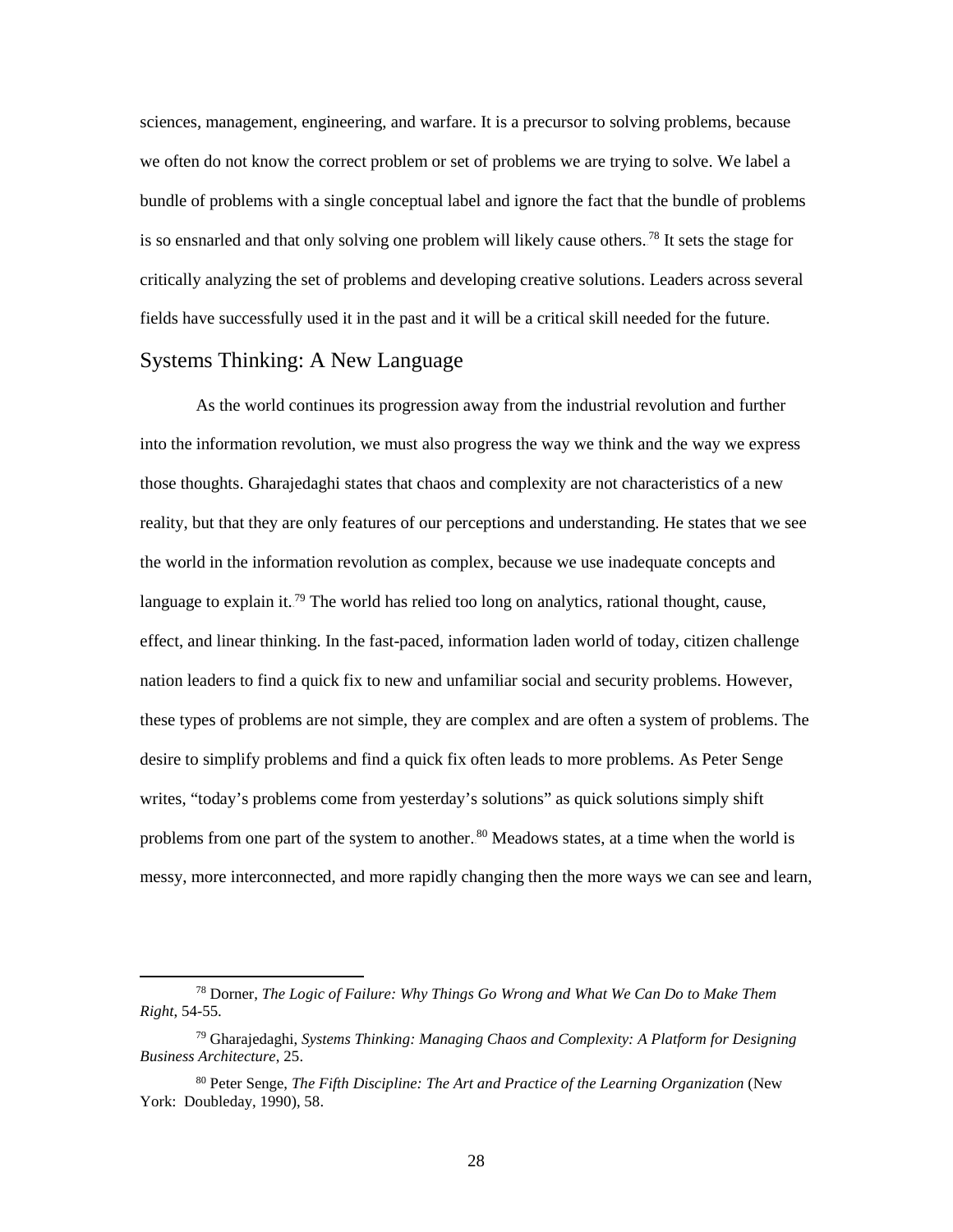sciences, management, engineering, and warfare. It is a precursor to solving problems, because we often do not know the correct problem or set of problems we are trying to solve. We label a bundle of problems with a single conceptual label and ignore the fact that the bundle of problems is so ensnarled and that only solving one problem will likely cause others.[78] It sets the stage for critically analyzing the set of problems and developing creative solutions. Leaders across several fields have successfully used it in the past and it will be a critical skill needed for the future.

## Systems Thinking: A New Language

As the world continues its progression away from the industrial revolution and further into the information revolution, we must also progress the way we think and the way we express those thoughts. Gharajedaghi states that chaos and complexity are not characteristics of a new reality, but that they are only features of our perceptions and understanding. He states that we see the world in the information revolution as complex, because we use inadequate concepts and language to explain it.[79] The world has relied too long on analytics, rational thought, cause, effect, and linear thinking. In the fast-paced, information laden world of today, citizen challenge nation leaders to find a quick fix to new and unfamiliar social and security problems. However, these types of problems are not simple, they are complex and are often a system of problems. The desire to simplify problems and find a quick fix often leads to more problems. As Peter Senge writes, "today's problems come from yesterday's solutions" as quick solutions simply shift problems from one part of the system to another.[80] Meadows states, at a time when the world is messy, more interconnected, and more rapidly changing then the more ways we can see and learn,

---

[78] Dorner, *The Logic of Failure: Why Things Go Wrong and What We Can Do to Make Them Right*, 54-55.

[79] Gharajedaghi, *Systems Thinking: Managing Chaos and Complexity: A Platform for Designing Business Architecture*, 25.

[80] Peter Senge, *The Fifth Discipline: The Art and Practice of the Learning Organization* (New York: Doubleday, 1990), 58.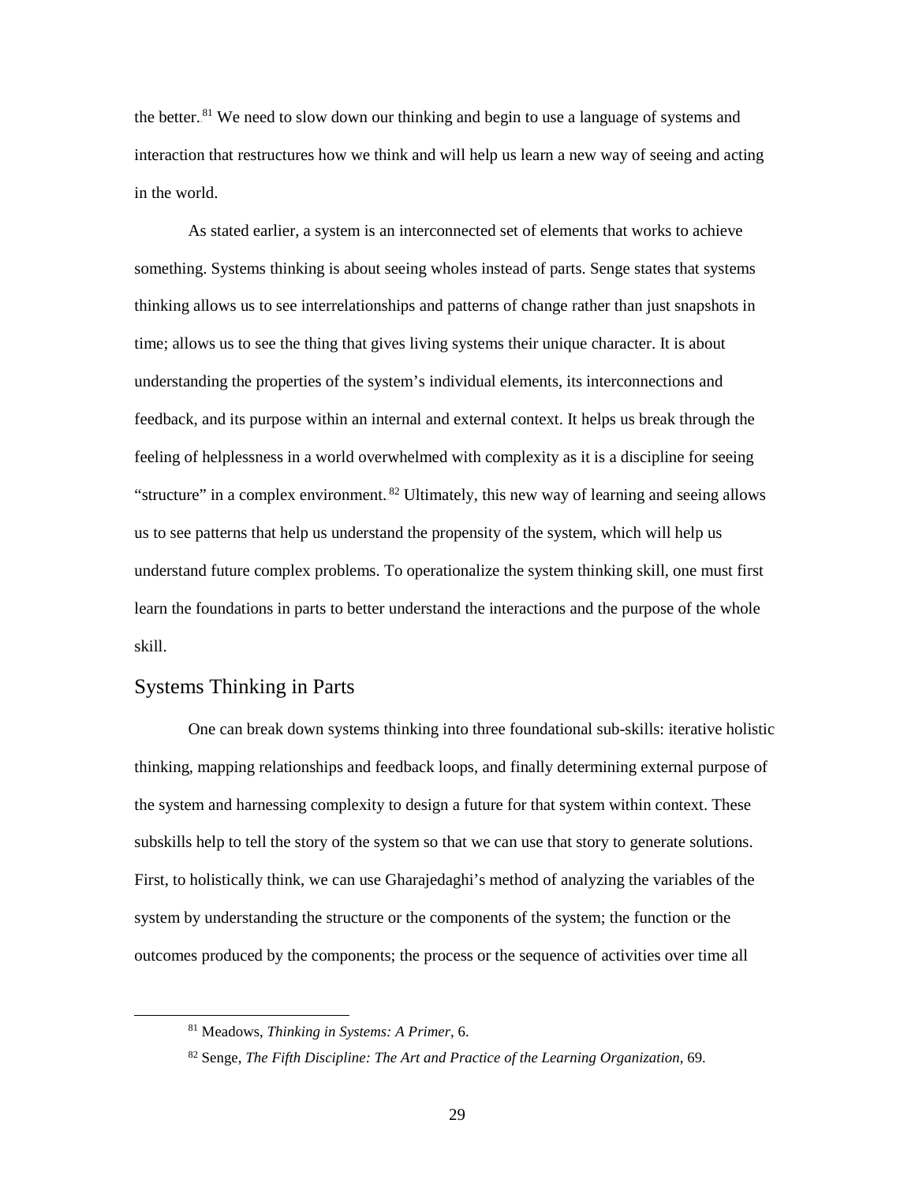the better.[81] We need to slow down our thinking and begin to use a language of systems and interaction that restructures how we think and will help us learn a new way of seeing and acting in the world.

As stated earlier, a system is an interconnected set of elements that works to achieve something. Systems thinking is about seeing wholes instead of parts. Senge states that systems thinking allows us to see interrelationships and patterns of change rather than just snapshots in time; allows us to see the thing that gives living systems their unique character. It is about understanding the properties of the system's individual elements, its interconnections and feedback, and its purpose within an internal and external context. It helps us break through the feeling of helplessness in a world overwhelmed with complexity as it is a discipline for seeing "structure" in a complex environment.[82] Ultimately, this new way of learning and seeing allows us to see patterns that help us understand the propensity of the system, which will help us understand future complex problems. To operationalize the system thinking skill, one must first learn the foundations in parts to better understand the interactions and the purpose of the whole skill.

## Systems Thinking in Parts

One can break down systems thinking into three foundational sub-skills: iterative holistic thinking, mapping relationships and feedback loops, and finally determining external purpose of the system and harnessing complexity to design a future for that system within context. These subskills help to tell the story of the system so that we can use that story to generate solutions. First, to holistically think, we can use Gharajedaghi's method of analyzing the variables of the system by understanding the structure or the components of the system; the function or the outcomes produced by the components; the process or the sequence of activities over time all

---

[81] Meadows, *Thinking in Systems: A Primer*, 6.

[82] Senge, *The Fifth Discipline: The Art and Practice of the Learning Organization*, 69.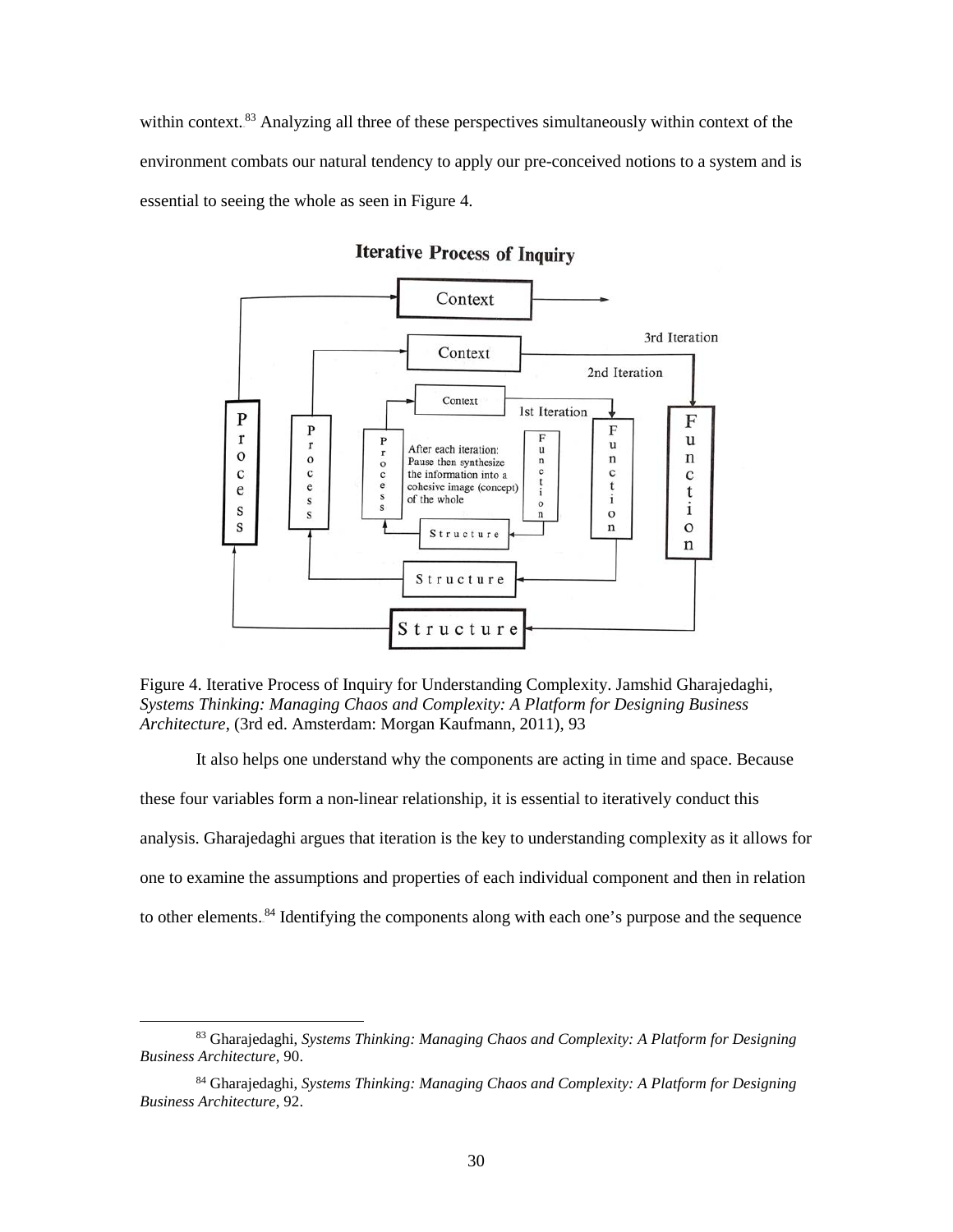within context.[83] Analyzing all three of these perspectives simultaneously within context of the environment combats our natural tendency to apply our pre-conceived notions to a system and is essential to seeing the whole as seen in Figure 4.

Figure 4. Iterative Process of Inquiry for Understanding Complexity. Jamshid Gharajedaghi, *Systems Thinking: Managing Chaos and Complexity: A Platform for Designing Business Architecture*, (3rd ed. Amsterdam: Morgan Kaufmann, 2011), 93

It also helps one understand why the components are acting in time and space. Because these four variables form a non-linear relationship, it is essential to iteratively conduct this analysis. Gharajedaghi argues that iteration is the key to understanding complexity as it allows for one to examine the assumptions and properties of each individual component and then in relation to other elements.[84] Identifying the components along with each one's purpose and the sequence

[83] Gharajedaghi, *Systems Thinking: Managing Chaos and Complexity: A Platform for Designing Business Architecture*, 90.

[84] Gharajedaghi, *Systems Thinking: Managing Chaos and Complexity: A Platform for Designing Business Architecture*, 92.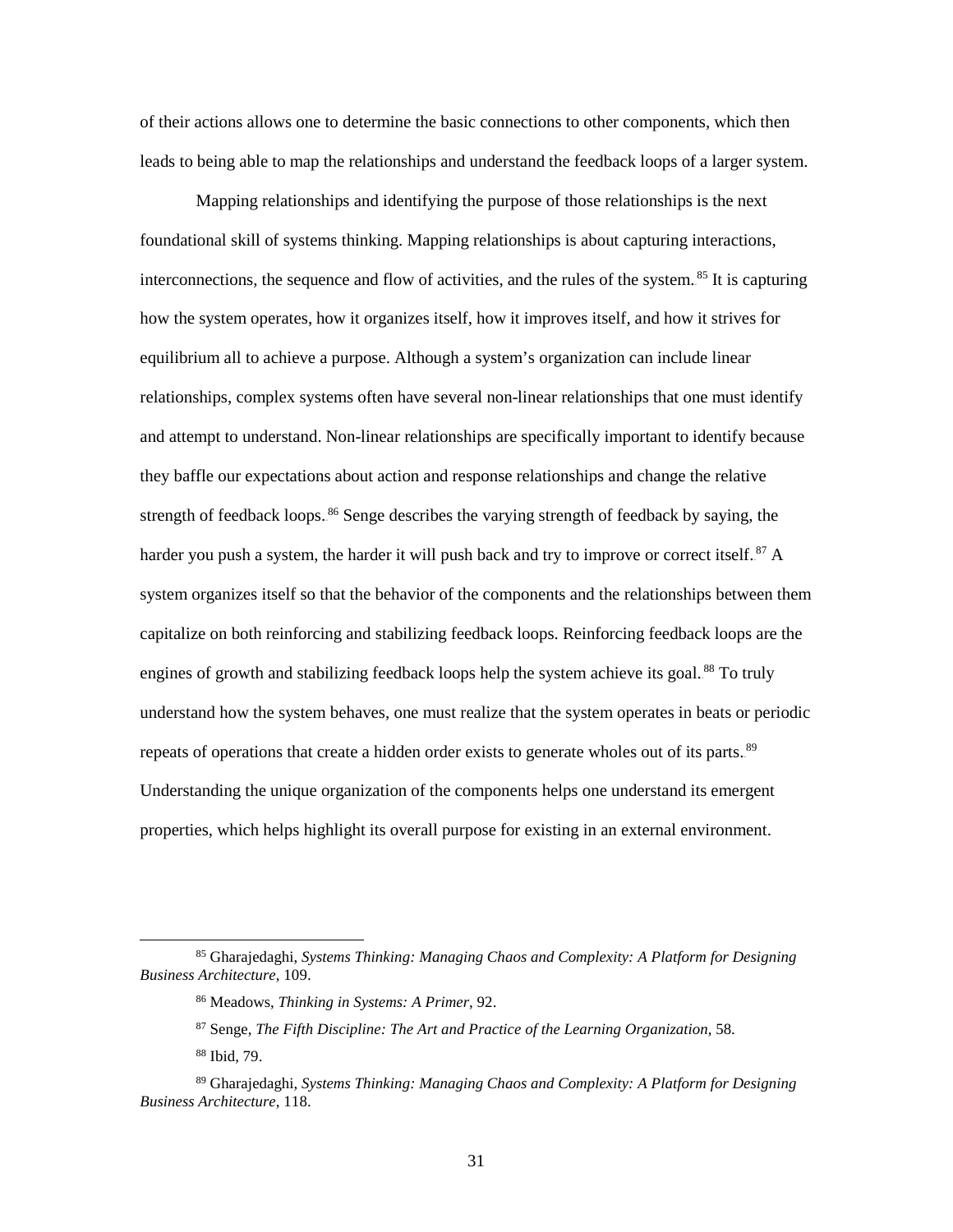of their actions allows one to determine the basic connections to other components, which then leads to being able to map the relationships and understand the feedback loops of a larger system.

Mapping relationships and identifying the purpose of those relationships is the next foundational skill of systems thinking. Mapping relationships is about capturing interactions, interconnections, the sequence and flow of activities, and the rules of the system.[85] It is capturing how the system operates, how it organizes itself, how it improves itself, and how it strives for equilibrium all to achieve a purpose. Although a system's organization can include linear relationships, complex systems often have several non-linear relationships that one must identify and attempt to understand. Non-linear relationships are specifically important to identify because they baffle our expectations about action and response relationships and change the relative strength of feedback loops.[86] Senge describes the varying strength of feedback by saying, the harder you push a system, the harder it will push back and try to improve or correct itself.[87] A system organizes itself so that the behavior of the components and the relationships between them capitalize on both reinforcing and stabilizing feedback loops. Reinforcing feedback loops are the engines of growth and stabilizing feedback loops help the system achieve its goal.[88] To truly understand how the system behaves, one must realize that the system operates in beats or periodic repeats of operations that create a hidden order exists to generate wholes out of its parts.[89] Understanding the unique organization of the components helps one understand its emergent properties, which helps highlight its overall purpose for existing in an external environment.

---

[85] Gharajedaghi, *Systems Thinking: Managing Chaos and Complexity: A Platform for Designing Business Architecture*, 109.

[86] Meadows, *Thinking in Systems: A Primer*, 92.

[87] Senge, *The Fifth Discipline: The Art and Practice of the Learning Organization*, 58.

[88] Ibid, 79.

[89] Gharajedaghi, *Systems Thinking: Managing Chaos and Complexity: A Platform for Designing Business Architecture*, 118.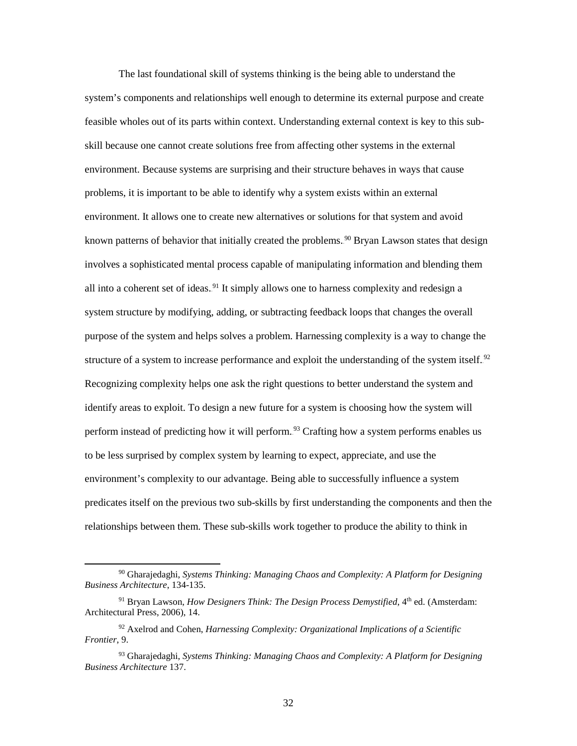The last foundational skill of systems thinking is the being able to understand the system's components and relationships well enough to determine its external purpose and create feasible wholes out of its parts within context. Understanding external context is key to this sub-skill because one cannot create solutions free from affecting other systems in the external environment. Because systems are surprising and their structure behaves in ways that cause problems, it is important to be able to identify why a system exists within an external environment. It allows one to create new alternatives or solutions for that system and avoid known patterns of behavior that initially created the problems.[90] Bryan Lawson states that design involves a sophisticated mental process capable of manipulating information and blending them all into a coherent set of ideas.[91] It simply allows one to harness complexity and redesign a system structure by modifying, adding, or subtracting feedback loops that changes the overall purpose of the system and helps solves a problem. Harnessing complexity is a way to change the structure of a system to increase performance and exploit the understanding of the system itself.[92] Recognizing complexity helps one ask the right questions to better understand the system and identify areas to exploit. To design a new future for a system is choosing how the system will perform instead of predicting how it will perform.[93] Crafting how a system performs enables us to be less surprised by complex system by learning to expect, appreciate, and use the environment's complexity to our advantage. Being able to successfully influence a system predicates itself on the previous two sub-skills by first understanding the components and then the relationships between them. These sub-skills work together to produce the ability to think in

---

[90] Gharajedaghi, *Systems Thinking: Managing Chaos and Complexity: A Platform for Designing Business Architecture*, 134-135.

[91] Bryan Lawson, *How Designers Think: The Design Process Demystified*, 4th ed. (Amsterdam: Architectural Press, 2006), 14.

[92] Axelrod and Cohen, *Harnessing Complexity: Organizational Implications of a Scientific Frontier*, 9.

[93] Gharajedaghi, *Systems Thinking: Managing Chaos and Complexity: A Platform for Designing Business Architecture* 137.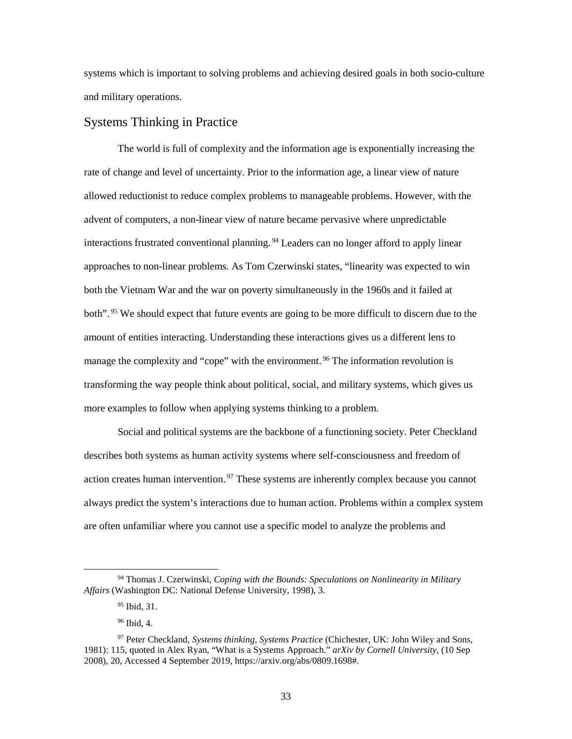systems which is important to solving problems and achieving desired goals in both socio-culture and military operations.

## Systems Thinking in Practice

The world is full of complexity and the information age is exponentially increasing the rate of change and level of uncertainty. Prior to the information age, a linear view of nature allowed reductionist to reduce complex problems to manageable problems. However, with the advent of computers, a non-linear view of nature became pervasive where unpredictable interactions frustrated conventional planning.[94] Leaders can no longer afford to apply linear approaches to non-linear problems. As Tom Czerwinski states, "linearity was expected to win both the Vietnam War and the war on poverty simultaneously in the 1960s and it failed at both".[95] We should expect that future events are going to be more difficult to discern due to the amount of entities interacting. Understanding these interactions gives us a different lens to manage the complexity and "cope" with the environment.[96] The information revolution is transforming the way people think about political, social, and military systems, which gives us more examples to follow when applying systems thinking to a problem.

Social and political systems are the backbone of a functioning society. Peter Checkland describes both systems as human activity systems where self-consciousness and freedom of action creates human intervention.[97] These systems are inherently complex because you cannot always predict the system's interactions due to human action. Problems within a complex system are often unfamiliar where you cannot use a specific model to analyze the problems and

---

[94] Thomas J. Czerwinski, *Coping with the Bounds: Speculations on Nonlinearity in Military Affairs* (Washington DC: National Defense University, 1998), 3.

[95] Ibid, 31.

[96] Ibid, 4.

[97] Peter Checkland, *Systems thinking, Systems Practice* (Chichester, UK: John Wiley and Sons, 1981): 115, quoted in Alex Ryan, "What is a Systems Approach." *arXiv by Cornell University*, (10 Sep 2008), 20, Accessed 4 September 2019, https://arxiv.org/abs/0809.1698#.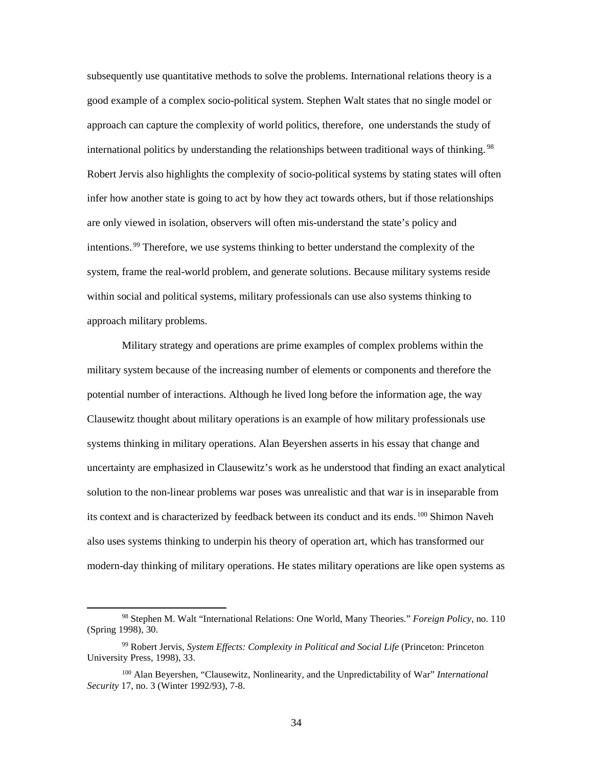subsequently use quantitative methods to solve the problems. International relations theory is a good example of a complex socio-political system. Stephen Walt states that no single model or approach can capture the complexity of world politics, therefore, one understands the study of international politics by understanding the relationships between traditional ways of thinking.[98] Robert Jervis also highlights the complexity of socio-political systems by stating states will often infer how another state is going to act by how they act towards others, but if those relationships are only viewed in isolation, observers will often mis-understand the state's policy and intentions.[99] Therefore, we use systems thinking to better understand the complexity of the system, frame the real-world problem, and generate solutions. Because military systems reside within social and political systems, military professionals can use also systems thinking to approach military problems.

Military strategy and operations are prime examples of complex problems within the military system because of the increasing number of elements or components and therefore the potential number of interactions. Although he lived long before the information age, the way Clausewitz thought about military operations is an example of how military professionals use systems thinking in military operations. Alan Beyershen asserts in his essay that change and uncertainty are emphasized in Clausewitz's work as he understood that finding an exact analytical solution to the non-linear problems war poses was unrealistic and that war is in inseparable from its context and is characterized by feedback between its conduct and its ends.[100] Shimon Naveh also uses systems thinking to underpin his theory of operation art, which has transformed our modern-day thinking of military operations. He states military operations are like open systems as

---

[98] Stephen M. Walt "International Relations: One World, Many Theories." *Foreign Policy*, no. 110 (Spring 1998), 30.

[99] Robert Jervis, *System Effects: Complexity in Political and Social Life* (Princeton: Princeton University Press, 1998), 33.

[100] Alan Beyershen, "Clausewitz, Nonlinearity, and the Unpredictability of War" *International Security* 17, no. 3 (Winter 1992/93), 7-8.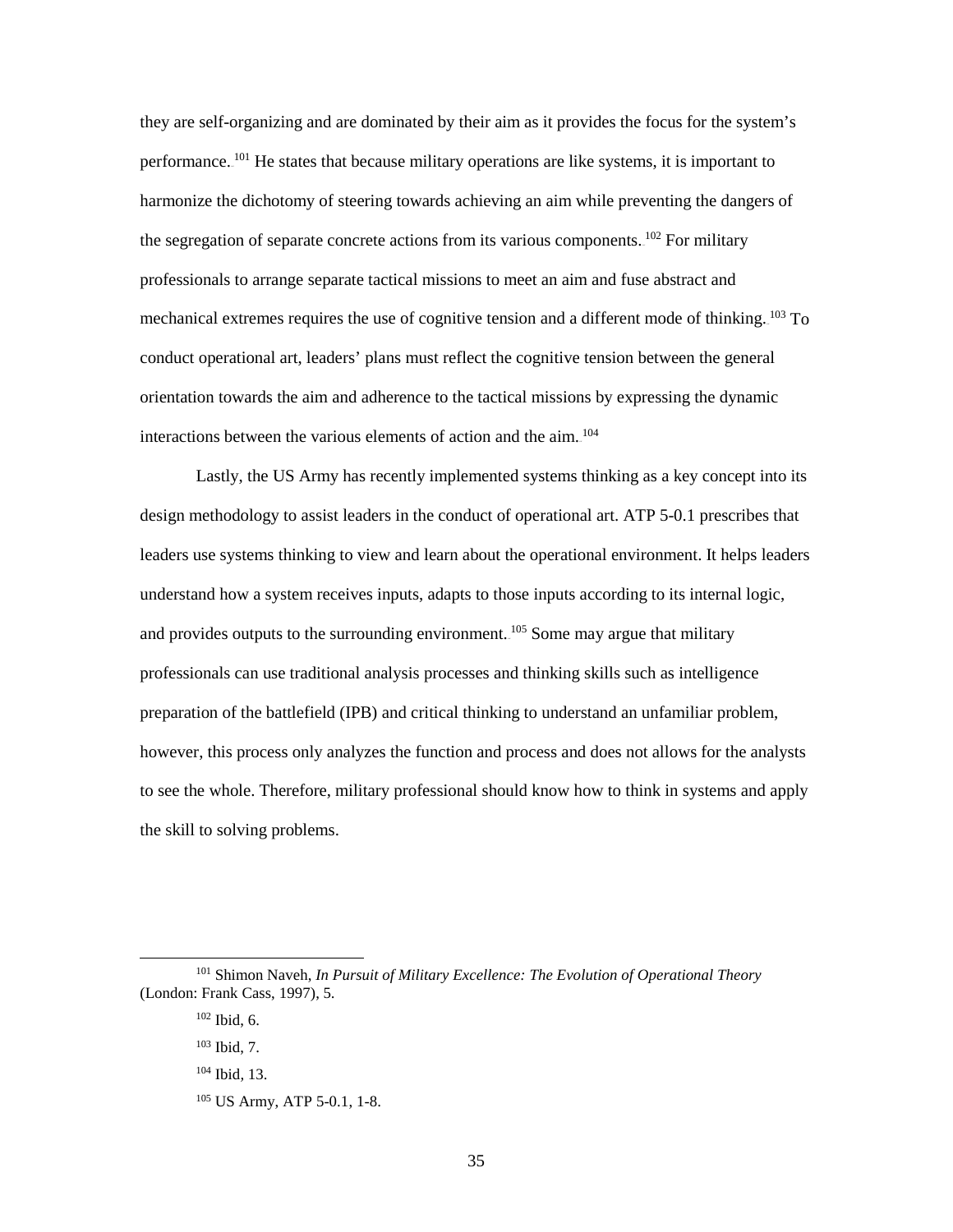they are self-organizing and are dominated by their aim as it provides the focus for the system's performance.[101] He states that because military operations are like systems, it is important to harmonize the dichotomy of steering towards achieving an aim while preventing the dangers of the segregation of separate concrete actions from its various components.[102] For military professionals to arrange separate tactical missions to meet an aim and fuse abstract and mechanical extremes requires the use of cognitive tension and a different mode of thinking.[103] To conduct operational art, leaders' plans must reflect the cognitive tension between the general orientation towards the aim and adherence to the tactical missions by expressing the dynamic interactions between the various elements of action and the aim.[104]

Lastly, the US Army has recently implemented systems thinking as a key concept into its design methodology to assist leaders in the conduct of operational art. ATP 5-0.1 prescribes that leaders use systems thinking to view and learn about the operational environment. It helps leaders understand how a system receives inputs, adapts to those inputs according to its internal logic, and provides outputs to the surrounding environment.[105] Some may argue that military professionals can use traditional analysis processes and thinking skills such as intelligence preparation of the battlefield (IPB) and critical thinking to understand an unfamiliar problem, however, this process only analyzes the function and process and does not allows for the analysts to see the whole. Therefore, military professional should know how to think in systems and apply the skill to solving problems.

---

[101] Shimon Naveh, *In Pursuit of Military Excellence: The Evolution of Operational Theory* (London: Frank Cass, 1997), 5.

[102] Ibid, 6.

[103] Ibid, 7.

[104] Ibid, 13.

[105] US Army, ATP 5-0.1, 1-8.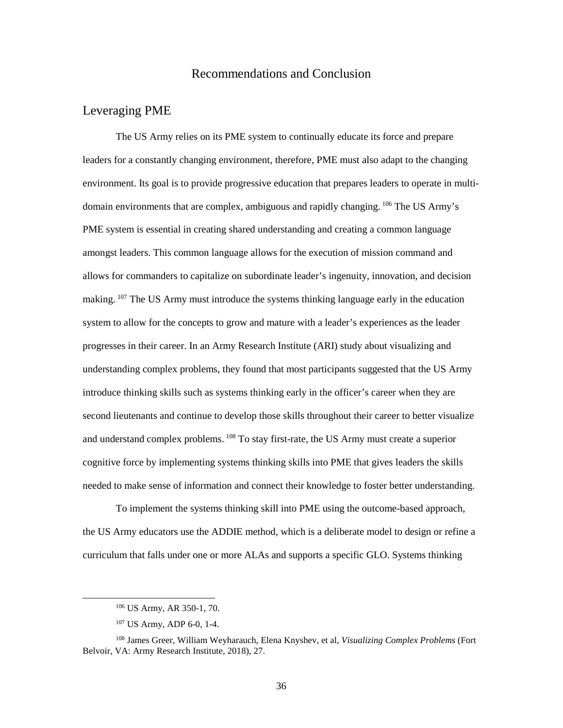# Recommendations and Conclusion

## Leveraging PME

The US Army relies on its PME system to continually educate its force and prepare leaders for a constantly changing environment, therefore, PME must also adapt to the changing environment. Its goal is to provide progressive education that prepares leaders to operate in multi-domain environments that are complex, ambiguous and rapidly changing.[106] The US Army's PME system is essential in creating shared understanding and creating a common language amongst leaders. This common language allows for the execution of mission command and allows for commanders to capitalize on subordinate leader's ingenuity, innovation, and decision making.[107] The US Army must introduce the systems thinking language early in the education system to allow for the concepts to grow and mature with a leader's experiences as the leader progresses in their career. In an Army Research Institute (ARI) study about visualizing and understanding complex problems, they found that most participants suggested that the US Army introduce thinking skills such as systems thinking early in the officer's career when they are second lieutenants and continue to develop those skills throughout their career to better visualize and understand complex problems.[108] To stay first-rate, the US Army must create a superior cognitive force by implementing systems thinking skills into PME that gives leaders the skills needed to make sense of information and connect their knowledge to foster better understanding.

To implement the systems thinking skill into PME using the outcome-based approach, the US Army educators use the ADDIE method, which is a deliberate model to design or refine a curriculum that falls under one or more ALAs and supports a specific GLO. Systems thinking

[106] US Army, AR 350-1, 70.

[107] US Army, ADP 6-0, 1-4.

[108] James Greer, William Weyharauch, Elena Knyshev, et al, *Visualizing Complex Problems* (Fort Belvoir, VA: Army Research Institute, 2018), 27.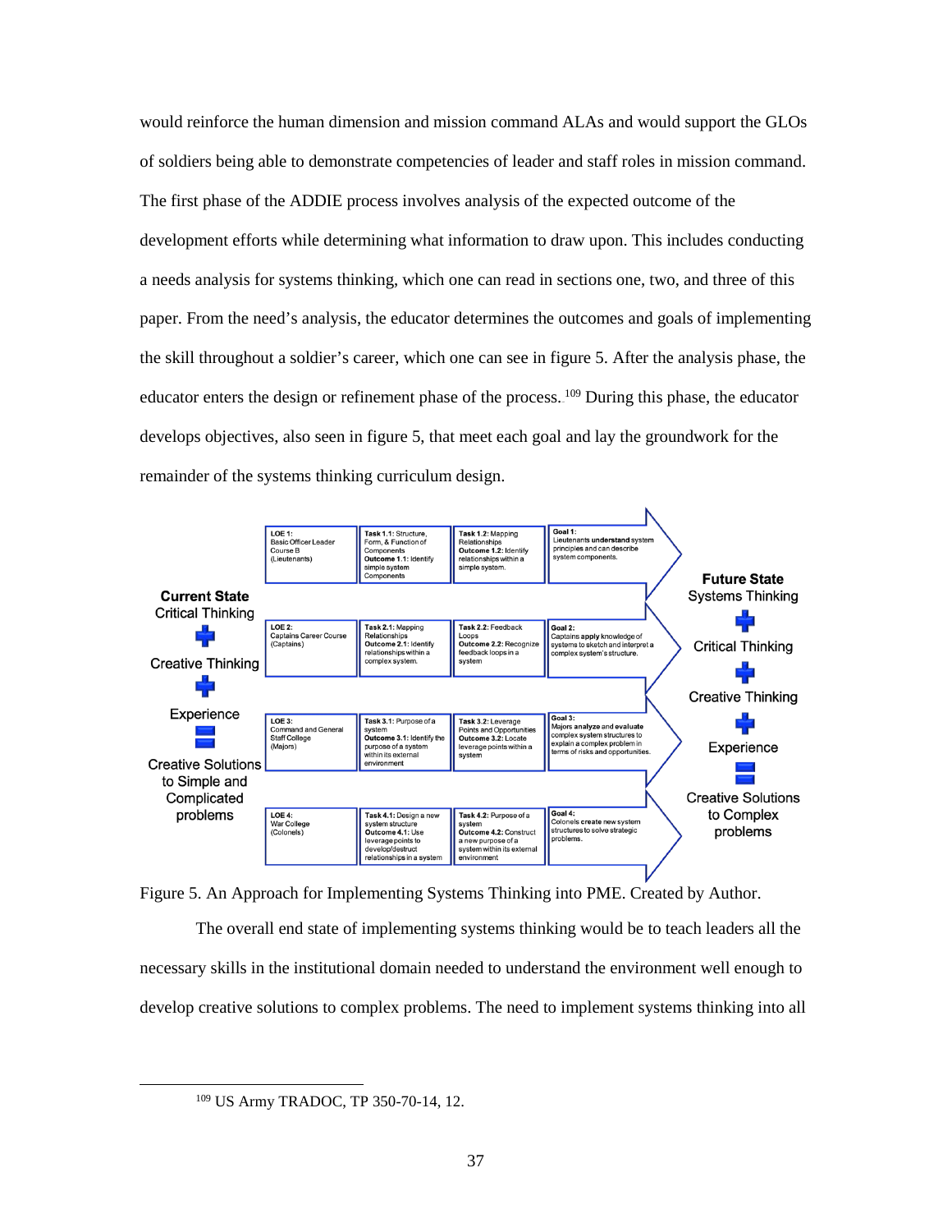would reinforce the human dimension and mission command ALAs and would support the GLOs of soldiers being able to demonstrate competencies of leader and staff roles in mission command. The first phase of the ADDIE process involves analysis of the expected outcome of the development efforts while determining what information to draw upon. This includes conducting a needs analysis for systems thinking, which one can read in sections one, two, and three of this paper. From the need's analysis, the educator determines the outcomes and goals of implementing the skill throughout a soldier's career, which one can see in figure 5. After the analysis phase, the educator enters the design or refinement phase of the process.[109] During this phase, the educator develops objectives, also seen in figure 5, that meet each goal and lay the groundwork for the remainder of the systems thinking curriculum design.

**Current State:** Critical Thinking + Creative Thinking + Experience = Creative Solutions to Simple and Complicated problems

| LOE | Task | Task | Goal |
|---|---|---|---|
| **LOE 1:** Basic Officer Leader Course B (Lieutenants) | **Task 1.1:** Structure, Form, & Function of Components **Outcome 1.1:** Identify simple system Components | **Task 1.2:** Mapping Relationships **Outcome 1.2:** Identify relationships within a simple system. | **Goal 1:** Lieutenants **understand** system principles and can describe system components. |
| **LOE 2:** Captains Career Course (Captains) | **Task 2.1:** Mapping Relationships **Outcome 2.1:** Identify relationships within a complex system. | **Task 2.2:** Feedback Loops **Outcome 2.2:** Recognize feedback loops in a system | **Goal 2:** Captains **apply** knowledge of systems to sketch and interpret a complex system's structure. |
| **LOE 3:** Command and General Staff College (Majors) | **Task 3.1:** Purpose of a system **Outcome 3.1:** Identify the purpose of a system within its external environment | **Task 3.2:** Leverage Points and Opportunities **Outcome 3.2:** Locate leverage points within a system | **Goal 3:** Majors **analyze** and **evaluate** complex system structures to explain a complex problem in terms of risks and opportunities. |
| **LOE 4:** War College (Colonels) | **Task 4.1:** Design a new system structure **Outcome 4.1:** Use leverage points to develop/destruct relationships in a system | **Task 4.2:** Purpose of a system **Outcome 4.2:** Construct a new purpose of a system within its external environment | **Goal 4:** Colonels **create** new system structures to solve strategic problems. |

**Future State:** Systems Thinking + Critical Thinking + Creative Thinking + Experience = Creative Solutions to Complex problems

Figure 5. An Approach for Implementing Systems Thinking into PME. Created by Author.

The overall end state of implementing systems thinking would be to teach leaders all the necessary skills in the institutional domain needed to understand the environment well enough to develop creative solutions to complex problems. The need to implement systems thinking into all

[109] US Army TRADOC, TP 350-70-14, 12.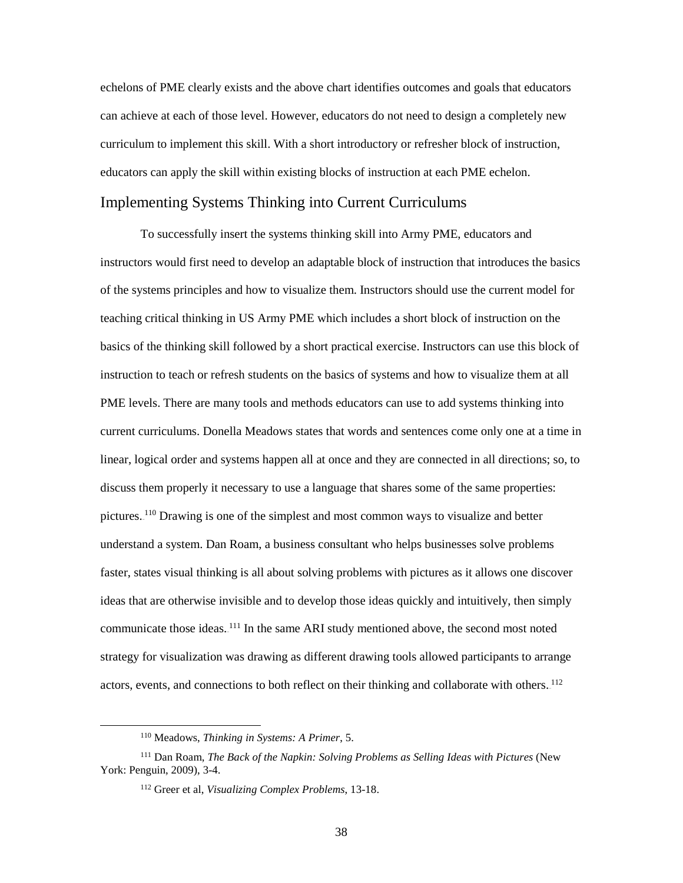echelons of PME clearly exists and the above chart identifies outcomes and goals that educators can achieve at each of those level. However, educators do not need to design a completely new curriculum to implement this skill. With a short introductory or refresher block of instruction, educators can apply the skill within existing blocks of instruction at each PME echelon.

## Implementing Systems Thinking into Current Curriculums

To successfully insert the systems thinking skill into Army PME, educators and instructors would first need to develop an adaptable block of instruction that introduces the basics of the systems principles and how to visualize them. Instructors should use the current model for teaching critical thinking in US Army PME which includes a short block of instruction on the basics of the thinking skill followed by a short practical exercise. Instructors can use this block of instruction to teach or refresh students on the basics of systems and how to visualize them at all PME levels. There are many tools and methods educators can use to add systems thinking into current curriculums. Donella Meadows states that words and sentences come only one at a time in linear, logical order and systems happen all at once and they are connected in all directions; so, to discuss them properly it necessary to use a language that shares some of the same properties: pictures.[110] Drawing is one of the simplest and most common ways to visualize and better understand a system. Dan Roam, a business consultant who helps businesses solve problems faster, states visual thinking is all about solving problems with pictures as it allows one discover ideas that are otherwise invisible and to develop those ideas quickly and intuitively, then simply communicate those ideas.[111] In the same ARI study mentioned above, the second most noted strategy for visualization was drawing as different drawing tools allowed participants to arrange actors, events, and connections to both reflect on their thinking and collaborate with others.[112]

---

[110] Meadows, *Thinking in Systems: A Primer*, 5.

[111] Dan Roam, *The Back of the Napkin: Solving Problems as Selling Ideas with Pictures* (New York: Penguin, 2009), 3-4.

[112] Greer et al, *Visualizing Complex Problems*, 13-18.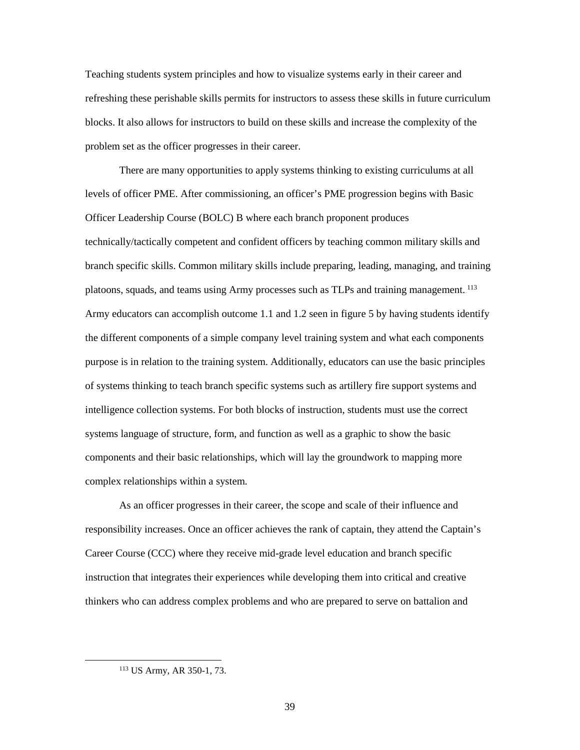Teaching students system principles and how to visualize systems early in their career and refreshing these perishable skills permits for instructors to assess these skills in future curriculum blocks. It also allows for instructors to build on these skills and increase the complexity of the problem set as the officer progresses in their career.

There are many opportunities to apply systems thinking to existing curriculums at all levels of officer PME. After commissioning, an officer's PME progression begins with Basic Officer Leadership Course (BOLC) B where each branch proponent produces technically/tactically competent and confident officers by teaching common military skills and branch specific skills. Common military skills include preparing, leading, managing, and training platoons, squads, and teams using Army processes such as TLPs and training management.[113] Army educators can accomplish outcome 1.1 and 1.2 seen in figure 5 by having students identify the different components of a simple company level training system and what each components purpose is in relation to the training system. Additionally, educators can use the basic principles of systems thinking to teach branch specific systems such as artillery fire support systems and intelligence collection systems. For both blocks of instruction, students must use the correct systems language of structure, form, and function as well as a graphic to show the basic components and their basic relationships, which will lay the groundwork to mapping more complex relationships within a system.

As an officer progresses in their career, the scope and scale of their influence and responsibility increases. Once an officer achieves the rank of captain, they attend the Captain's Career Course (CCC) where they receive mid-grade level education and branch specific instruction that integrates their experiences while developing them into critical and creative thinkers who can address complex problems and who are prepared to serve on battalion and

[113] US Army, AR 350-1, 73.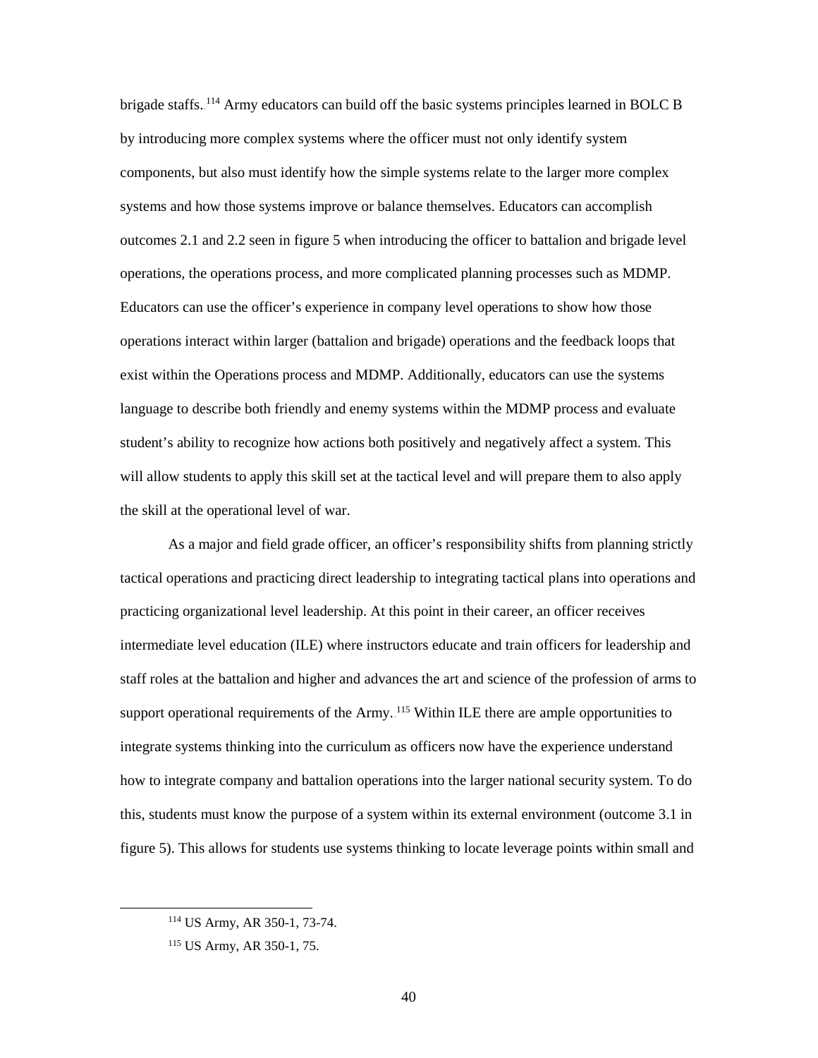brigade staffs.[114] Army educators can build off the basic systems principles learned in BOLC B by introducing more complex systems where the officer must not only identify system components, but also must identify how the simple systems relate to the larger more complex systems and how those systems improve or balance themselves. Educators can accomplish outcomes 2.1 and 2.2 seen in figure 5 when introducing the officer to battalion and brigade level operations, the operations process, and more complicated planning processes such as MDMP. Educators can use the officer's experience in company level operations to show how those operations interact within larger (battalion and brigade) operations and the feedback loops that exist within the Operations process and MDMP. Additionally, educators can use the systems language to describe both friendly and enemy systems within the MDMP process and evaluate student's ability to recognize how actions both positively and negatively affect a system. This will allow students to apply this skill set at the tactical level and will prepare them to also apply the skill at the operational level of war.

As a major and field grade officer, an officer's responsibility shifts from planning strictly tactical operations and practicing direct leadership to integrating tactical plans into operations and practicing organizational level leadership. At this point in their career, an officer receives intermediate level education (ILE) where instructors educate and train officers for leadership and staff roles at the battalion and higher and advances the art and science of the profession of arms to support operational requirements of the Army.[115] Within ILE there are ample opportunities to integrate systems thinking into the curriculum as officers now have the experience understand how to integrate company and battalion operations into the larger national security system. To do this, students must know the purpose of a system within its external environment (outcome 3.1 in figure 5). This allows for students use systems thinking to locate leverage points within small and

---

[114] US Army, AR 350-1, 73-74.

[115] US Army, AR 350-1, 75.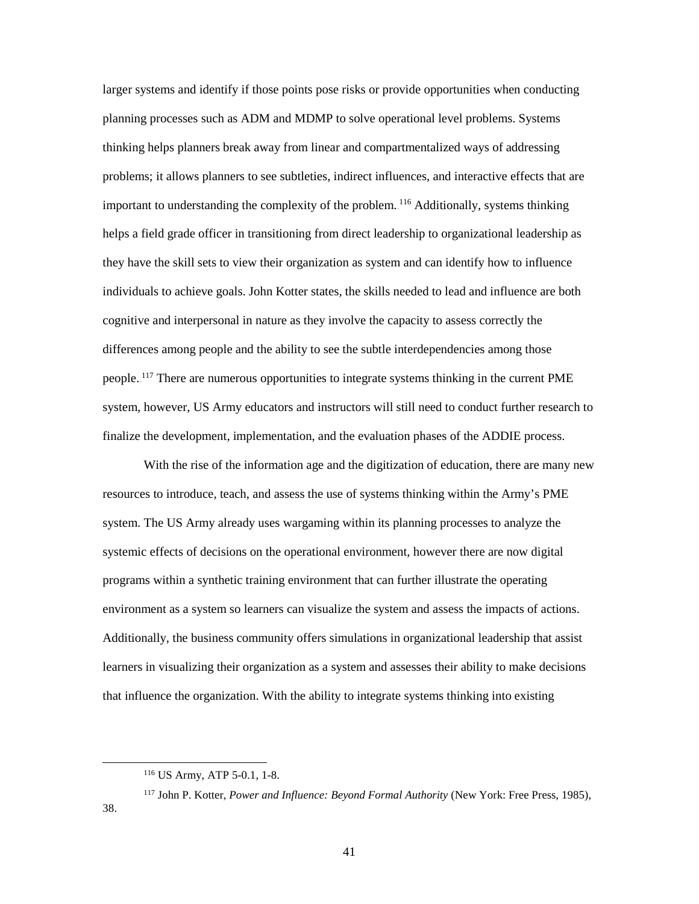larger systems and identify if those points pose risks or provide opportunities when conducting planning processes such as ADM and MDMP to solve operational level problems. Systems thinking helps planners break away from linear and compartmentalized ways of addressing problems; it allows planners to see subtleties, indirect influences, and interactive effects that are important to understanding the complexity of the problem.[116] Additionally, systems thinking helps a field grade officer in transitioning from direct leadership to organizational leadership as they have the skill sets to view their organization as system and can identify how to influence individuals to achieve goals. John Kotter states, the skills needed to lead and influence are both cognitive and interpersonal in nature as they involve the capacity to assess correctly the differences among people and the ability to see the subtle interdependencies among those people.[117] There are numerous opportunities to integrate systems thinking in the current PME system, however, US Army educators and instructors will still need to conduct further research to finalize the development, implementation, and the evaluation phases of the ADDIE process.

With the rise of the information age and the digitization of education, there are many new resources to introduce, teach, and assess the use of systems thinking within the Army's PME system. The US Army already uses wargaming within its planning processes to analyze the systemic effects of decisions on the operational environment, however there are now digital programs within a synthetic training environment that can further illustrate the operating environment as a system so learners can visualize the system and assess the impacts of actions. Additionally, the business community offers simulations in organizational leadership that assist learners in visualizing their organization as a system and assesses their ability to make decisions that influence the organization. With the ability to integrate systems thinking into existing

[116] US Army, ATP 5-0.1, 1-8.

[117] John P. Kotter, *Power and Influence: Beyond Formal Authority* (New York: Free Press, 1985), 38.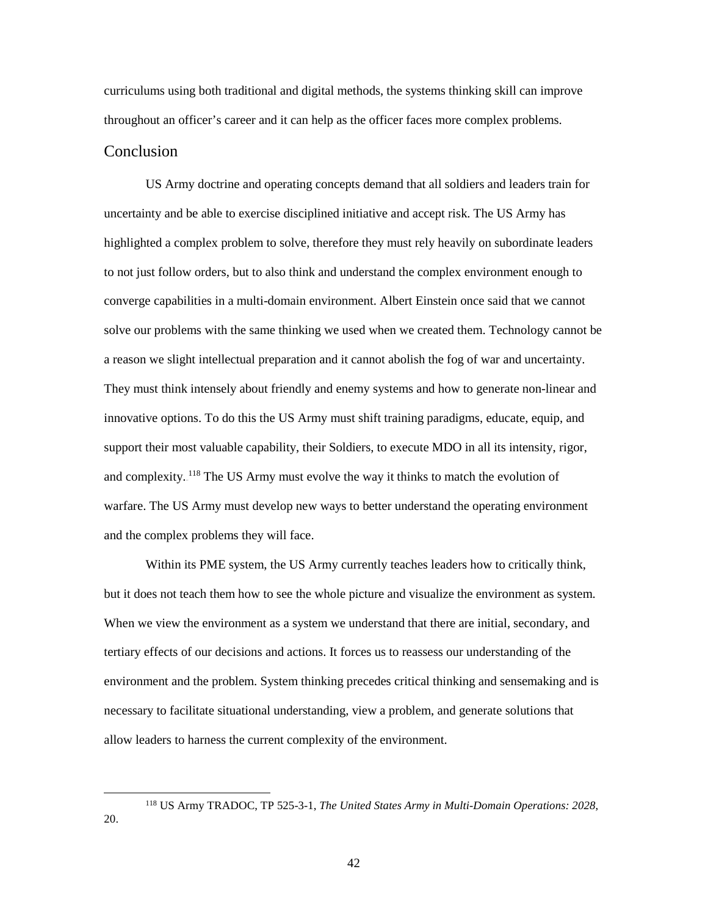curriculums using both traditional and digital methods, the systems thinking skill can improve throughout an officer's career and it can help as the officer faces more complex problems.

## Conclusion

US Army doctrine and operating concepts demand that all soldiers and leaders train for uncertainty and be able to exercise disciplined initiative and accept risk. The US Army has highlighted a complex problem to solve, therefore they must rely heavily on subordinate leaders to not just follow orders, but to also think and understand the complex environment enough to converge capabilities in a multi-domain environment. Albert Einstein once said that we cannot solve our problems with the same thinking we used when we created them. Technology cannot be a reason we slight intellectual preparation and it cannot abolish the fog of war and uncertainty. They must think intensely about friendly and enemy systems and how to generate non-linear and innovative options. To do this the US Army must shift training paradigms, educate, equip, and support their most valuable capability, their Soldiers, to execute MDO in all its intensity, rigor, and complexity.[118] The US Army must evolve the way it thinks to match the evolution of warfare. The US Army must develop new ways to better understand the operating environment and the complex problems they will face.

Within its PME system, the US Army currently teaches leaders how to critically think, but it does not teach them how to see the whole picture and visualize the environment as system. When we view the environment as a system we understand that there are initial, secondary, and tertiary effects of our decisions and actions. It forces us to reassess our understanding of the environment and the problem. System thinking precedes critical thinking and sensemaking and is necessary to facilitate situational understanding, view a problem, and generate solutions that allow leaders to harness the current complexity of the environment.

---

[118] US Army TRADOC, TP 525-3-1, *The United States Army in Multi-Domain Operations: 2028*, 20.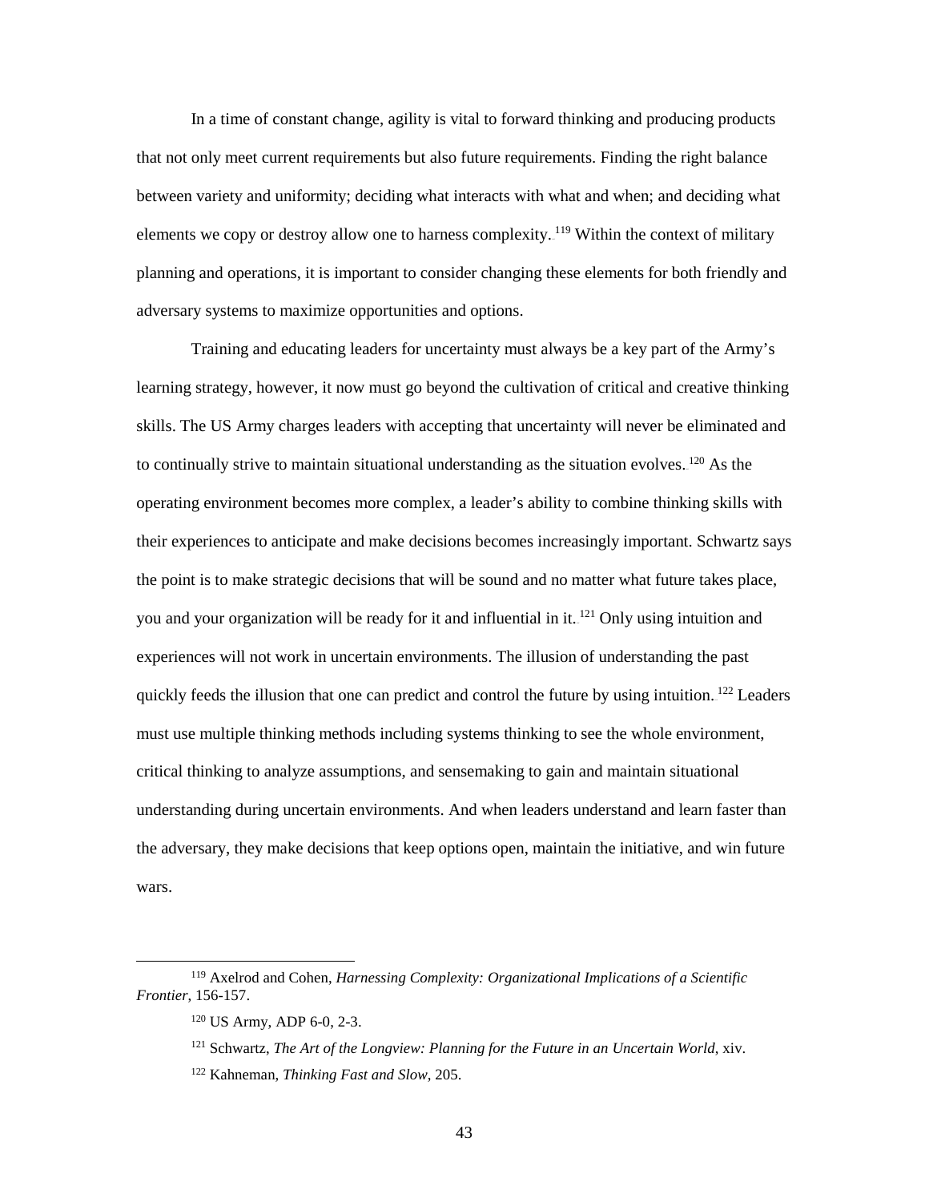In a time of constant change, agility is vital to forward thinking and producing products that not only meet current requirements but also future requirements. Finding the right balance between variety and uniformity; deciding what interacts with what and when; and deciding what elements we copy or destroy allow one to harness complexity.[119] Within the context of military planning and operations, it is important to consider changing these elements for both friendly and adversary systems to maximize opportunities and options.

Training and educating leaders for uncertainty must always be a key part of the Army's learning strategy, however, it now must go beyond the cultivation of critical and creative thinking skills. The US Army charges leaders with accepting that uncertainty will never be eliminated and to continually strive to maintain situational understanding as the situation evolves.[120] As the operating environment becomes more complex, a leader's ability to combine thinking skills with their experiences to anticipate and make decisions becomes increasingly important. Schwartz says the point is to make strategic decisions that will be sound and no matter what future takes place, you and your organization will be ready for it and influential in it.[121] Only using intuition and experiences will not work in uncertain environments. The illusion of understanding the past quickly feeds the illusion that one can predict and control the future by using intuition.[122] Leaders must use multiple thinking methods including systems thinking to see the whole environment, critical thinking to analyze assumptions, and sensemaking to gain and maintain situational understanding during uncertain environments. And when leaders understand and learn faster than the adversary, they make decisions that keep options open, maintain the initiative, and win future wars.

---

[119] Axelrod and Cohen, *Harnessing Complexity: Organizational Implications of a Scientific Frontier*, 156-157.

[120] US Army, ADP 6-0, 2-3.

[121] Schwartz, *The Art of the Longview: Planning for the Future in an Uncertain World*, xiv.

[122] Kahneman, *Thinking Fast and Slow*, 205.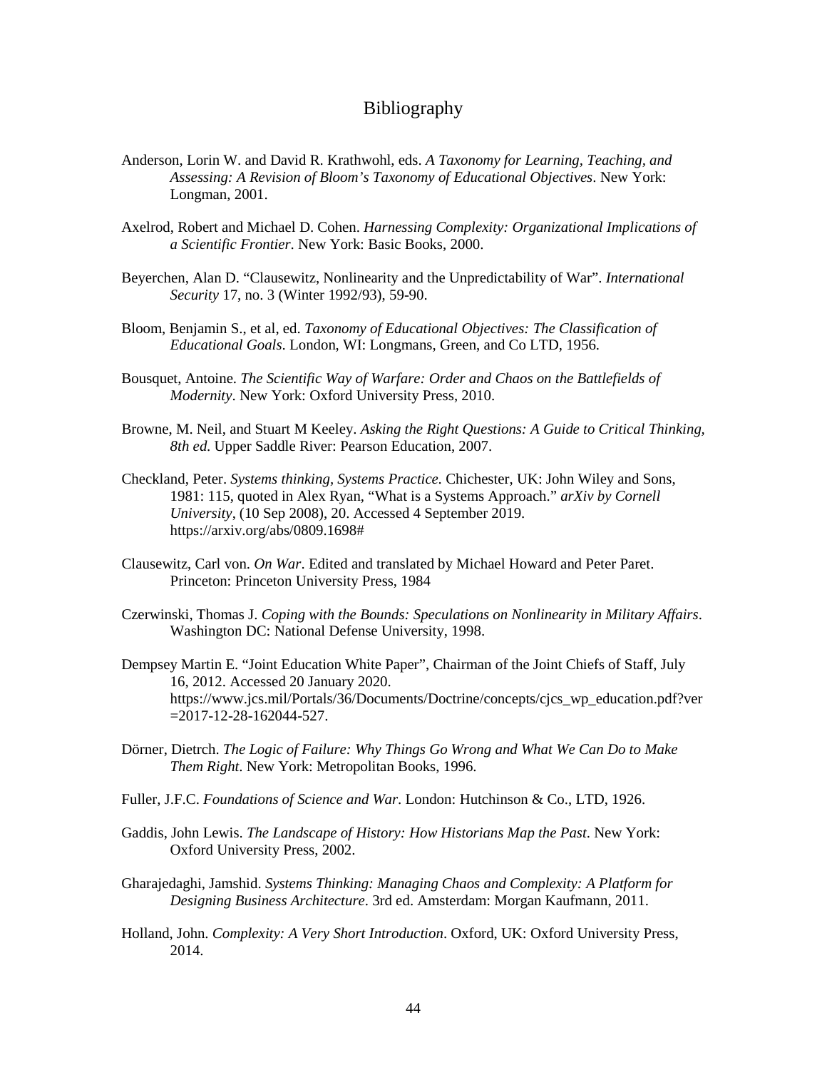# Bibliography

Anderson, Lorin W. and David R. Krathwohl, eds. *A Taxonomy for Learning, Teaching, and Assessing: A Revision of Bloom's Taxonomy of Educational Objectives*. New York: Longman, 2001.

Axelrod, Robert and Michael D. Cohen. *Harnessing Complexity: Organizational Implications of a Scientific Frontier*. New York: Basic Books, 2000.

Beyerchen, Alan D. "Clausewitz, Nonlinearity and the Unpredictability of War". *International Security* 17, no. 3 (Winter 1992/93), 59-90.

Bloom, Benjamin S., et al, ed. *Taxonomy of Educational Objectives: The Classification of Educational Goals*. London, WI: Longmans, Green, and Co LTD, 1956.

Bousquet, Antoine. *The Scientific Way of Warfare: Order and Chaos on the Battlefields of Modernity*. New York: Oxford University Press, 2010.

Browne, M. Neil, and Stuart M Keeley. *Asking the Right Questions: A Guide to Critical Thinking, 8th ed.* Upper Saddle River: Pearson Education, 2007.

Checkland, Peter. *Systems thinking, Systems Practice*. Chichester, UK: John Wiley and Sons, 1981: 115, quoted in Alex Ryan, "What is a Systems Approach." *arXiv by Cornell University*, (10 Sep 2008), 20. Accessed 4 September 2019. https://arxiv.org/abs/0809.1698#

Clausewitz, Carl von. *On War*. Edited and translated by Michael Howard and Peter Paret. Princeton: Princeton University Press, 1984

Czerwinski, Thomas J. *Coping with the Bounds: Speculations on Nonlinearity in Military Affairs*. Washington DC: National Defense University, 1998.

Dempsey Martin E. "Joint Education White Paper", Chairman of the Joint Chiefs of Staff, July 16, 2012. Accessed 20 January 2020. https://www.jcs.mil/Portals/36/Documents/Doctrine/concepts/cjcs_wp_education.pdf?ver=2017-12-28-162044-527.

Dörner, Dietrch. *The Logic of Failure: Why Things Go Wrong and What We Can Do to Make Them Right*. New York: Metropolitan Books, 1996.

Fuller, J.F.C. *Foundations of Science and War*. London: Hutchinson & Co., LTD, 1926.

Gaddis, John Lewis. *The Landscape of History: How Historians Map the Past*. New York: Oxford University Press, 2002.

Gharajedaghi, Jamshid. *Systems Thinking: Managing Chaos and Complexity: A Platform for Designing Business Architecture*. 3rd ed. Amsterdam: Morgan Kaufmann, 2011.

Holland, John. *Complexity: A Very Short Introduction*. Oxford, UK: Oxford University Press, 2014.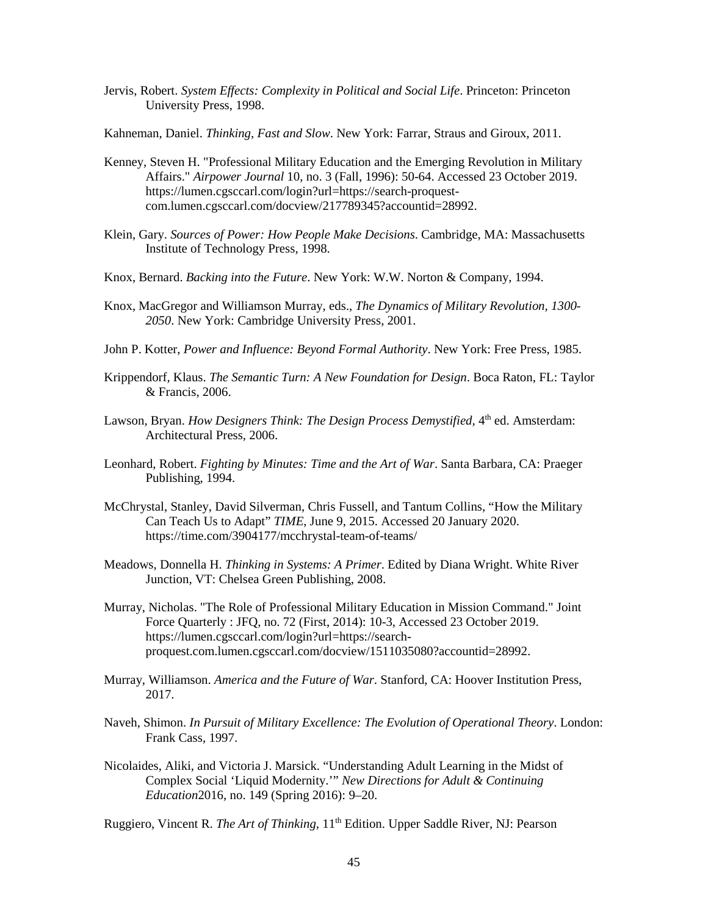Jervis, Robert. *System Effects: Complexity in Political and Social Life*. Princeton: Princeton University Press, 1998.

Kahneman, Daniel. *Thinking, Fast and Slow*. New York: Farrar, Straus and Giroux, 2011.

Kenney, Steven H. "Professional Military Education and the Emerging Revolution in Military Affairs." *Airpower Journal* 10, no. 3 (Fall, 1996): 50-64. Accessed 23 October 2019. https://lumen.cgsccarl.com/login?url=https://search-proquest-com.lumen.cgsccarl.com/docview/217789345?accountid=28992.

Klein, Gary. *Sources of Power: How People Make Decisions*. Cambridge, MA: Massachusetts Institute of Technology Press, 1998.

Knox, Bernard. *Backing into the Future*. New York: W.W. Norton & Company, 1994.

Knox, MacGregor and Williamson Murray, eds., *The Dynamics of Military Revolution, 1300-2050*. New York: Cambridge University Press, 2001.

John P. Kotter, *Power and Influence: Beyond Formal Authority*. New York: Free Press, 1985.

Krippendorf, Klaus. *The Semantic Turn: A New Foundation for Design*. Boca Raton, FL: Taylor & Francis, 2006.

Lawson, Bryan. *How Designers Think: The Design Process Demystified*, 4th ed. Amsterdam: Architectural Press, 2006.

Leonhard, Robert. *Fighting by Minutes: Time and the Art of War*. Santa Barbara, CA: Praeger Publishing, 1994.

McChrystal, Stanley, David Silverman, Chris Fussell, and Tantum Collins, "How the Military Can Teach Us to Adapt" *TIME*, June 9, 2015. Accessed 20 January 2020. https://time.com/3904177/mcchrystal-team-of-teams/

Meadows, Donnella H. *Thinking in Systems: A Primer*. Edited by Diana Wright. White River Junction, VT: Chelsea Green Publishing, 2008.

Murray, Nicholas. "The Role of Professional Military Education in Mission Command." Joint Force Quarterly : JFQ, no. 72 (First, 2014): 10-3, Accessed 23 October 2019. https://lumen.cgsccarl.com/login?url=https://search-proquest.com.lumen.cgsccarl.com/docview/1511035080?accountid=28992.

Murray, Williamson. *America and the Future of War*. Stanford, CA: Hoover Institution Press, 2017.

Naveh, Shimon. *In Pursuit of Military Excellence: The Evolution of Operational Theory*. London: Frank Cass, 1997.

Nicolaides, Aliki, and Victoria J. Marsick. "Understanding Adult Learning in the Midst of Complex Social 'Liquid Modernity.'" *New Directions for Adult & Continuing Education*2016, no. 149 (Spring 2016): 9–20.

Ruggiero, Vincent R. *The Art of Thinking*, 11th Edition. Upper Saddle River, NJ: Pearson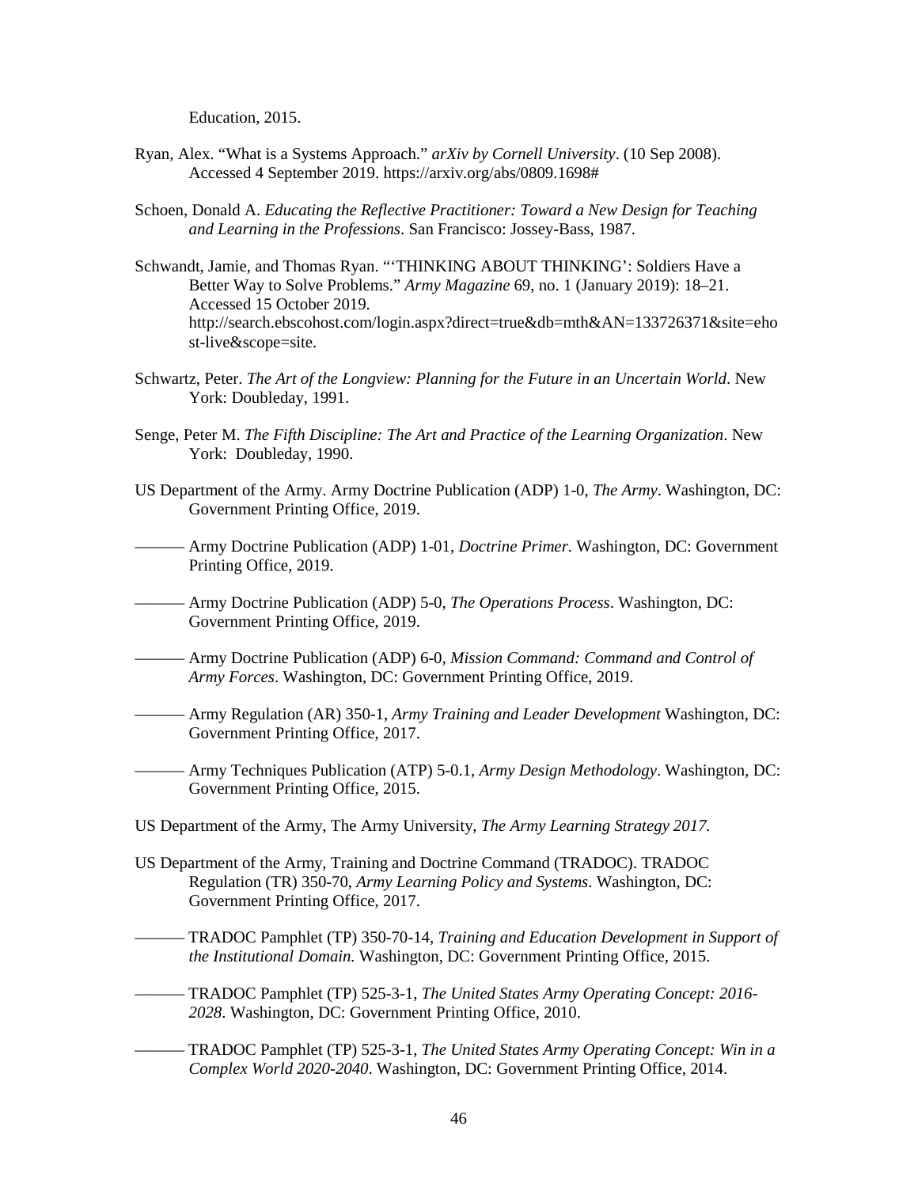Education, 2015.

Ryan, Alex. "What is a Systems Approach." *arXiv by Cornell University*. (10 Sep 2008). Accessed 4 September 2019. https://arxiv.org/abs/0809.1698#

Schoen, Donald A. *Educating the Reflective Practitioner: Toward a New Design for Teaching and Learning in the Professions*. San Francisco: Jossey-Bass, 1987.

Schwandt, Jamie, and Thomas Ryan. "'THINKING ABOUT THINKING': Soldiers Have a Better Way to Solve Problems." *Army Magazine* 69, no. 1 (January 2019): 18–21. Accessed 15 October 2019. http://search.ebscohost.com/login.aspx?direct=true&db=mth&AN=133726371&site=ehost-live&scope=site.

Schwartz, Peter. *The Art of the Longview: Planning for the Future in an Uncertain World*. New York: Doubleday, 1991.

Senge, Peter M. *The Fifth Discipline: The Art and Practice of the Learning Organization*. New York: Doubleday, 1990.

US Department of the Army. Army Doctrine Publication (ADP) 1-0, *The Army*. Washington, DC: Government Printing Office, 2019.

——— Army Doctrine Publication (ADP) 1-01, *Doctrine Primer*. Washington, DC: Government Printing Office, 2019.

——— Army Doctrine Publication (ADP) 5-0, *The Operations Process*. Washington, DC: Government Printing Office, 2019.

——— Army Doctrine Publication (ADP) 6-0, *Mission Command: Command and Control of Army Forces*. Washington, DC: Government Printing Office, 2019.

——— Army Regulation (AR) 350-1, *Army Training and Leader Development* Washington, DC: Government Printing Office, 2017.

——— Army Techniques Publication (ATP) 5-0.1, *Army Design Methodology*. Washington, DC: Government Printing Office, 2015.

US Department of the Army, The Army University, *The Army Learning Strategy 2017.*

US Department of the Army, Training and Doctrine Command (TRADOC). TRADOC Regulation (TR) 350-70, *Army Learning Policy and Systems*. Washington, DC: Government Printing Office, 2017.

——— TRADOC Pamphlet (TP) 350-70-14, *Training and Education Development in Support of the Institutional Domain.* Washington, DC: Government Printing Office, 2015.

——— TRADOC Pamphlet (TP) 525-3-1, *The United States Army Operating Concept: 2016-2028*. Washington, DC: Government Printing Office, 2010.

——— TRADOC Pamphlet (TP) 525-3-1, *The United States Army Operating Concept: Win in a Complex World 2020-2040*. Washington, DC: Government Printing Office, 2014.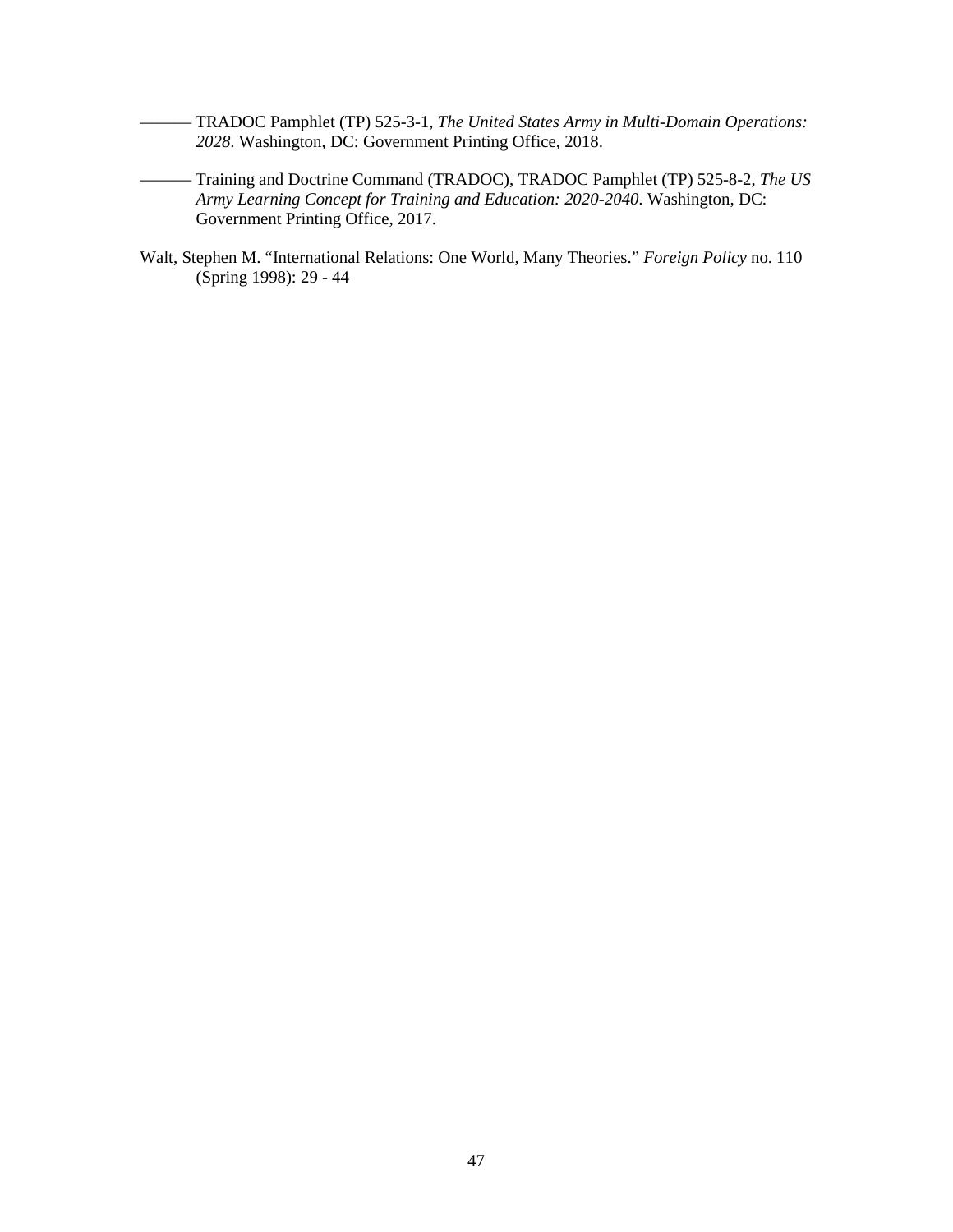——— TRADOC Pamphlet (TP) 525-3-1, *The United States Army in Multi-Domain Operations: 2028*. Washington, DC: Government Printing Office, 2018.

——— Training and Doctrine Command (TRADOC), TRADOC Pamphlet (TP) 525-8-2, *The US Army Learning Concept for Training and Education: 2020-2040*. Washington, DC: Government Printing Office, 2017.

Walt, Stephen M. "International Relations: One World, Many Theories." *Foreign Policy* no. 110 (Spring 1998): 29 - 44